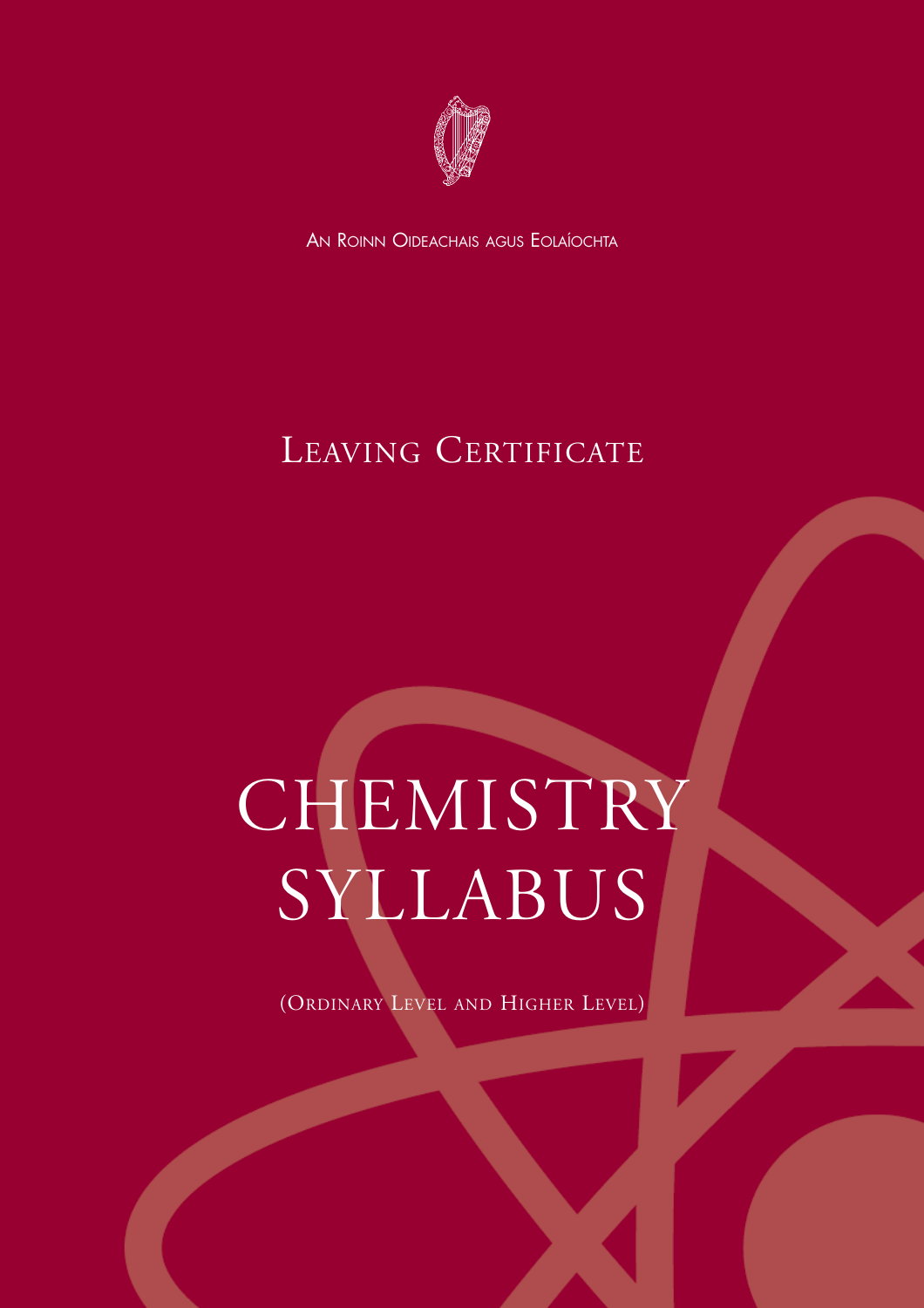AN ROINN OIDEACHAIS AGUS EOLAÍOCHTA

# LEAVING CERTIFICATE

# CHEMISTRY SYLLABUS

(ORDINARY LEVEL AND HIGHER LEVEL)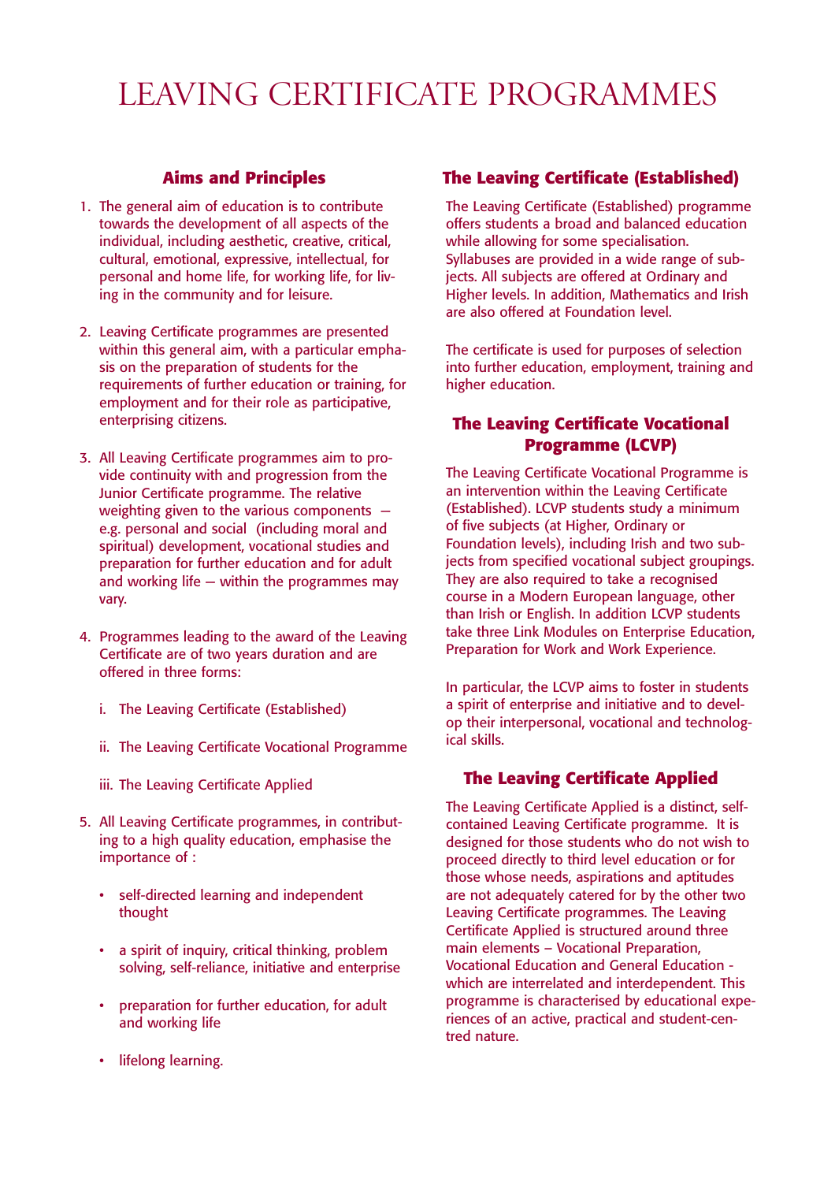# LEAVING CERTIFICATE PROGRAMMES

## Aims and Principles

1. The general aim of education is to contribute towards the development of all aspects of the individual, including aesthetic, creative, critical, cultural, emotional, expressive, intellectual, for personal and home life, for working life, for living in the community and for leisure.

2. Leaving Certificate programmes are presented within this general aim, with a particular emphasis on the preparation of students for the requirements of further education or training, for employment and for their role as participative, enterprising citizens.

3. All Leaving Certificate programmes aim to provide continuity with and progression from the Junior Certificate programme. The relative weighting given to the various components — e.g. personal and social (including moral and spiritual) development, vocational studies and preparation for further education and for adult and working life — within the programmes may vary.

4. Programmes leading to the award of the Leaving Certificate are of two years duration and are offered in three forms:

   i. The Leaving Certificate (Established)

   ii. The Leaving Certificate Vocational Programme

   iii. The Leaving Certificate Applied

5. All Leaving Certificate programmes, in contributing to a high quality education, emphasise the importance of :

   - self-directed learning and independent thought
   - a spirit of inquiry, critical thinking, problem solving, self-reliance, initiative and enterprise
   - preparation for further education, for adult and working life
   - lifelong learning.

## The Leaving Certificate (Established)

The Leaving Certificate (Established) programme offers students a broad and balanced education while allowing for some specialisation. Syllabuses are provided in a wide range of subjects. All subjects are offered at Ordinary and Higher levels. In addition, Mathematics and Irish are also offered at Foundation level.

The certificate is used for purposes of selection into further education, employment, training and higher education.

## The Leaving Certificate Vocational Programme (LCVP)

The Leaving Certificate Vocational Programme is an intervention within the Leaving Certificate (Established). LCVP students study a minimum of five subjects (at Higher, Ordinary or Foundation levels), including Irish and two subjects from specified vocational subject groupings. They are also required to take a recognised course in a Modern European language, other than Irish or English. In addition LCVP students take three Link Modules on Enterprise Education, Preparation for Work and Work Experience.

In particular, the LCVP aims to foster in students a spirit of enterprise and initiative and to develop their interpersonal, vocational and technological skills.

## The Leaving Certificate Applied

The Leaving Certificate Applied is a distinct, self-contained Leaving Certificate programme. It is designed for those students who do not wish to proceed directly to third level education or for those whose needs, aspirations and aptitudes are not adequately catered for by the other two Leaving Certificate programmes. The Leaving Certificate Applied is structured around three main elements – Vocational Preparation, Vocational Education and General Education - which are interrelated and interdependent. This programme is characterised by educational experiences of an active, practical and student-centred nature.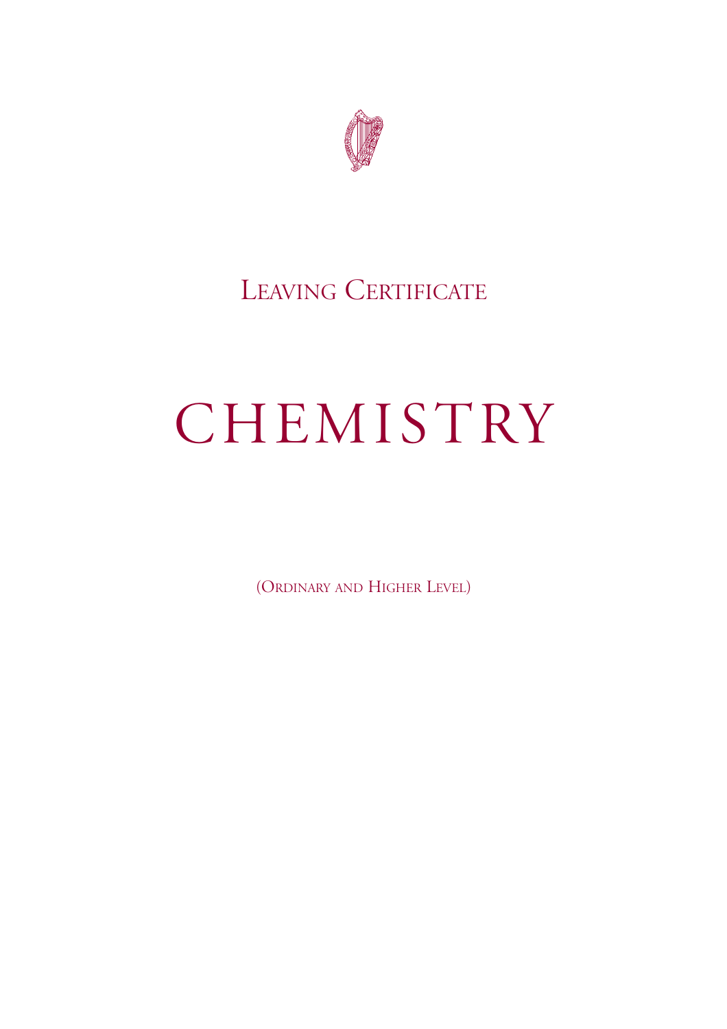# LEAVING CERTIFICATE

# CHEMISTRY

(ORDINARY AND HIGHER LEVEL)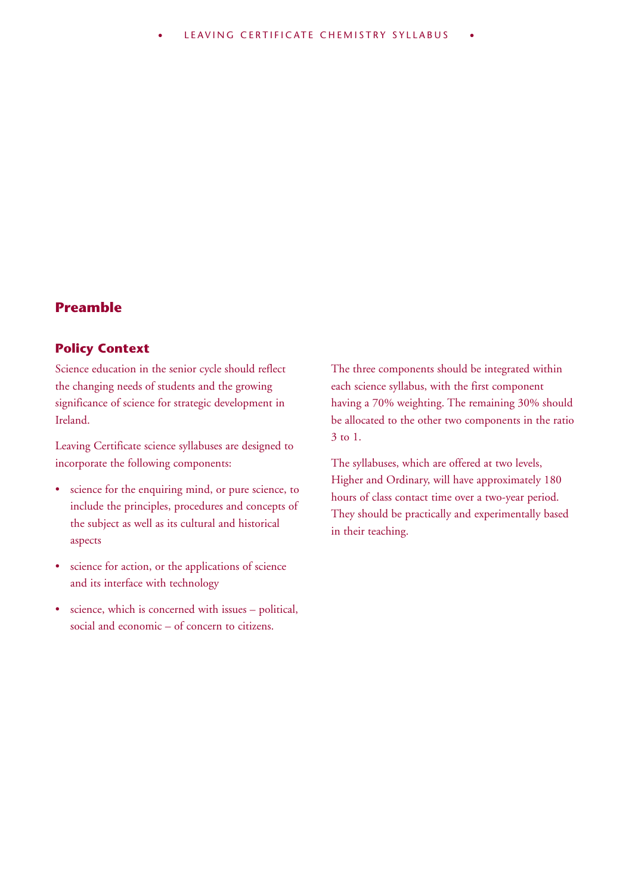# Preamble

## Policy Context

Science education in the senior cycle should reflect the changing needs of students and the growing significance of science for strategic development in Ireland.

Leaving Certificate science syllabuses are designed to incorporate the following components:

- science for the enquiring mind, or pure science, to include the principles, procedures and concepts of the subject as well as its cultural and historical aspects
- science for action, or the applications of science and its interface with technology
- science, which is concerned with issues – political, social and economic – of concern to citizens.

The three components should be integrated within each science syllabus, with the first component having a 70% weighting. The remaining 30% should be allocated to the other two components in the ratio 3 to 1.

The syllabuses, which are offered at two levels, Higher and Ordinary, will have approximately 180 hours of class contact time over a two-year period. They should be practically and experimentally based in their teaching.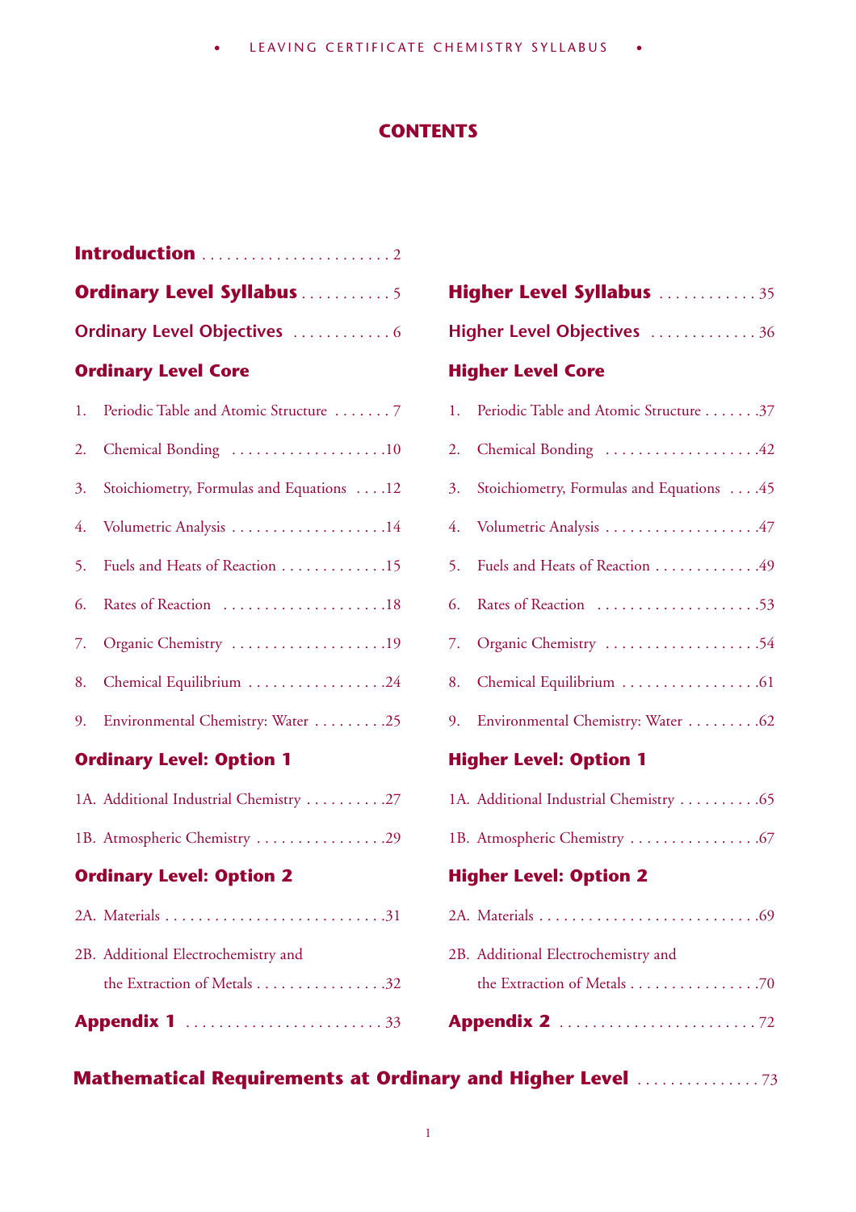# CONTENTS

**Introduction** . . . . . . . . . . . . . . . . . . . . . . . 2

**Ordinary Level Syllabus** . . . . . . . . . . . 5

**Ordinary Level Objectives** . . . . . . . . . . . . 6

**Ordinary Level Core**

1. Periodic Table and Atomic Structure . . . . . . . 7
2. Chemical Bonding . . . . . . . . . . . . . . . . . . . 10
3. Stoichiometry, Formulas and Equations . . . . 12
4. Volumetric Analysis . . . . . . . . . . . . . . . . . . . 14
5. Fuels and Heats of Reaction . . . . . . . . . . . . . 15
6. Rates of Reaction . . . . . . . . . . . . . . . . . . . . 18
7. Organic Chemistry . . . . . . . . . . . . . . . . . . . 19
8. Chemical Equilibrium . . . . . . . . . . . . . . . . . 24
9. Environmental Chemistry: Water . . . . . . . . . 25

**Ordinary Level: Option 1**

1A. Additional Industrial Chemistry . . . . . . . . . . 27

1B. Atmospheric Chemistry . . . . . . . . . . . . . . . . 29

**Ordinary Level: Option 2**

2A. Materials . . . . . . . . . . . . . . . . . . . . . . . . . . . 31

2B. Additional Electrochemistry and the Extraction of Metals . . . . . . . . . . . . . . . . 32

**Appendix 1** . . . . . . . . . . . . . . . . . . . . . . . . 33

**Higher Level Syllabus** . . . . . . . . . . . . 35

**Higher Level Objectives** . . . . . . . . . . . . . 36

**Higher Level Core**

1. Periodic Table and Atomic Structure . . . . . . . 37
2. Chemical Bonding . . . . . . . . . . . . . . . . . . . 42
3. Stoichiometry, Formulas and Equations . . . . 45
4. Volumetric Analysis . . . . . . . . . . . . . . . . . . . 47
5. Fuels and Heats of Reaction . . . . . . . . . . . . . 49
6. Rates of Reaction . . . . . . . . . . . . . . . . . . . . 53
7. Organic Chemistry . . . . . . . . . . . . . . . . . . . 54
8. Chemical Equilibrium . . . . . . . . . . . . . . . . . 61
9. Environmental Chemistry: Water . . . . . . . . . 62

**Higher Level: Option 1**

1A. Additional Industrial Chemistry . . . . . . . . . . 65

1B. Atmospheric Chemistry . . . . . . . . . . . . . . . . 67

**Higher Level: Option 2**

2A. Materials . . . . . . . . . . . . . . . . . . . . . . . . . . . 69

2B. Additional Electrochemistry and the Extraction of Metals . . . . . . . . . . . . . . . . 70

**Appendix 2** . . . . . . . . . . . . . . . . . . . . . . . . 72

**Mathematical Requirements at Ordinary and Higher Level** . . . . . . . . . . . . . . . 73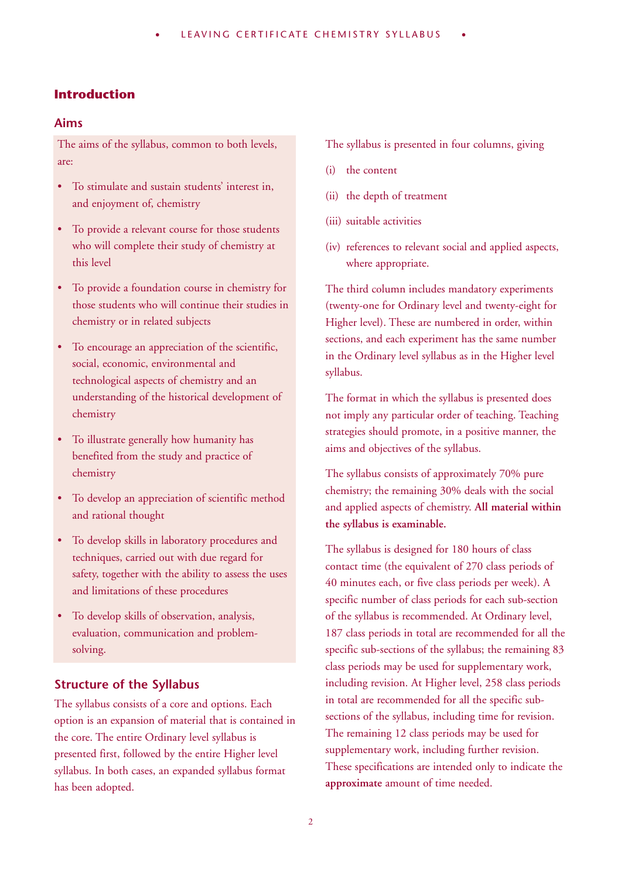# Introduction

## Aims

The aims of the syllabus, common to both levels, are:

- To stimulate and sustain students' interest in, and enjoyment of, chemistry
- To provide a relevant course for those students who will complete their study of chemistry at this level
- To provide a foundation course in chemistry for those students who will continue their studies in chemistry or in related subjects
- To encourage an appreciation of the scientific, social, economic, environmental and technological aspects of chemistry and an understanding of the historical development of chemistry
- To illustrate generally how humanity has benefited from the study and practice of chemistry
- To develop an appreciation of scientific method and rational thought
- To develop skills in laboratory procedures and techniques, carried out with due regard for safety, together with the ability to assess the uses and limitations of these procedures
- To develop skills of observation, analysis, evaluation, communication and problem-solving.

## Structure of the Syllabus

The syllabus consists of a core and options. Each option is an expansion of material that is contained in the core. The entire Ordinary level syllabus is presented first, followed by the entire Higher level syllabus. In both cases, an expanded syllabus format has been adopted.

The syllabus is presented in four columns, giving

(i) the content

(ii) the depth of treatment

(iii) suitable activities

(iv) references to relevant social and applied aspects, where appropriate.

The third column includes mandatory experiments (twenty-one for Ordinary level and twenty-eight for Higher level). These are numbered in order, within sections, and each experiment has the same number in the Ordinary level syllabus as in the Higher level syllabus.

The format in which the syllabus is presented does not imply any particular order of teaching. Teaching strategies should promote, in a positive manner, the aims and objectives of the syllabus.

The syllabus consists of approximately 70% pure chemistry; the remaining 30% deals with the social and applied aspects of chemistry. **All material within the syllabus is examinable.**

The syllabus is designed for 180 hours of class contact time (the equivalent of 270 class periods of 40 minutes each, or five class periods per week). A specific number of class periods for each sub-section of the syllabus is recommended. At Ordinary level, 187 class periods in total are recommended for all the specific sub-sections of the syllabus; the remaining 83 class periods may be used for supplementary work, including revision. At Higher level, 258 class periods in total are recommended for all the specific sub-sections of the syllabus, including time for revision. The remaining 12 class periods may be used for supplementary work, including further revision. These specifications are intended only to indicate the **approximate** amount of time needed.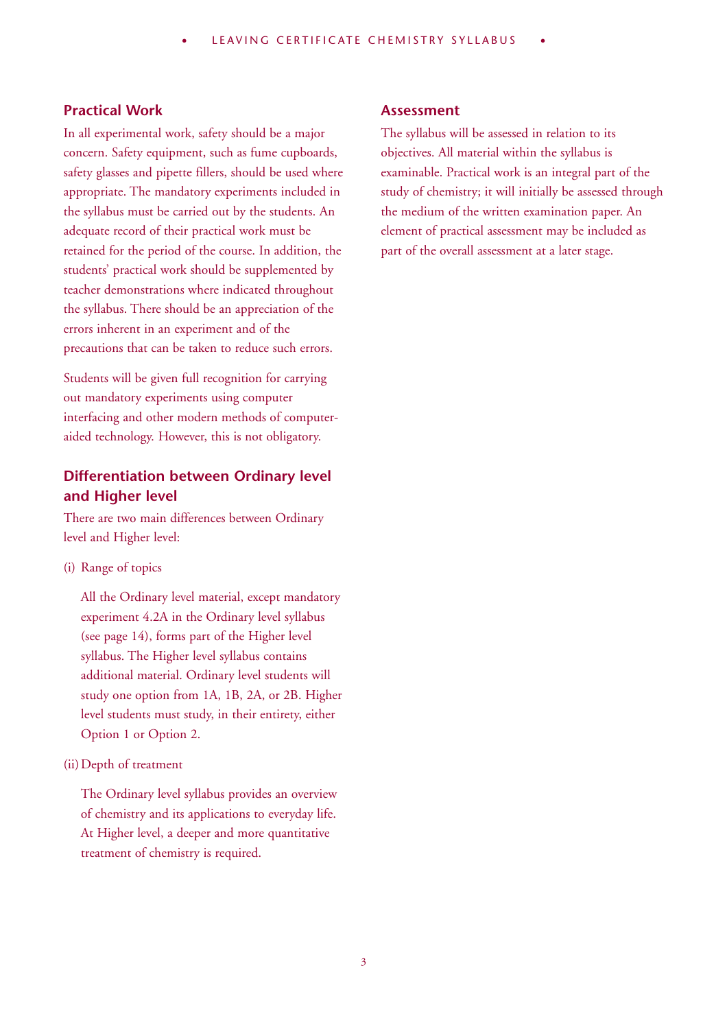## Practical Work

In all experimental work, safety should be a major concern. Safety equipment, such as fume cupboards, safety glasses and pipette fillers, should be used where appropriate. The mandatory experiments included in the syllabus must be carried out by the students. An adequate record of their practical work must be retained for the period of the course. In addition, the students' practical work should be supplemented by teacher demonstrations where indicated throughout the syllabus. There should be an appreciation of the errors inherent in an experiment and of the precautions that can be taken to reduce such errors.

Students will be given full recognition for carrying out mandatory experiments using computer interfacing and other modern methods of computer-aided technology. However, this is not obligatory.

## Differentiation between Ordinary level and Higher level

There are two main differences between Ordinary level and Higher level:

(i) Range of topics

All the Ordinary level material, except mandatory experiment 4.2A in the Ordinary level syllabus (see page 14), forms part of the Higher level syllabus. The Higher level syllabus contains additional material. Ordinary level students will study one option from 1A, 1B, 2A, or 2B. Higher level students must study, in their entirety, either Option 1 or Option 2.

(ii) Depth of treatment

The Ordinary level syllabus provides an overview of chemistry and its applications to everyday life. At Higher level, a deeper and more quantitative treatment of chemistry is required.

## Assessment

The syllabus will be assessed in relation to its objectives. All material within the syllabus is examinable. Practical work is an integral part of the study of chemistry; it will initially be assessed through the medium of the written examination paper. An element of practical assessment may be included as part of the overall assessment at a later stage.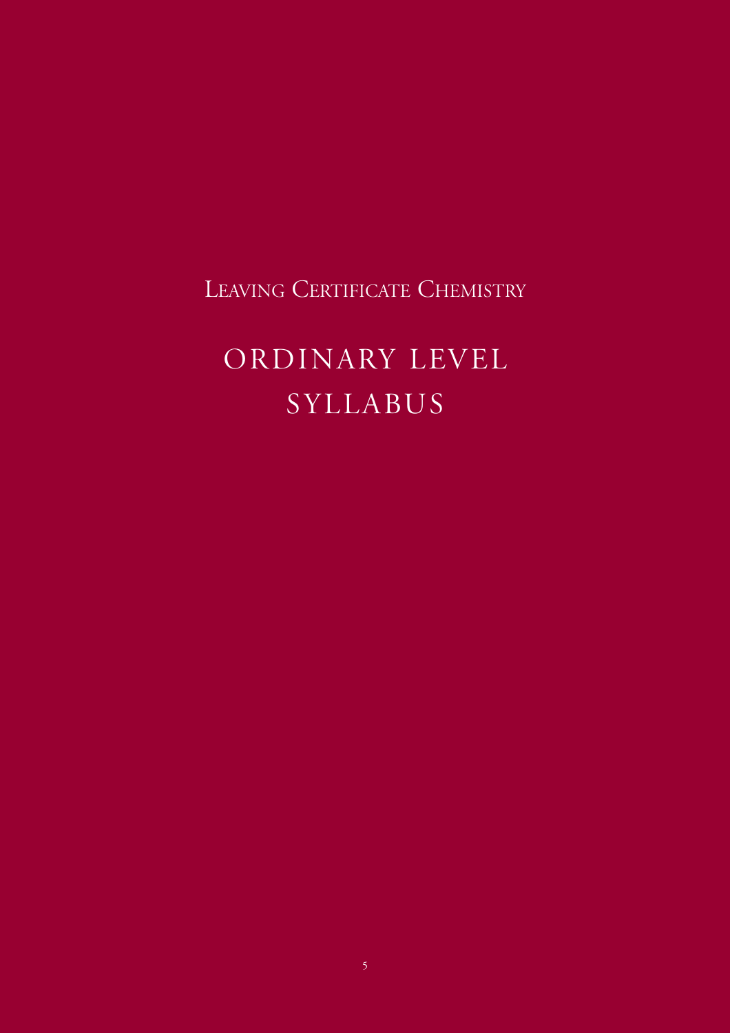Leaving Certificate Chemistry

# ORDINARY LEVEL SYLLABUS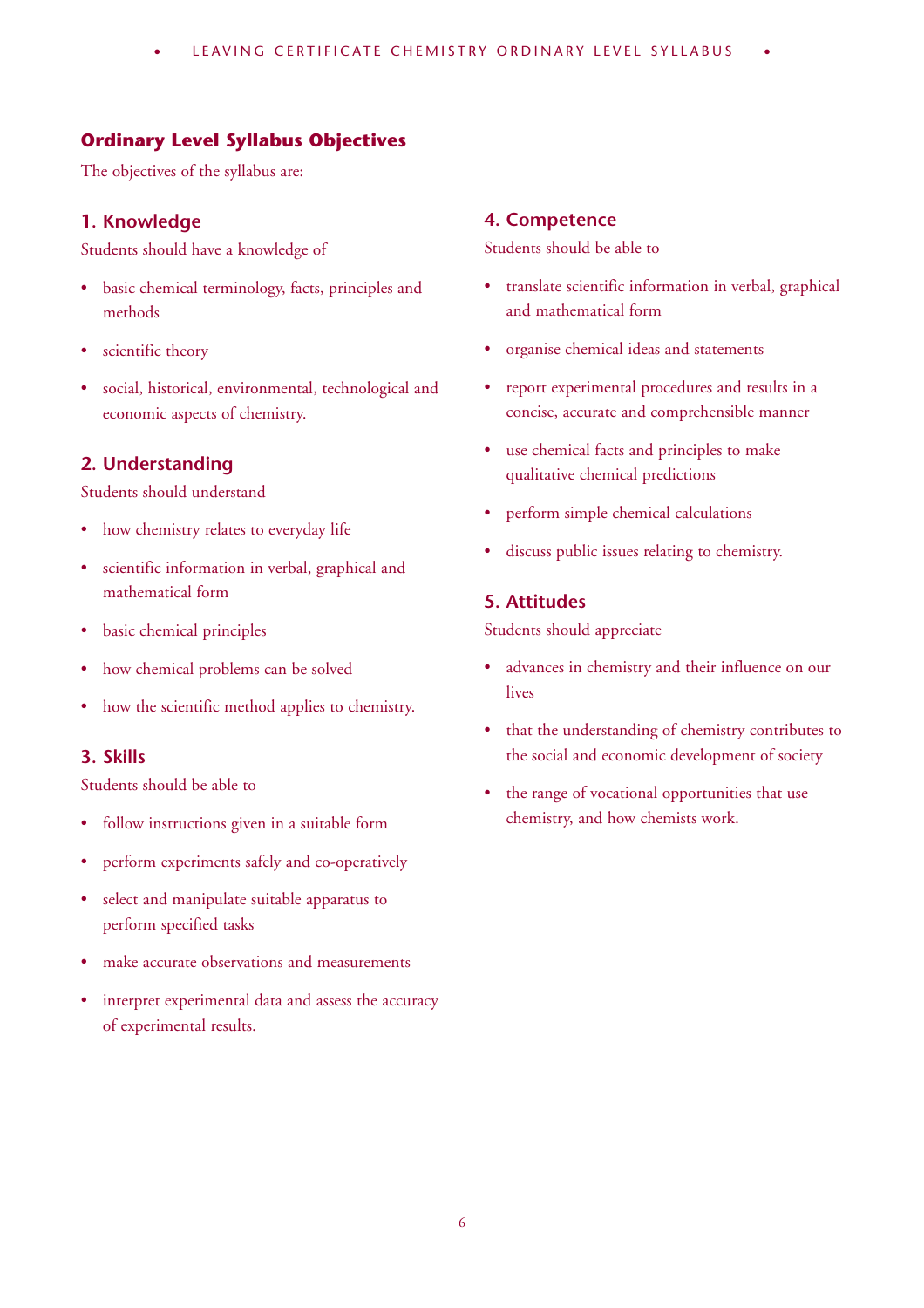## Ordinary Level Syllabus Objectives

The objectives of the syllabus are:

### 1. Knowledge

Students should have a knowledge of

- basic chemical terminology, facts, principles and methods
- scientific theory
- social, historical, environmental, technological and economic aspects of chemistry.

### 2. Understanding

Students should understand

- how chemistry relates to everyday life
- scientific information in verbal, graphical and mathematical form
- basic chemical principles
- how chemical problems can be solved
- how the scientific method applies to chemistry.

### 3. Skills

Students should be able to

- follow instructions given in a suitable form
- perform experiments safely and co-operatively
- select and manipulate suitable apparatus to perform specified tasks
- make accurate observations and measurements
- interpret experimental data and assess the accuracy of experimental results.

### 4. Competence

Students should be able to

- translate scientific information in verbal, graphical and mathematical form
- organise chemical ideas and statements
- report experimental procedures and results in a concise, accurate and comprehensible manner
- use chemical facts and principles to make qualitative chemical predictions
- perform simple chemical calculations
- discuss public issues relating to chemistry.

### 5. Attitudes

Students should appreciate

- advances in chemistry and their influence on our lives
- that the understanding of chemistry contributes to the social and economic development of society
- the range of vocational opportunities that use chemistry, and how chemists work.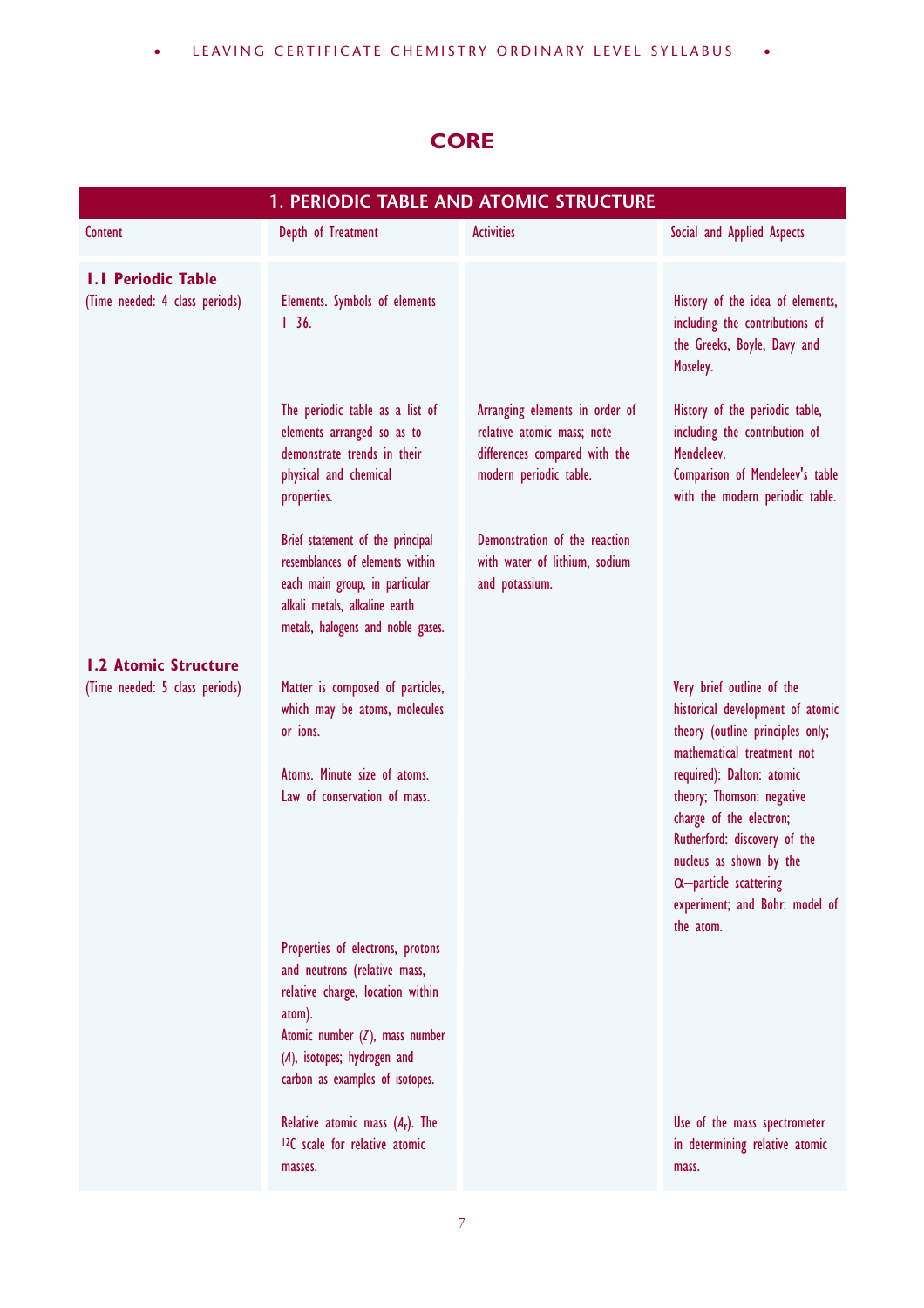# CORE

| 1. PERIODIC TABLE AND ATOMIC STRUCTURE | | | |
|---|---|---|---|
| Content | Depth of Treatment | Activities | Social and Applied Aspects |
| **1.1 Periodic Table** (Time needed: 4 class periods) | Elements. Symbols of elements 1–36. | | History of the idea of elements, including the contributions of the Greeks, Boyle, Davy and Moseley. |
| | The periodic table as a list of elements arranged so as to demonstrate trends in their physical and chemical properties. | Arranging elements in order of relative atomic mass; note differences compared with the modern periodic table. | History of the periodic table, including the contribution of Mendeleev. Comparison of Mendeleev's table with the modern periodic table. |
| | Brief statement of the principal resemblances of elements within each main group, in particular alkali metals, alkaline earth metals, halogens and noble gases. | Demonstration of the reaction with water of lithium, sodium and potassium. | |
| **1.2 Atomic Structure** (Time needed: 5 class periods) | Matter is composed of particles, which may be atoms, molecules or ions. Atoms. Minute size of atoms. Law of conservation of mass. | | Very brief outline of the historical development of atomic theory (outline principles only; mathematical treatment not required): Dalton: atomic theory; Thomson: negative charge of the electron; Rutherford: discovery of the nucleus as shown by the $\alpha$–particle scattering experiment; and Bohr: model of the atom. |
| | Properties of electrons, protons and neutrons (relative mass, relative charge, location within atom). Atomic number ($Z$), mass number ($A$), isotopes; hydrogen and carbon as examples of isotopes. | | |
| | Relative atomic mass ($A_r$). The $^{12}C$ scale for relative atomic masses. | | Use of the mass spectrometer in determining relative atomic mass. |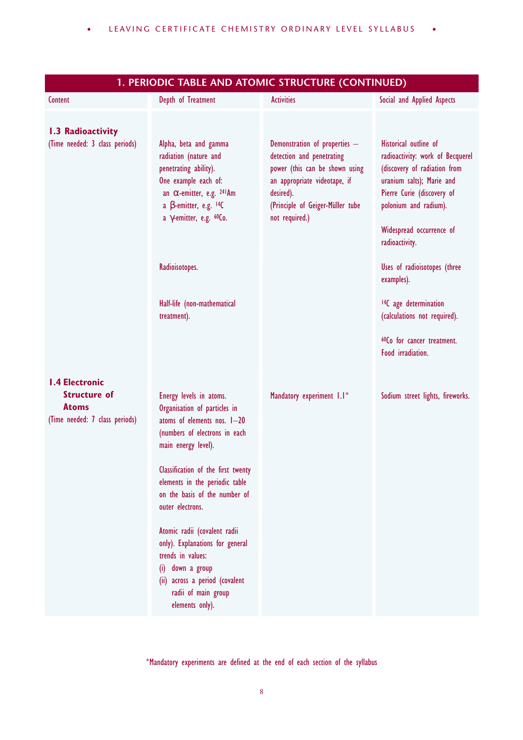## 1. PERIODIC TABLE AND ATOMIC STRUCTURE (CONTINUED)

| Content | Depth of Treatment | Activities | Social and Applied Aspects |
|---|---|---|---|
| **1.3 Radioactivity**<br>(Time needed: 3 class periods) | Alpha, beta and gamma radiation (nature and penetrating ability).<br>One example each of:<br>an α-emitter, e.g. $^{241}Am$<br>a β-emitter, e.g. $^{14}C$<br>a γ-emitter, e.g. $^{60}Co$. | Demonstration of properties – detection and penetrating power (this can be shown using an appropriate videotape, if desired).<br>(Principle of Geiger-Müller tube not required.) | Historical outline of radioactivity: work of Becquerel (discovery of radiation from uranium salts); Marie and Pierre Curie (discovery of polonium and radium).<br><br>Widespread occurrence of radioactivity. |
| | Radioisotopes. | | Uses of radioisotopes (three examples). |
| | Half-life (non-mathematical treatment). | | $^{14}C$ age determination (calculations not required).<br><br>$^{60}Co$ for cancer treatment.<br>Food irradiation. |
| **1.4 Electronic Structure of Atoms**<br>(Time needed: 7 class periods) | Energy levels in atoms.<br>Organisation of particles in atoms of elements nos. 1–20 (numbers of electrons in each main energy level).<br><br>Classification of the first twenty elements in the periodic table on the basis of the number of outer electrons.<br><br>Atomic radii (covalent radii only). Explanations for general trends in values:<br>(i) down a group<br>(ii) across a period (covalent radii of main group elements only). | Mandatory experiment 1.1* | Sodium street lights, fireworks. |

*Mandatory experiments are defined at the end of each section of the syllabus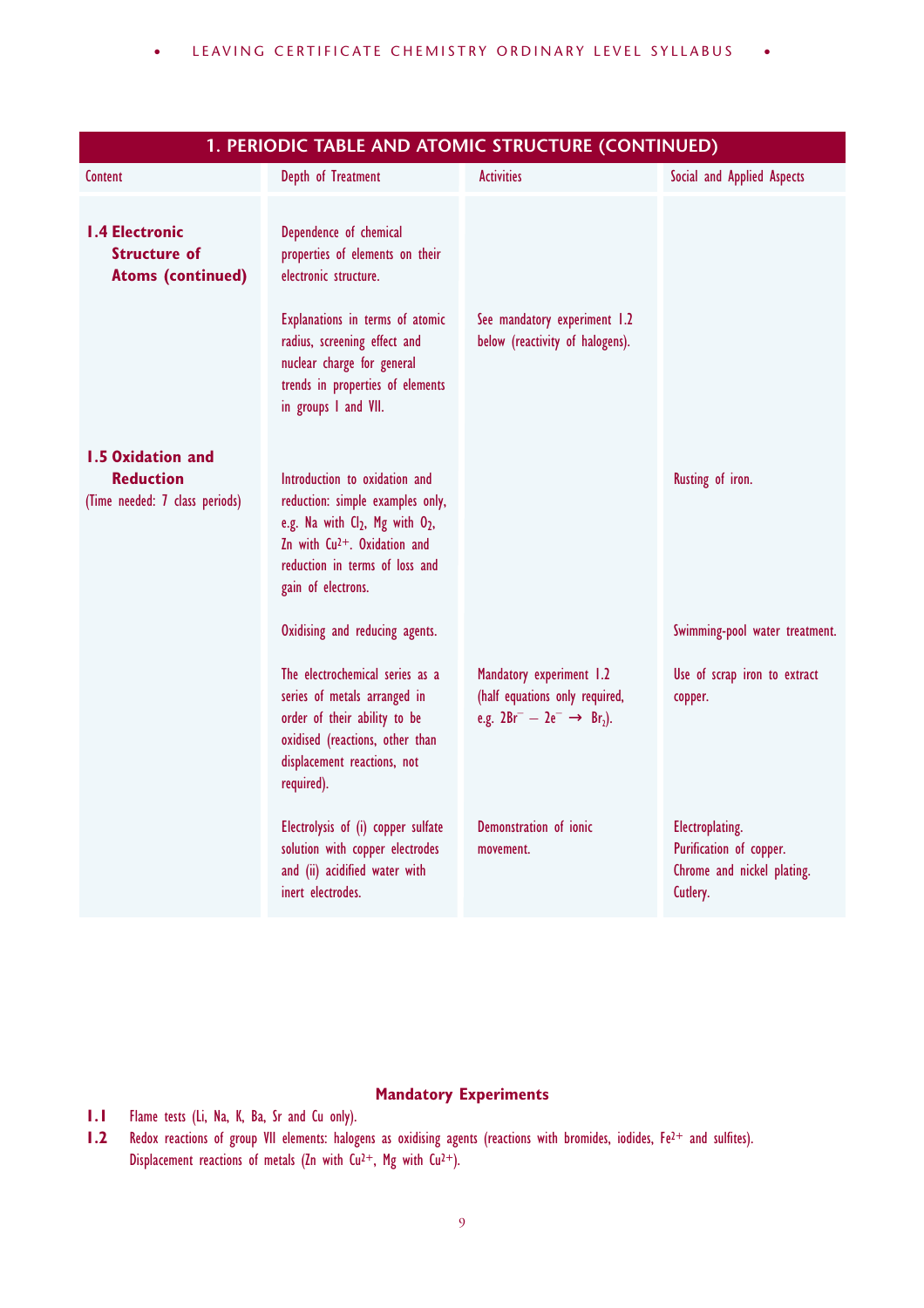## 1. PERIODIC TABLE AND ATOMIC STRUCTURE (CONTINUED)

| Content | Depth of Treatment | Activities | Social and Applied Aspects |
|---|---|---|---|
| **1.4 Electronic Structure of Atoms (continued)** | Dependence of chemical properties of elements on their electronic structure. | | |
| | Explanations in terms of atomic radius, screening effect and nuclear charge for general trends in properties of elements in groups I and VII. | See mandatory experiment 1.2 below (reactivity of halogens). | |
| **1.5 Oxidation and Reduction** (Time needed: 7 class periods) | Introduction to oxidation and reduction: simple examples only, e.g. Na with $Cl_2$, Mg with $O_2$, Zn with $Cu^{2+}$. Oxidation and reduction in terms of loss and gain of electrons. | | Rusting of iron. |
| | Oxidising and reducing agents. | | Swimming-pool water treatment. |
| | The electrochemical series as a series of metals arranged in order of their ability to be oxidised (reactions, other than displacement reactions, not required). | Mandatory experiment 1.2 (half equations only required, e.g. $2Br^- - 2e^- \rightarrow Br_2$). | Use of scrap iron to extract copper. |
| | Electrolysis of (i) copper sulfate solution with copper electrodes and (ii) acidified water with inert electrodes. | Demonstration of ionic movement. | Electroplating. Purification of copper. Chrome and nickel plating. Cutlery. |

### Mandatory Experiments

**1.1** Flame tests (Li, Na, K, Ba, Sr and Cu only).

**1.2** Redox reactions of group VII elements: halogens as oxidising agents (reactions with bromides, iodides, $Fe^{2+}$ and sulfites). Displacement reactions of metals (Zn with $Cu^{2+}$, Mg with $Cu^{2+}$).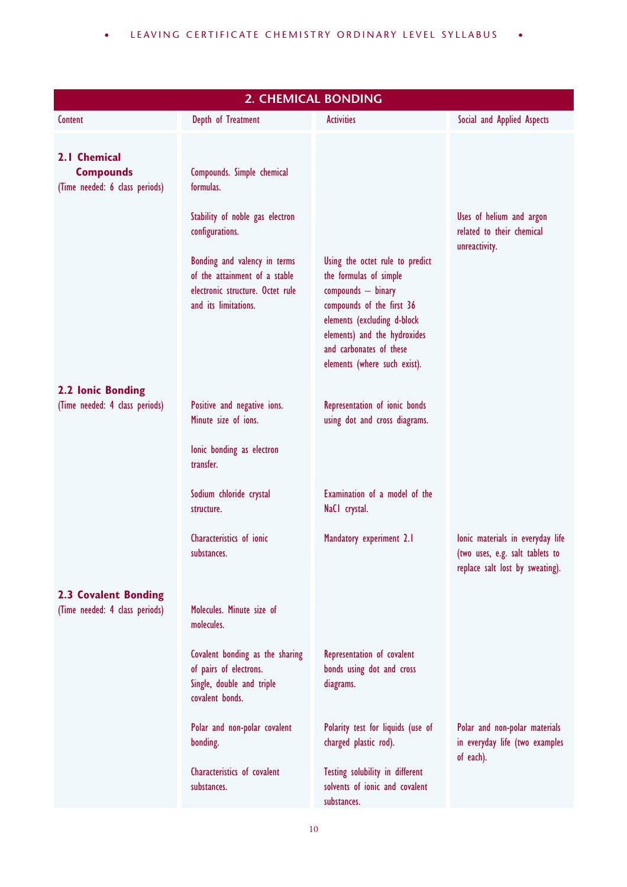| 2. CHEMICAL BONDING | | | |
|---|---|---|---|
| Content | Depth of Treatment | Activities | Social and Applied Aspects |
| **2.1 Chemical Compounds** (Time needed: 6 class periods) | Compounds. Simple chemical formulas. | | |
| | Stability of noble gas electron configurations. | | Uses of helium and argon related to their chemical unreactivity. |
| | Bonding and valency in terms of the attainment of a stable electronic structure. Octet rule and its limitations. | Using the octet rule to predict the formulas of simple compounds – binary compounds of the first 36 elements (excluding d-block elements) and the hydroxides and carbonates of these elements (where such exist). | |
| **2.2 Ionic Bonding** (Time needed: 4 class periods) | Positive and negative ions. Minute size of ions. | Representation of ionic bonds using dot and cross diagrams. | |
| | Ionic bonding as electron transfer. | | |
| | Sodium chloride crystal structure. | Examination of a model of the NaCl crystal. | |
| | Characteristics of ionic substances. | Mandatory experiment 2.1 | Ionic materials in everyday life (two uses, e.g. salt tablets to replace salt lost by sweating). |
| **2.3 Covalent Bonding** (Time needed: 4 class periods) | Molecules. Minute size of molecules. | | |
| | Covalent bonding as the sharing of pairs of electrons. Single, double and triple covalent bonds. | Representation of covalent bonds using dot and cross diagrams. | |
| | Polar and non-polar covalent bonding. | Polarity test for liquids (use of charged plastic rod). | Polar and non-polar materials in everyday life (two examples of each). |
| | Characteristics of covalent substances. | Testing solubility in different solvents of ionic and covalent substances. | |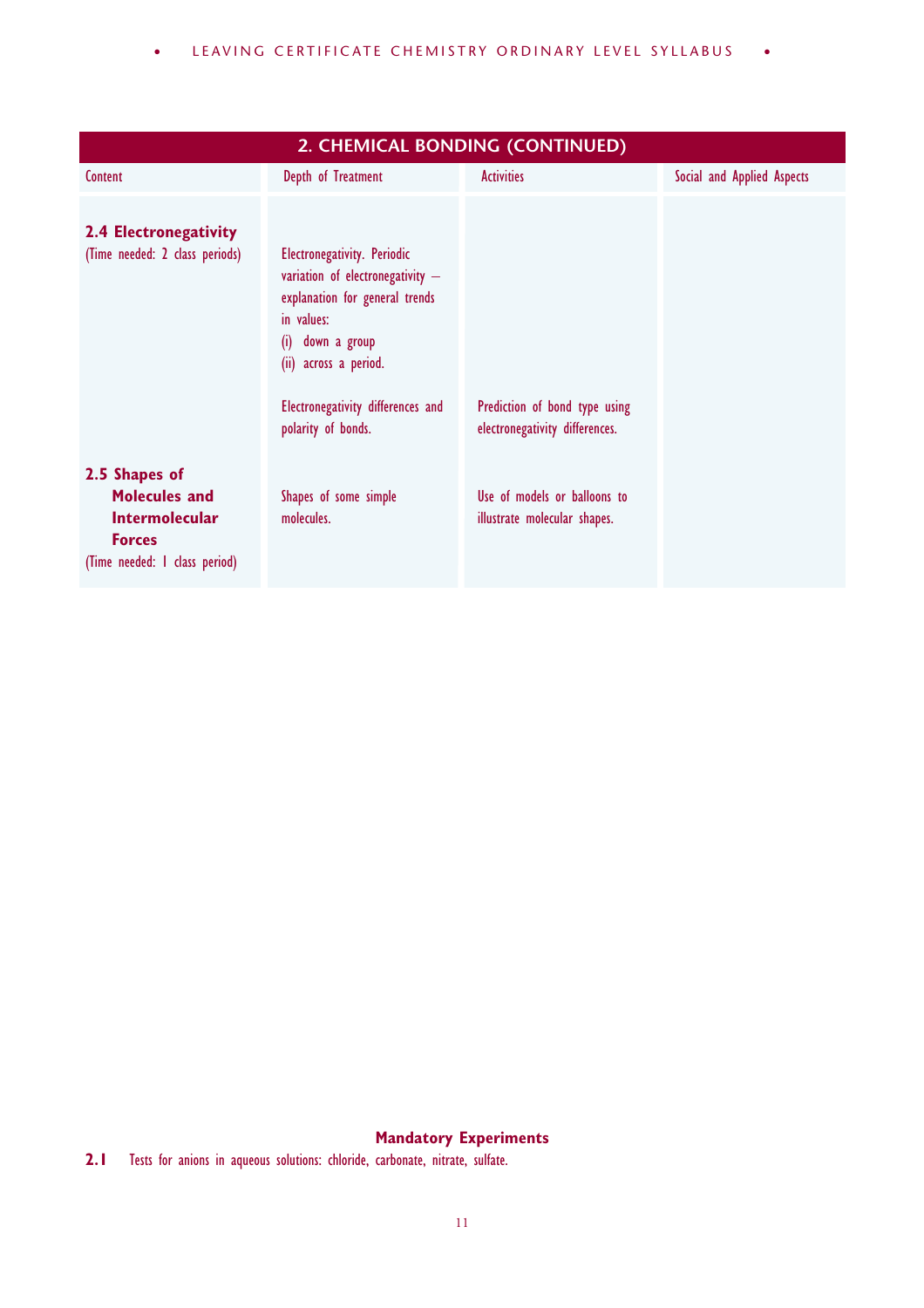## 2. CHEMICAL BONDING (CONTINUED)

| Content | Depth of Treatment | Activities | Social and Applied Aspects |
| --- | --- | --- | --- |
| **2.4 Electronegativity** (Time needed: 2 class periods) | Electronegativity. Periodic variation of electronegativity – explanation for general trends in values: (i) down a group (ii) across a period. | | |
| | Electronegativity differences and polarity of bonds. | Prediction of bond type using electronegativity differences. | |
| **2.5 Shapes of Molecules and Intermolecular Forces** (Time needed: 1 class period) | Shapes of some simple molecules. | Use of models or balloons to illustrate molecular shapes. | |

**Mandatory Experiments**

**2.1** Tests for anions in aqueous solutions: chloride, carbonate, nitrate, sulfate.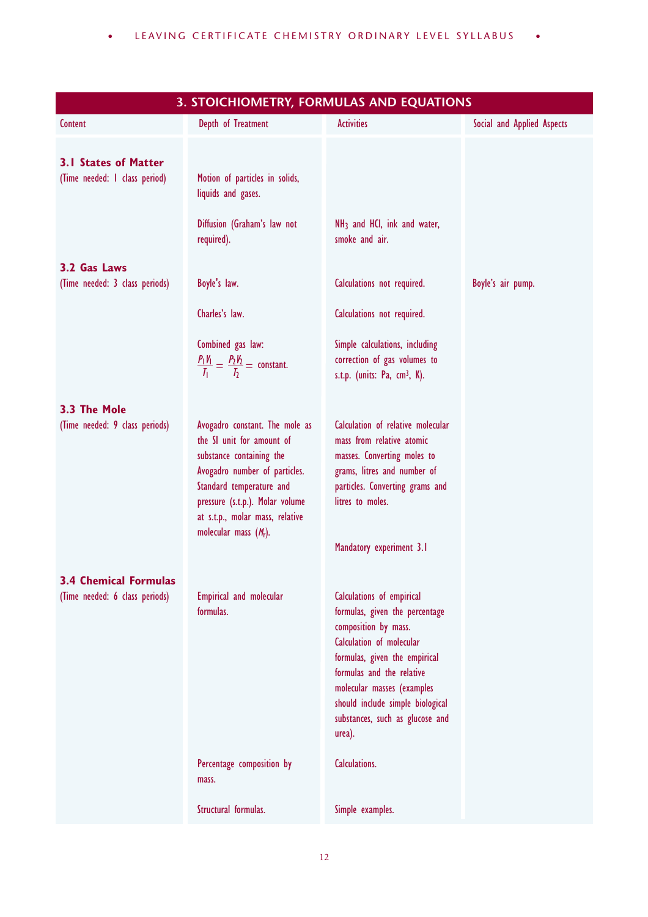## 3. STOICHIOMETRY, FORMULAS AND EQUATIONS

| Content | Depth of Treatment | Activities | Social and Applied Aspects |
|---|---|---|---|
| **3.1 States of Matter** (Time needed: 1 class period) | Motion of particles in solids, liquids and gases. | | |
| | Diffusion (Graham's law not required). | $NH_3$ and HCl, ink and water, smoke and air. | |
| **3.2 Gas Laws** (Time needed: 3 class periods) | Boyle's law. | Calculations not required. | Boyle's air pump. |
| | Charles's law. | Calculations not required. | |
| | Combined gas law: $\frac{P_1V_1}{T_1} = \frac{P_2V_2}{T_2} =$ constant. | Simple calculations, including correction of gas volumes to s.t.p. (units: Pa, $cm^3$, K). | |
| **3.3 The Mole** (Time needed: 9 class periods) | Avogadro constant. The mole as the SI unit for amount of substance containing the Avogadro number of particles. Standard temperature and pressure (s.t.p.). Molar volume at s.t.p., molar mass, relative molecular mass ($M_r$). | Calculation of relative molecular mass from relative atomic masses. Converting moles to grams, litres and number of particles. Converting grams and litres to moles. | |
| | | Mandatory experiment 3.1 | |
| **3.4 Chemical Formulas** (Time needed: 6 class periods) | Empirical and molecular formulas. | Calculations of empirical formulas, given the percentage composition by mass. Calculation of molecular formulas, given the empirical formulas and the relative molecular masses (examples should include simple biological substances, such as glucose and urea). | |
| | Percentage composition by mass. | Calculations. | |
| | Structural formulas. | Simple examples. | |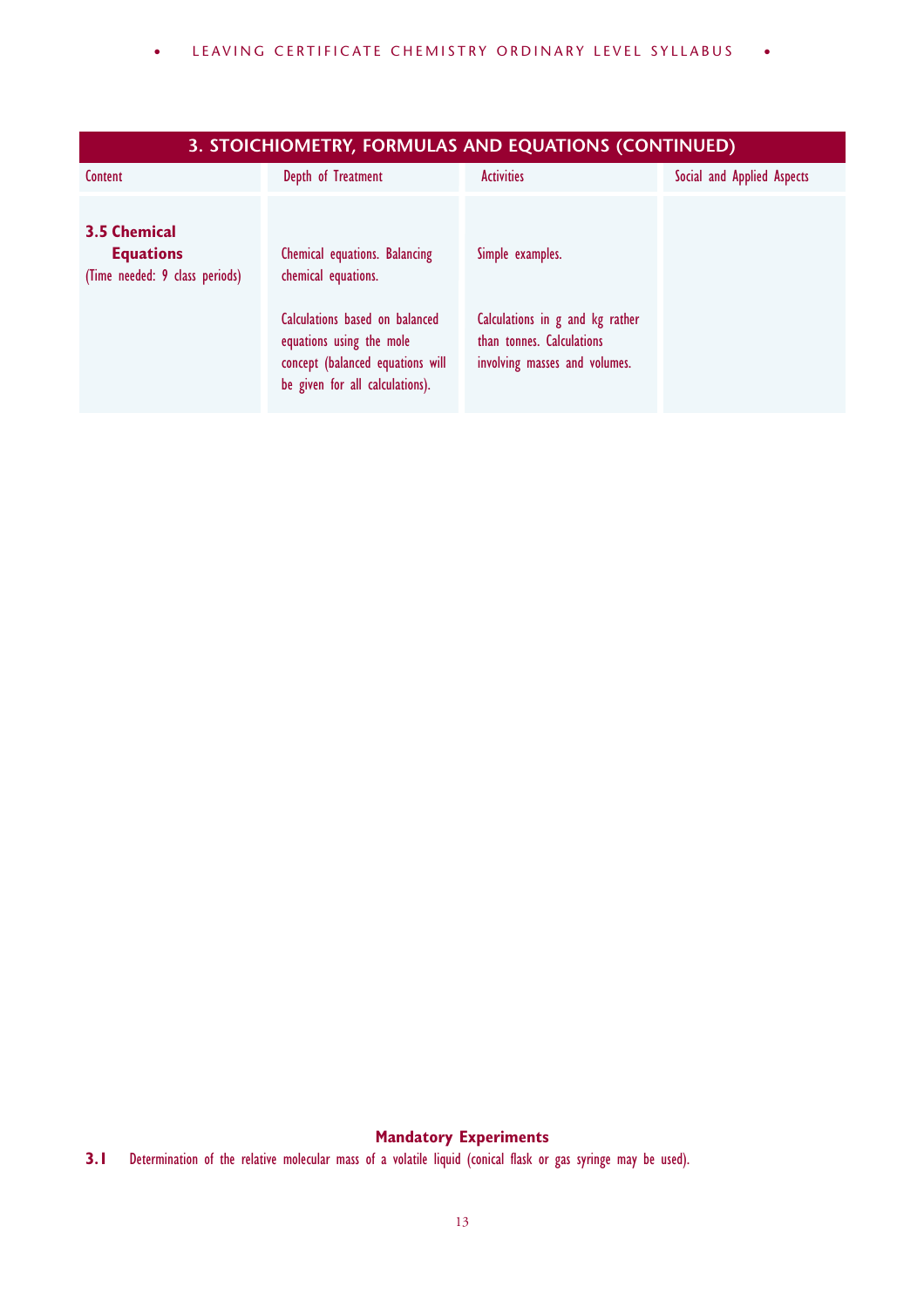## 3. STOICHIOMETRY, FORMULAS AND EQUATIONS (CONTINUED)

| Content | Depth of Treatment | Activities | Social and Applied Aspects |
|---|---|---|---|
| **3.5 Chemical Equations** (Time needed: 9 class periods) | Chemical equations. Balancing chemical equations. | Simple examples. | |
| | Calculations based on balanced equations using the mole concept (balanced equations will be given for all calculations). | Calculations in g and kg rather than tonnes. Calculations involving masses and volumes. | |

### Mandatory Experiments

**3.1** Determination of the relative molecular mass of a volatile liquid (conical flask or gas syringe may be used).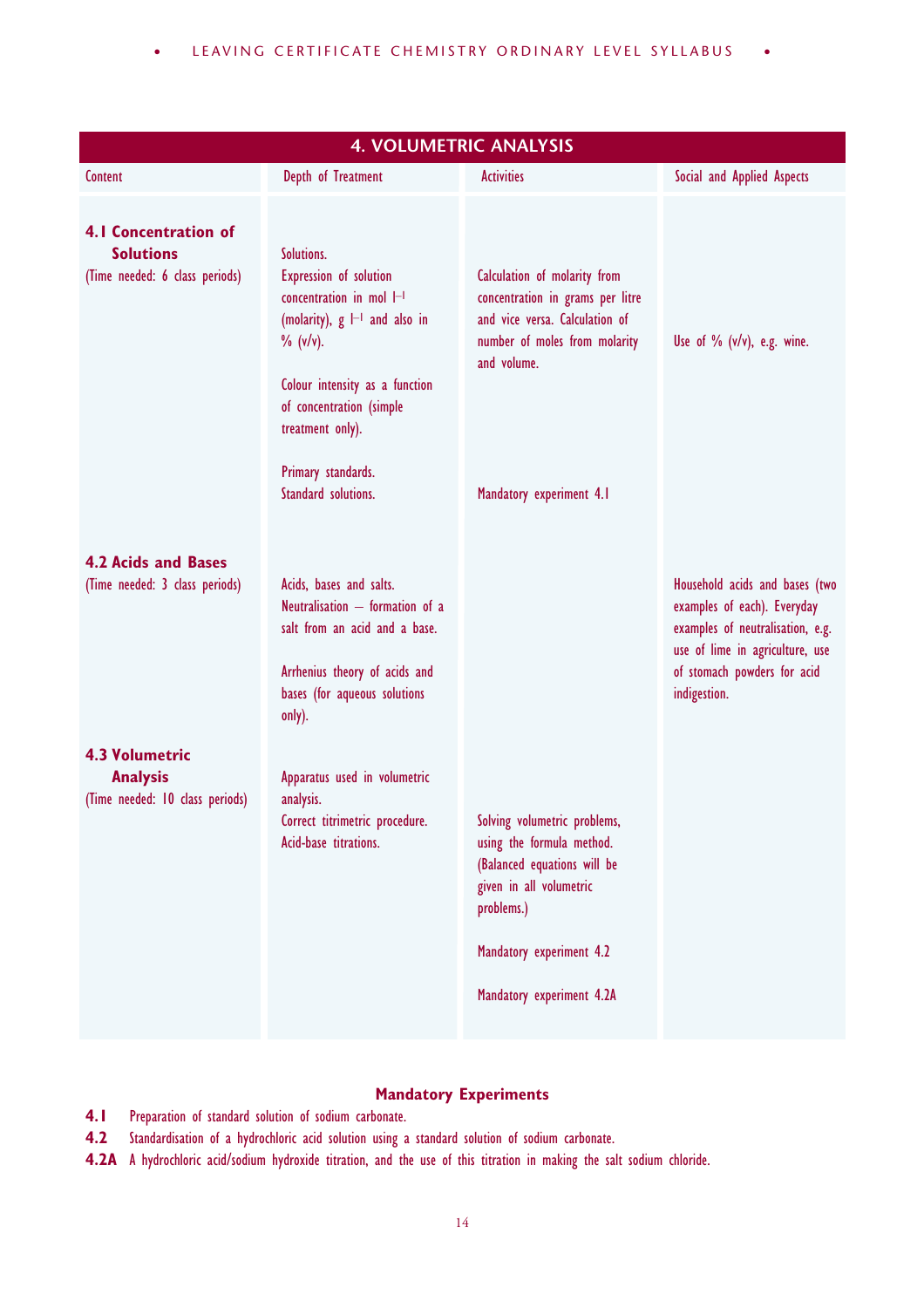## 4. VOLUMETRIC ANALYSIS

| Content | Depth of Treatment | Activities | Social and Applied Aspects |
|---|---|---|---|
| **4.1 Concentration of Solutions** (Time needed: 6 class periods) | Solutions. Expression of solution concentration in mol $l^{-1}$ (molarity), g $l^{-1}$ and also in % (v/v). | Calculation of molarity from concentration in grams per litre and vice versa. Calculation of number of moles from molarity and volume. | Use of % (v/v), e.g. wine. |
| | Colour intensity as a function of concentration (simple treatment only). | | |
| | Primary standards. Standard solutions. | Mandatory experiment 4.1 | |
| **4.2 Acids and Bases** (Time needed: 3 class periods) | Acids, bases and salts. Neutralisation – formation of a salt from an acid and a base. | | Household acids and bases (two examples of each). Everyday examples of neutralisation, e.g. use of lime in agriculture, use of stomach powders for acid indigestion. |
| | Arrhenius theory of acids and bases (for aqueous solutions only). | | |
| **4.3 Volumetric Analysis** (Time needed: 10 class periods) | Apparatus used in volumetric analysis. Correct titrimetric procedure. Acid-base titrations. | Solving volumetric problems, using the formula method. (Balanced equations will be given in all volumetric problems.) | |
| | | Mandatory experiment 4.2 | |
| | | Mandatory experiment 4.2A | |

### Mandatory Experiments

**4.1** Preparation of standard solution of sodium carbonate.

**4.2** Standardisation of a hydrochloric acid solution using a standard solution of sodium carbonate.

**4.2A** A hydrochloric acid/sodium hydroxide titration, and the use of this titration in making the salt sodium chloride.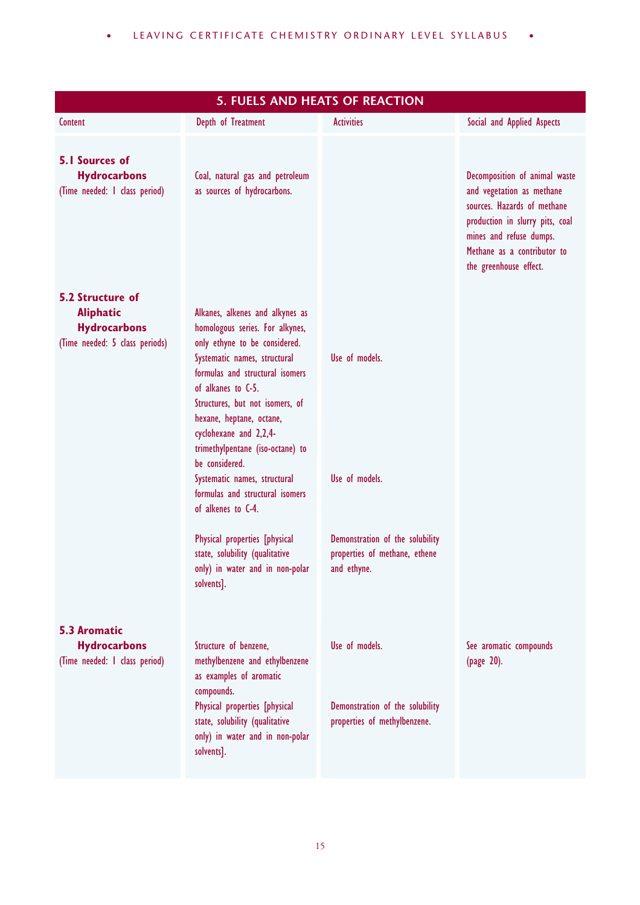## 5. FUELS AND HEATS OF REACTION

| Content | Depth of Treatment | Activities | Social and Applied Aspects |
|---|---|---|---|
| **5.1 Sources of Hydrocarbons** (Time needed: 1 class period) | Coal, natural gas and petroleum as sources of hydrocarbons. | | Decomposition of animal waste and vegetation as methane sources. Hazards of methane production in slurry pits, coal mines and refuse dumps. Methane as a contributor to the greenhouse effect. |
| **5.2 Structure of Aliphatic Hydrocarbons** (Time needed: 5 class periods) | Alkanes, alkenes and alkynes as homologous series. For alkynes, only ethyne to be considered. | | |
| | Systematic names, structural formulas and structural isomers of alkanes to C-5. Structures, but not isomers, of hexane, heptane, octane, cyclohexane and 2,2,4-trimethylpentane (iso-octane) to be considered. | Use of models. | |
| | Systematic names, structural formulas and structural isomers of alkenes to C-4. | Use of models. | |
| | Physical properties [physical state, solubility (qualitative only) in water and in non-polar solvents]. | Demonstration of the solubility properties of methane, ethene and ethyne. | |
| **5.3 Aromatic Hydrocarbons** (Time needed: 1 class period) | Structure of benzene, methylbenzene and ethylbenzene as examples of aromatic compounds. | Use of models. | See aromatic compounds (page 20). |
| | Physical properties [physical state, solubility (qualitative only) in water and in non-polar solvents]. | Demonstration of the solubility properties of methylbenzene. | |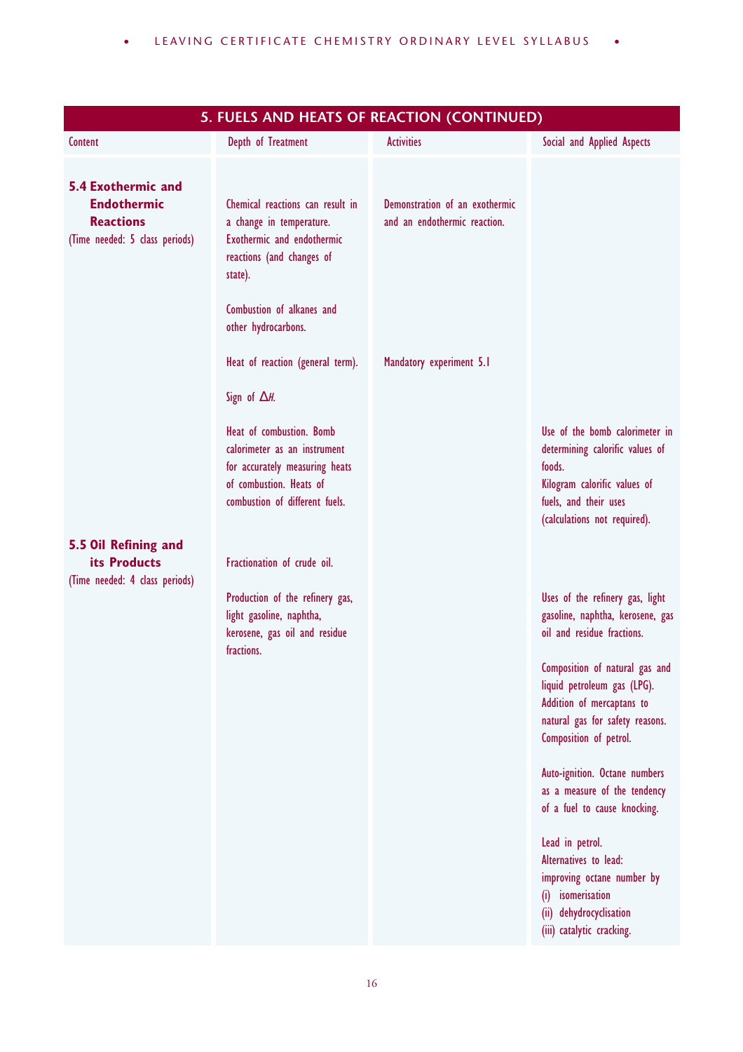## 5. FUELS AND HEATS OF REACTION (CONTINUED)

| Content | Depth of Treatment | Activities | Social and Applied Aspects |
|---|---|---|---|
| **5.4 Exothermic and Endothermic Reactions** (Time needed: 5 class periods) | Chemical reactions can result in a change in temperature. Exothermic and endothermic reactions (and changes of state). | Demonstration of an exothermic and an endothermic reaction. | |
| | Combustion of alkanes and other hydrocarbons. | | |
| | Heat of reaction (general term). | Mandatory experiment 5.1 | |
| | Sign of $\Delta H$. | | |
| | Heat of combustion. Bomb calorimeter as an instrument for accurately measuring heats of combustion. Heats of combustion of different fuels. | | Use of the bomb calorimeter in determining calorific values of foods. Kilogram calorific values of fuels, and their uses (calculations not required). |
| **5.5 Oil Refining and its Products** (Time needed: 4 class periods) | Fractionation of crude oil. | | |
| | Production of the refinery gas, light gasoline, naphtha, kerosene, gas oil and residue fractions. | | Uses of the refinery gas, light gasoline, naphtha, kerosene, gas oil and residue fractions. |
| | | | Composition of natural gas and liquid petroleum gas (LPG). Addition of mercaptans to natural gas for safety reasons. Composition of petrol. |
| | | | Auto-ignition. Octane numbers as a measure of the tendency of a fuel to cause knocking. |
| | | | Lead in petrol. Alternatives to lead: improving octane number by (i) isomerisation (ii) dehydrocyclisation (iii) catalytic cracking. |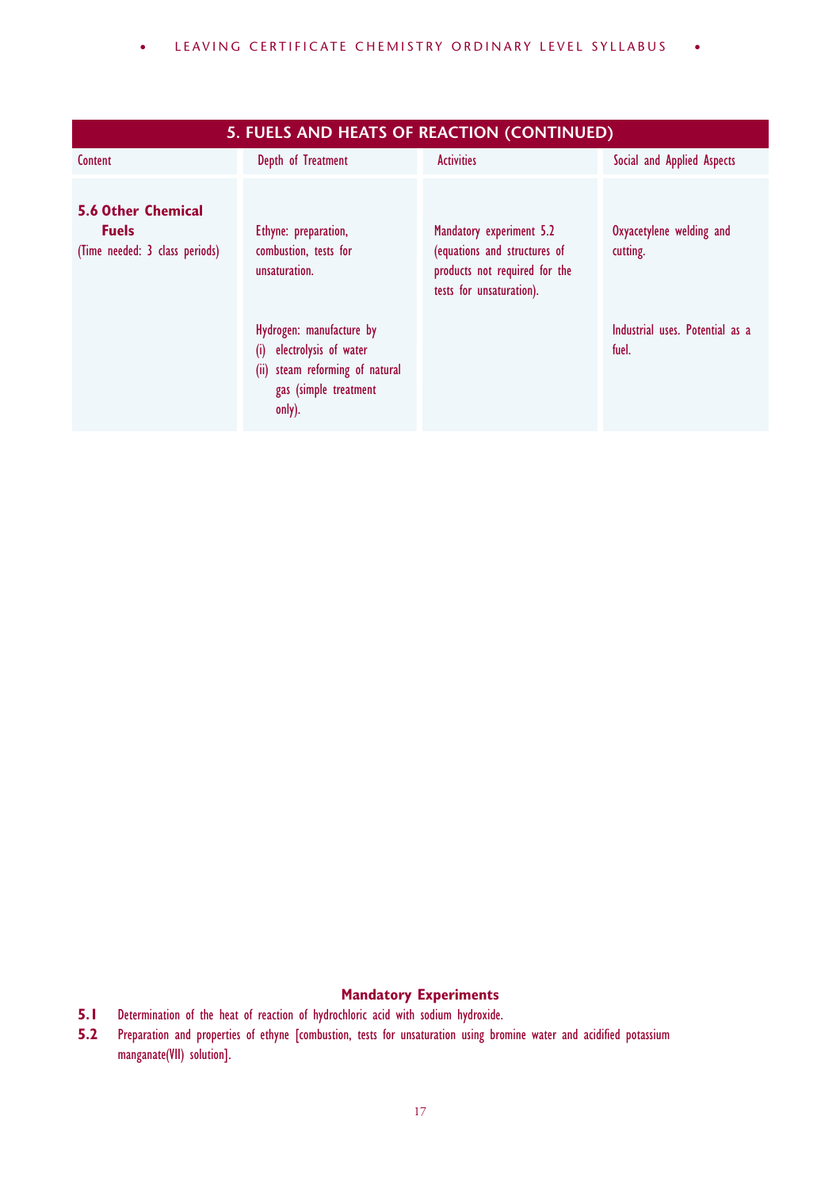## 5. FUELS AND HEATS OF REACTION (CONTINUED)

| Content | Depth of Treatment | Activities | Social and Applied Aspects |
|---|---|---|---|
| **5.6 Other Chemical Fuels** (Time needed: 3 class periods) | Ethyne: preparation, combustion, tests for unsaturation. | Mandatory experiment 5.2 (equations and structures of products not required for the tests for unsaturation). | Oxyacetylene welding and cutting. |
| | Hydrogen: manufacture by (i) electrolysis of water (ii) steam reforming of natural gas (simple treatment only). | | Industrial uses. Potential as a fuel. |

### Mandatory Experiments

**5.1** Determination of the heat of reaction of hydrochloric acid with sodium hydroxide.

**5.2** Preparation and properties of ethyne [combustion, tests for unsaturation using bromine water and acidified potassium manganate(VII) solution].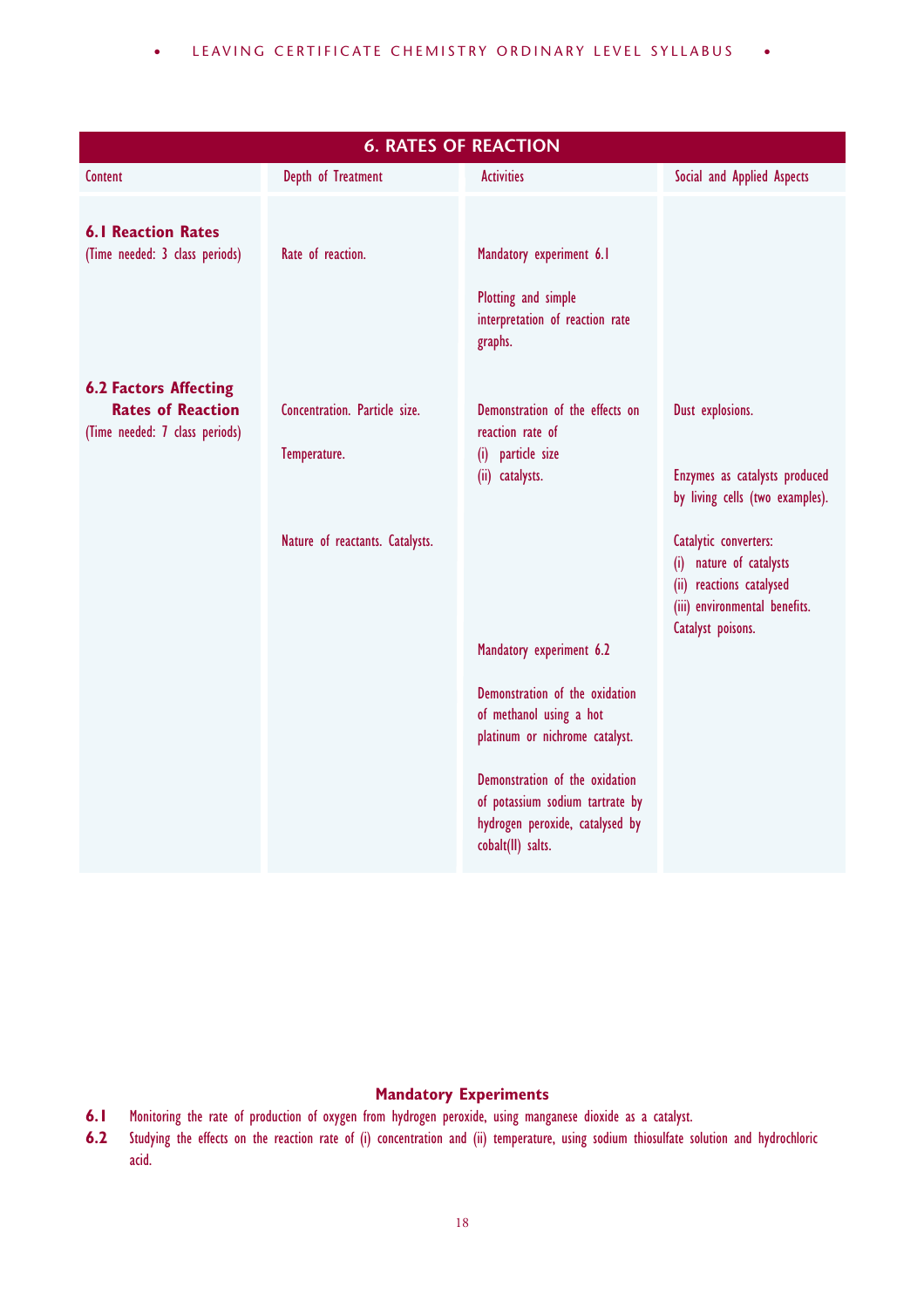| 6. RATES OF REACTION | | | |
|---|---|---|---|
| Content | Depth of Treatment | Activities | Social and Applied Aspects |
| **6.1 Reaction Rates** (Time needed: 3 class periods) | Rate of reaction. | Mandatory experiment 6.1<br><br>Plotting and simple interpretation of reaction rate graphs. | |
| **6.2 Factors Affecting Rates of Reaction** (Time needed: 7 class periods) | Concentration. Particle size.<br><br>Temperature. | Demonstration of the effects on reaction rate of<br>(i) particle size<br>(ii) catalysts. | Dust explosions.<br><br>Enzymes as catalysts produced by living cells (two examples). |
| | Nature of reactants. Catalysts. | Mandatory experiment 6.2<br><br>Demonstration of the oxidation of methanol using a hot platinum or nichrome catalyst.<br><br>Demonstration of the oxidation of potassium sodium tartrate by hydrogen peroxide, catalysed by cobalt(II) salts. | Catalytic converters:<br>(i) nature of catalysts<br>(ii) reactions catalysed<br>(iii) environmental benefits.<br>Catalyst poisons. |

**Mandatory Experiments**

**6.1** Monitoring the rate of production of oxygen from hydrogen peroxide, using manganese dioxide as a catalyst.

**6.2** Studying the effects on the reaction rate of (i) concentration and (ii) temperature, using sodium thiosulfate solution and hydrochloric acid.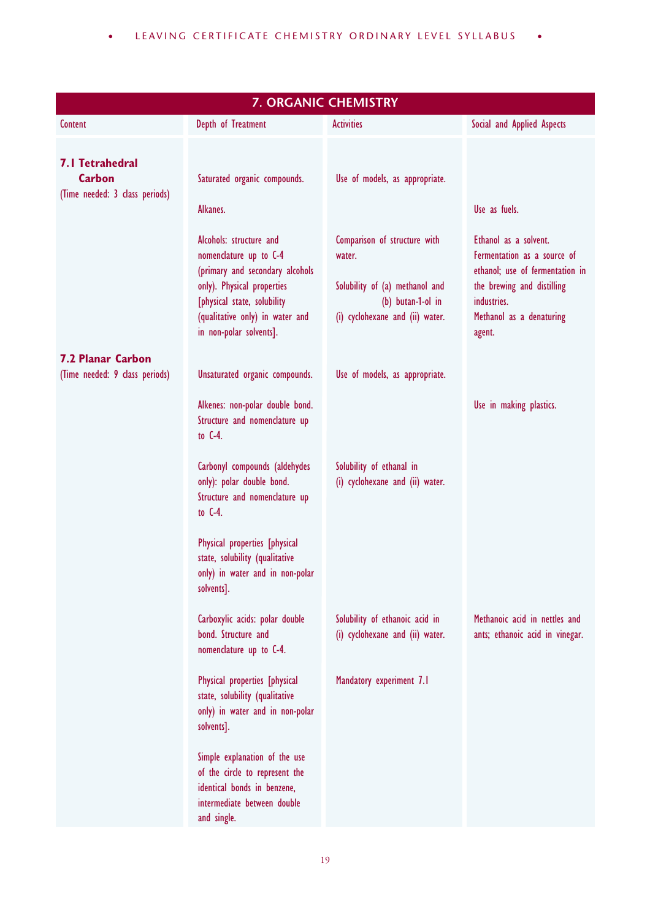## 7. ORGANIC CHEMISTRY

| Content | Depth of Treatment | Activities | Social and Applied Aspects |
|---|---|---|---|
| **7.1 Tetrahedral Carbon** (Time needed: 3 class periods) | Saturated organic compounds. | Use of models, as appropriate. | |
| | Alkanes. | | Use as fuels. |
| | Alcohols: structure and nomenclature up to C-4 (primary and secondary alcohols only). Physical properties [physical state, solubility (qualitative only) in water and in non-polar solvents]. | Comparison of structure with water. Solubility of (a) methanol and (b) butan-1-ol in (i) cyclohexane and (ii) water. | Ethanol as a solvent. Fermentation as a source of ethanol; use of fermentation in the brewing and distilling industries. Methanol as a denaturing agent. |
| **7.2 Planar Carbon** (Time needed: 9 class periods) | Unsaturated organic compounds. | Use of models, as appropriate. | |
| | Alkenes: non-polar double bond. Structure and nomenclature up to C-4. | | Use in making plastics. |
| | Carbonyl compounds (aldehydes only): polar double bond. Structure and nomenclature up to C-4. | Solubility of ethanal in (i) cyclohexane and (ii) water. | |
| | Physical properties [physical state, solubility (qualitative only) in water and in non-polar solvents]. | | |
| | Carboxylic acids: polar double bond. Structure and nomenclature up to C-4. | Solubility of ethanoic acid in (i) cyclohexane and (ii) water. | Methanoic acid in nettles and ants; ethanoic acid in vinegar. |
| | Physical properties [physical state, solubility (qualitative only) in water and in non-polar solvents]. | Mandatory experiment 7.1 | |
| | Simple explanation of the use of the circle to represent the identical bonds in benzene, intermediate between double and single. | | |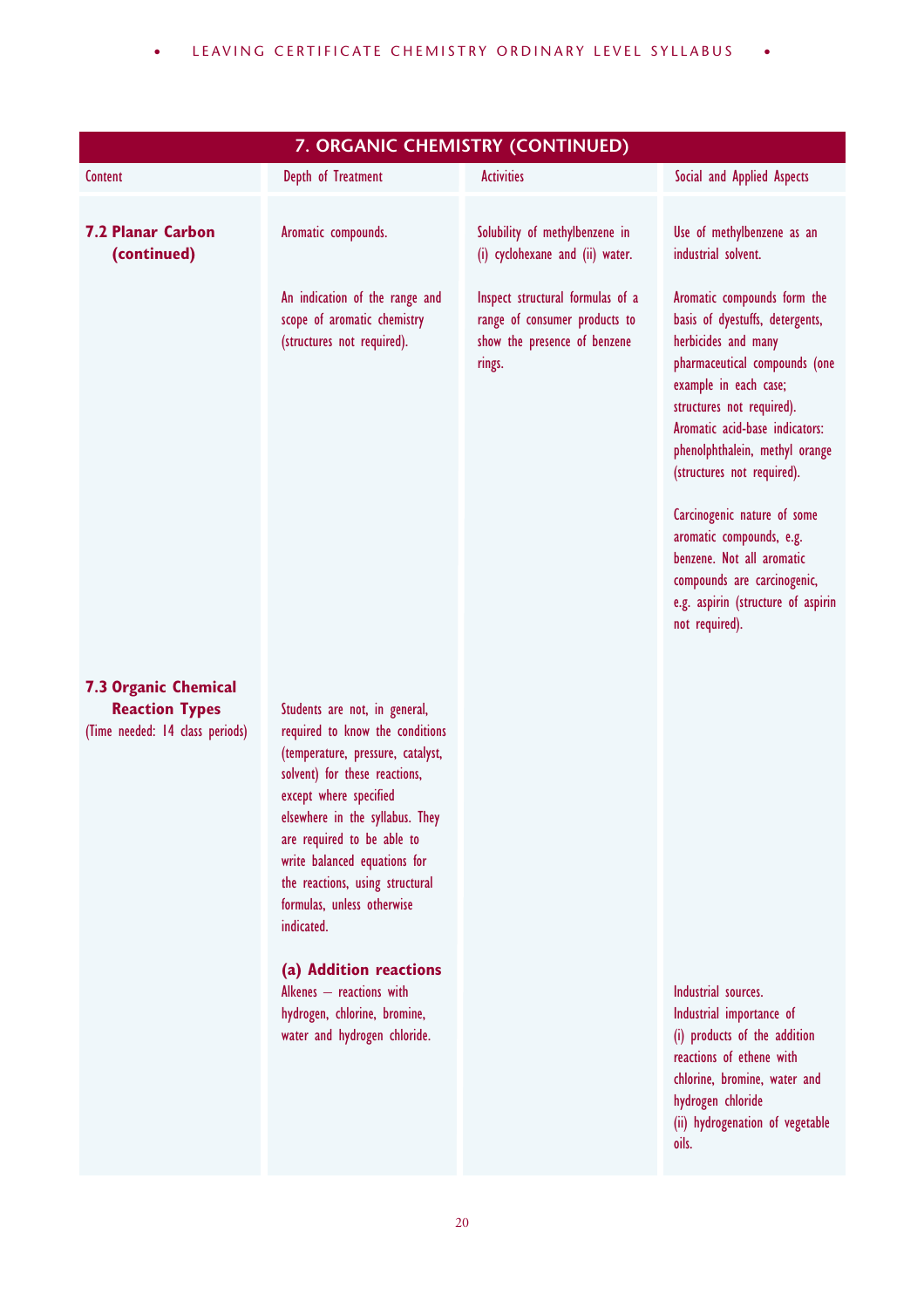## 7. ORGANIC CHEMISTRY (CONTINUED)

| Content | Depth of Treatment | Activities | Social and Applied Aspects |
|---|---|---|---|
| **7.2 Planar Carbon (continued)** | Aromatic compounds. | Solubility of methylbenzene in (i) cyclohexane and (ii) water. | Use of methylbenzene as an industrial solvent. |
| | An indication of the range and scope of aromatic chemistry (structures not required). | Inspect structural formulas of a range of consumer products to show the presence of benzene rings. | Aromatic compounds form the basis of dyestuffs, detergents, herbicides and many pharmaceutical compounds (one example in each case; structures not required). Aromatic acid-base indicators: phenolphthalein, methyl orange (structures not required). |
| | | | Carcinogenic nature of some aromatic compounds, e.g. benzene. Not all aromatic compounds are carcinogenic, e.g. aspirin (structure of aspirin not required). |
| **7.3 Organic Chemical Reaction Types** (Time needed: 14 class periods) | Students are not, in general, required to know the conditions (temperature, pressure, catalyst, solvent) for these reactions, except where specified elsewhere in the syllabus. They are required to be able to write balanced equations for the reactions, using structural formulas, unless otherwise indicated. | | |
| | **(a) Addition reactions** Alkenes – reactions with hydrogen, chlorine, bromine, water and hydrogen chloride. | | Industrial sources. Industrial importance of (i) products of the addition reactions of ethene with chlorine, bromine, water and hydrogen chloride (ii) hydrogenation of vegetable oils. |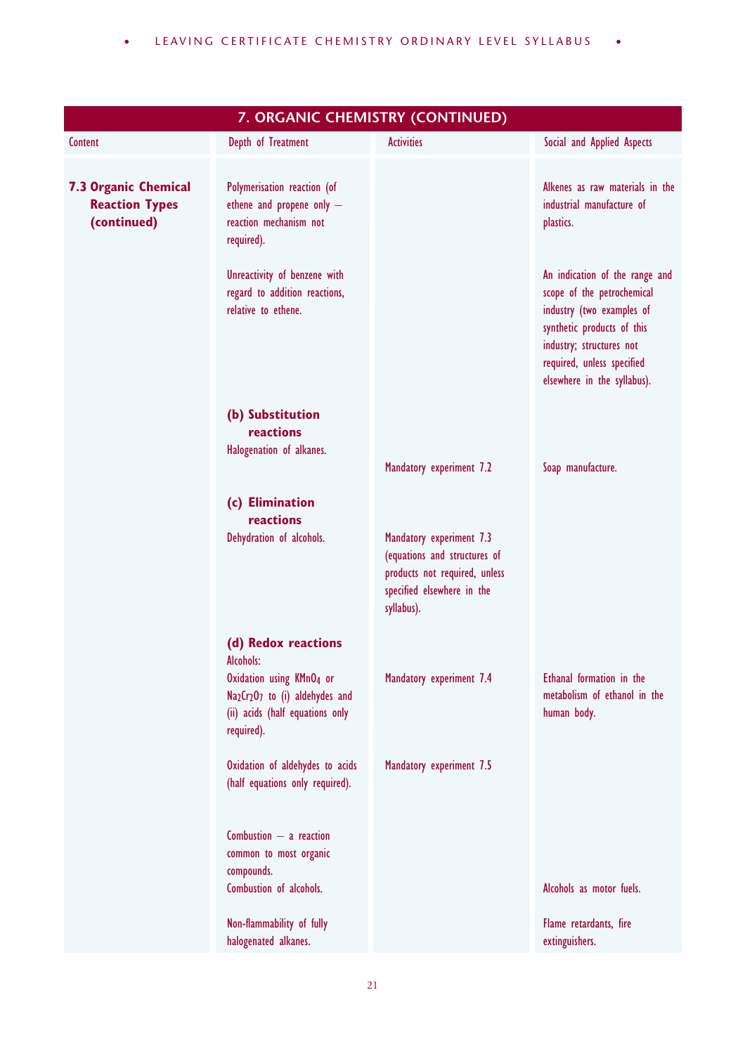## 7. ORGANIC CHEMISTRY (CONTINUED)

| Content | Depth of Treatment | Activities | Social and Applied Aspects |
|---|---|---|---|
| **7.3 Organic Chemical Reaction Types (continued)** | Polymerisation reaction (of ethene and propene only – reaction mechanism not required). | | Alkenes as raw materials in the industrial manufacture of plastics. |
| | Unreactivity of benzene with regard to addition reactions, relative to ethene. | | An indication of the range and scope of the petrochemical industry (two examples of synthetic products of this industry; structures not required, unless specified elsewhere in the syllabus). |
| | **(b) Substitution reactions** Halogenation of alkanes. | Mandatory experiment 7.2 | Soap manufacture. |
| | **(c) Elimination reactions** Dehydration of alcohols. | Mandatory experiment 7.3 (equations and structures of products not required, unless specified elsewhere in the syllabus). | |
| | **(d) Redox reactions** Alcohols: Oxidation using $KMnO_4$ or $Na_2Cr_2O_7$ to (i) aldehydes and (ii) acids (half equations only required). | Mandatory experiment 7.4 | Ethanal formation in the metabolism of ethanol in the human body. |
| | Oxidation of aldehydes to acids (half equations only required). | Mandatory experiment 7.5 | |
| | Combustion – a reaction common to most organic compounds. Combustion of alcohols. | | Alcohols as motor fuels. |
| | Non-flammability of fully halogenated alkanes. | | Flame retardants, fire extinguishers. |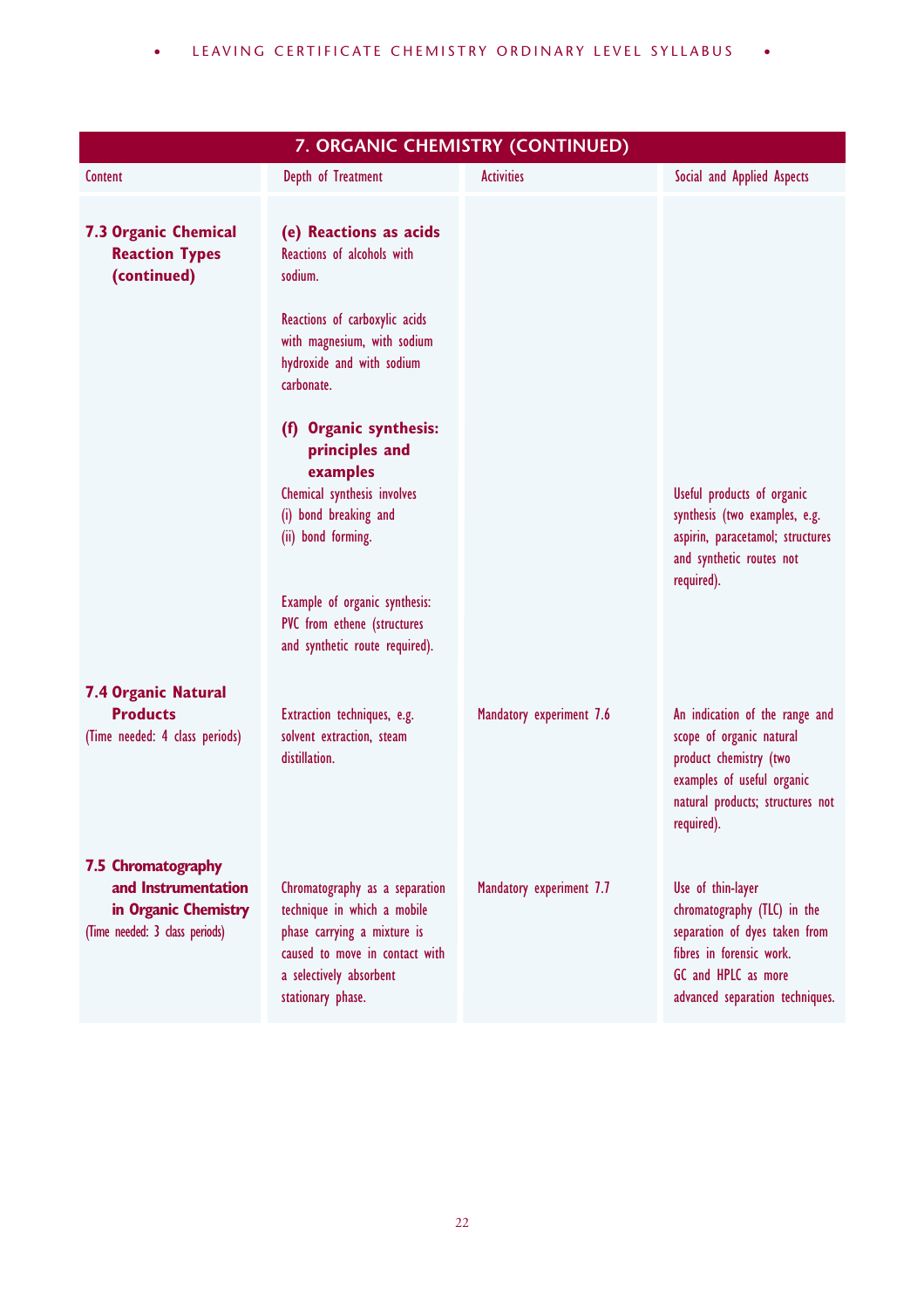## 7. ORGANIC CHEMISTRY (CONTINUED)

| Content | Depth of Treatment | Activities | Social and Applied Aspects |
|---|---|---|---|
| **7.3 Organic Chemical Reaction Types (continued)** | **(e) Reactions as acids**<br>Reactions of alcohols with sodium.<br><br>Reactions of carboxylic acids with magnesium, with sodium hydroxide and with sodium carbonate.<br><br>**(f) Organic synthesis: principles and examples**<br>Chemical synthesis involves<br>(i) bond breaking and<br>(ii) bond forming.<br><br>Example of organic synthesis: PVC from ethene (structures and synthetic route required). | | Useful products of organic synthesis (two examples, e.g. aspirin, paracetamol; structures and synthetic routes not required). |
| **7.4 Organic Natural Products**<br>(Time needed: 4 class periods) | Extraction techniques, e.g. solvent extraction, steam distillation. | Mandatory experiment 7.6 | An indication of the range and scope of organic natural product chemistry (two examples of useful organic natural products; structures not required). |
| **7.5 Chromatography and Instrumentation in Organic Chemistry**<br>(Time needed: 3 class periods) | Chromatography as a separation technique in which a mobile phase carrying a mixture is caused to move in contact with a selectively absorbent stationary phase. | Mandatory experiment 7.7 | Use of thin-layer chromatography (TLC) in the separation of dyes taken from fibres in forensic work.<br>GC and HPLC as more advanced separation techniques. |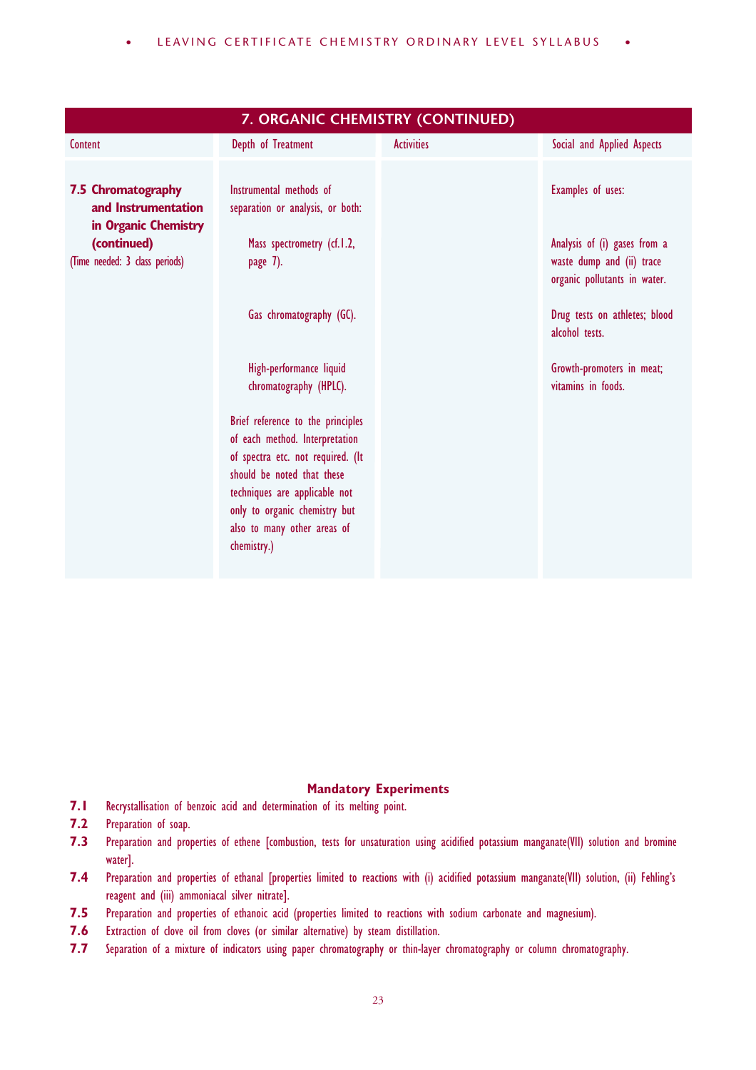## 7. ORGANIC CHEMISTRY (CONTINUED)

| Content | Depth of Treatment | Activities | Social and Applied Aspects |
|---|---|---|---|
| **7.5 Chromatography and Instrumentation in Organic Chemistry (continued)** (Time needed: 3 class periods) | Instrumental methods of separation or analysis, or both: | | Examples of uses: |
| | Mass spectrometry (cf.1.2, page 7). | | Analysis of (i) gases from a waste dump and (ii) trace organic pollutants in water. |
| | Gas chromatography (GC). | | Drug tests on athletes; blood alcohol tests. |
| | High-performance liquid chromatography (HPLC). | | Growth-promoters in meat; vitamins in foods. |
| | Brief reference to the principles of each method. Interpretation of spectra etc. not required. (It should be noted that these techniques are applicable not only to organic chemistry but also to many other areas of chemistry.) | | |

### Mandatory Experiments

**7.1** Recrystallisation of benzoic acid and determination of its melting point.

**7.2** Preparation of soap.

**7.3** Preparation and properties of ethene [combustion, tests for unsaturation using acidified potassium manganate(VII) solution and bromine water].

**7.4** Preparation and properties of ethanal [properties limited to reactions with (i) acidified potassium manganate(VII) solution, (ii) Fehling's reagent and (iii) ammoniacal silver nitrate].

**7.5** Preparation and properties of ethanoic acid (properties limited to reactions with sodium carbonate and magnesium).

**7.6** Extraction of clove oil from cloves (or similar alternative) by steam distillation.

**7.7** Separation of a mixture of indicators using paper chromatography or thin-layer chromatography or column chromatography.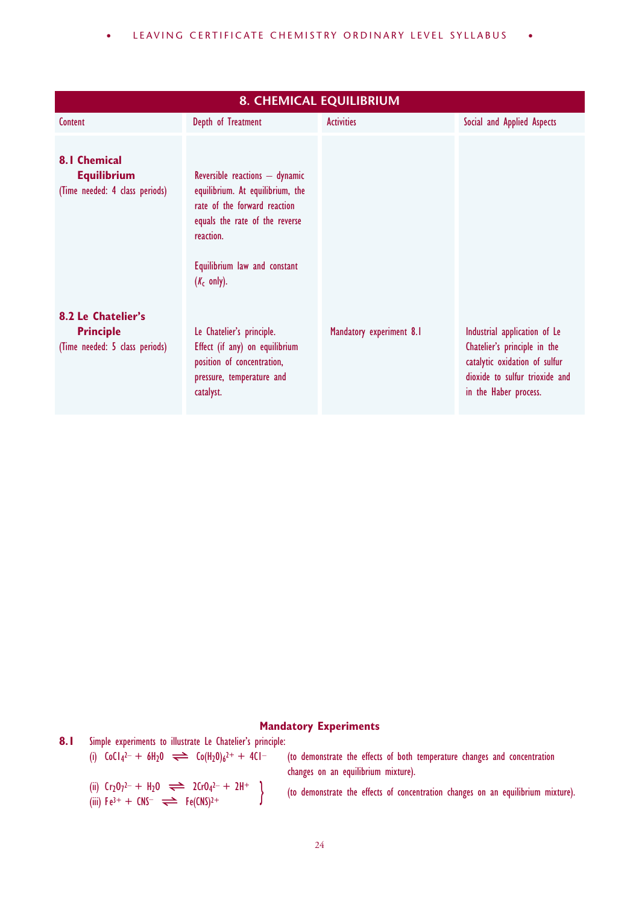## 8. CHEMICAL EQUILIBRIUM

| Content | Depth of Treatment | Activities | Social and Applied Aspects |
|---|---|---|---|
| **8.1 Chemical Equilibrium** (Time needed: 4 class periods) | Reversible reactions – dynamic equilibrium. At equilibrium, the rate of the forward reaction equals the rate of the reverse reaction. <br><br> Equilibrium law and constant ($K_c$ only). | | |
| **8.2 Le Chatelier's Principle** (Time needed: 5 class periods) | Le Chatelier's principle. Effect (if any) on equilibrium position of concentration, pressure, temperature and catalyst. | Mandatory experiment 8.1 | Industrial application of Le Chatelier's principle in the catalytic oxidation of sulfur dioxide to sulfur trioxide and in the Haber process. |

### Mandatory Experiments

**8.1** Simple experiments to illustrate Le Chatelier's principle:

(i) $CoCl_4^{2-} + 6H_2O \rightleftharpoons Co(H_2O)_6^{2+} + 4Cl^-$ (to demonstrate the effects of both temperature changes and concentration changes on an equilibrium mixture).

(ii) $Cr_2O_7^{2-} + H_2O \rightleftharpoons 2CrO_4^{2-} + 2H^+$

(iii) $Fe^{3+} + CNS^- \rightleftharpoons Fe(CNS)^{2+}$

(to demonstrate the effects of concentration changes on an equilibrium mixture).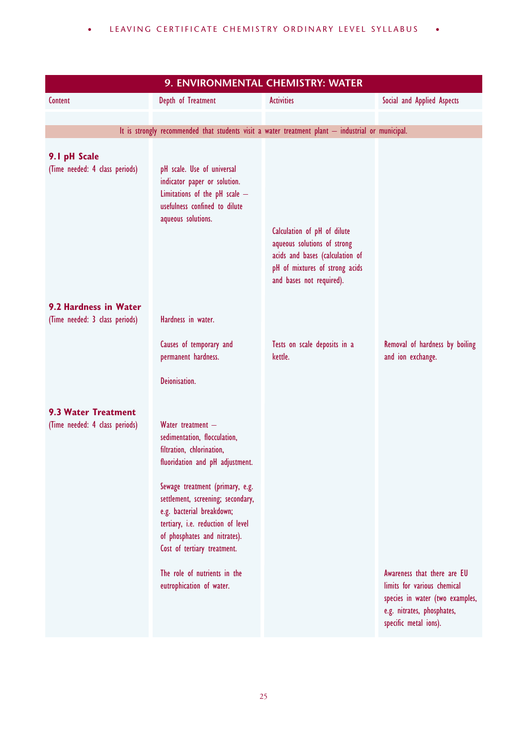## 9. ENVIRONMENTAL CHEMISTRY: WATER

| Content | Depth of Treatment | Activities | Social and Applied Aspects |
|---|---|---|---|
| It is strongly recommended that students visit a water treatment plant – industrial or municipal. | | | |
| **9.1 pH Scale** (Time needed: 4 class periods) | pH scale. Use of universal indicator paper or solution. Limitations of the pH scale – usefulness confined to dilute aqueous solutions. | | |
| | | Calculation of pH of dilute aqueous solutions of strong acids and bases (calculation of pH of mixtures of strong acids and bases not required). | |
| **9.2 Hardness in Water** (Time needed: 3 class periods) | Hardness in water. | | |
| | Causes of temporary and permanent hardness. | Tests on scale deposits in a kettle. | Removal of hardness by boiling and ion exchange. |
| | Deionisation. | | |
| **9.3 Water Treatment** (Time needed: 4 class periods) | Water treatment – sedimentation, flocculation, filtration, chlorination, fluoridation and pH adjustment. | | |
| | Sewage treatment (primary, e.g. settlement, screening; secondary, e.g. bacterial breakdown; tertiary, i.e. reduction of level of phosphates and nitrates). Cost of tertiary treatment. | | |
| | The role of nutrients in the eutrophication of water. | | Awareness that there are EU limits for various chemical species in water (two examples, e.g. nitrates, phosphates, specific metal ions). |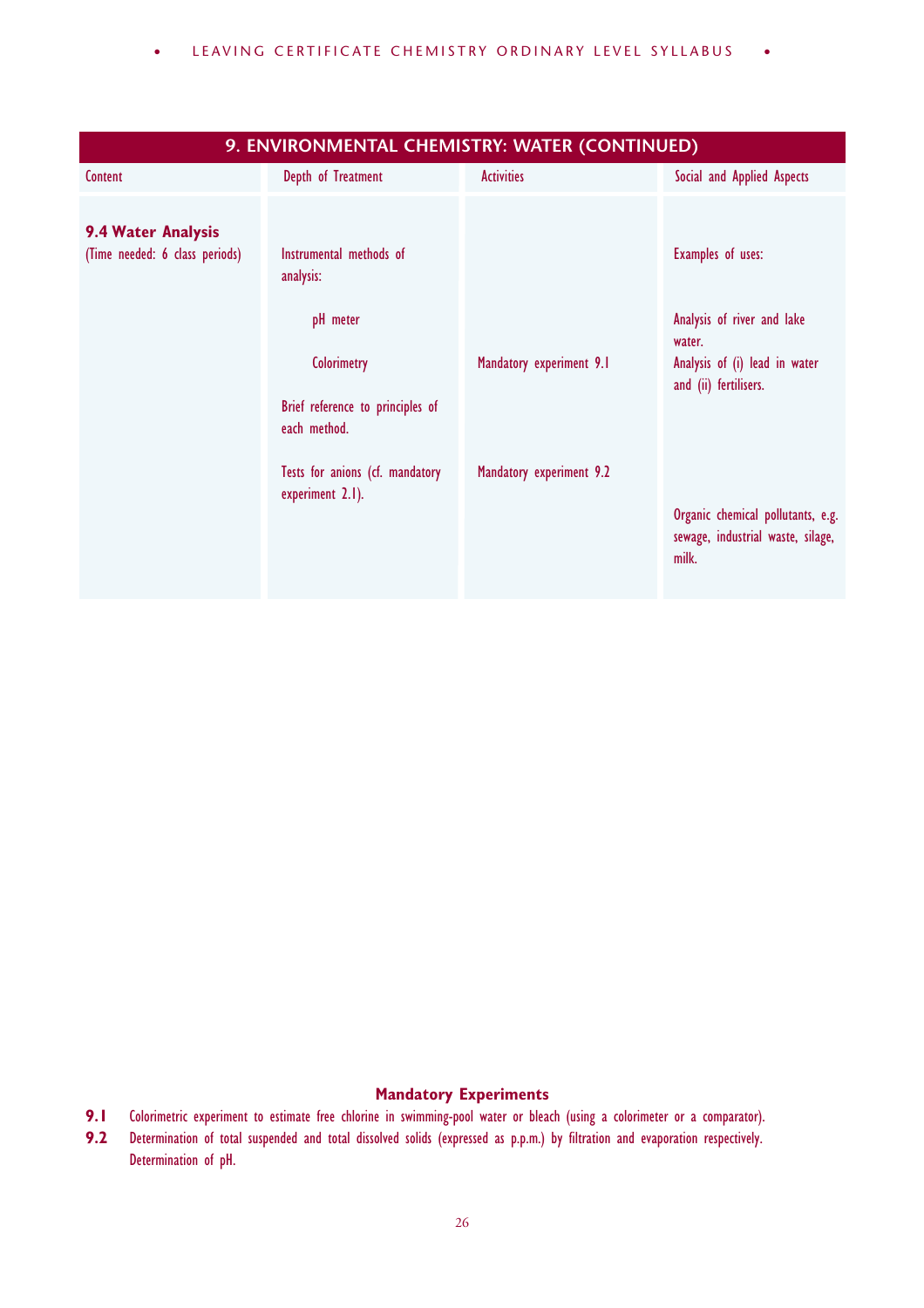## 9. ENVIRONMENTAL CHEMISTRY: WATER (CONTINUED)

| Content | Depth of Treatment | Activities | Social and Applied Aspects |
|---|---|---|---|
| **9.4 Water Analysis** (Time needed: 6 class periods) | Instrumental methods of analysis: | | Examples of uses: |
| | pH meter | | Analysis of river and lake water. |
| | Colorimetry | Mandatory experiment 9.1 | Analysis of (i) lead in water and (ii) fertilisers. |
| | Brief reference to principles of each method. | | |
| | Tests for anions (cf. mandatory experiment 2.1). | Mandatory experiment 9.2 | |
| | | | Organic chemical pollutants, e.g. sewage, industrial waste, silage, milk. |

**Mandatory Experiments**

**9.1** Colorimetric experiment to estimate free chlorine in swimming-pool water or bleach (using a colorimeter or a comparator).

**9.2** Determination of total suspended and total dissolved solids (expressed as p.p.m.) by filtration and evaporation respectively. Determination of pH.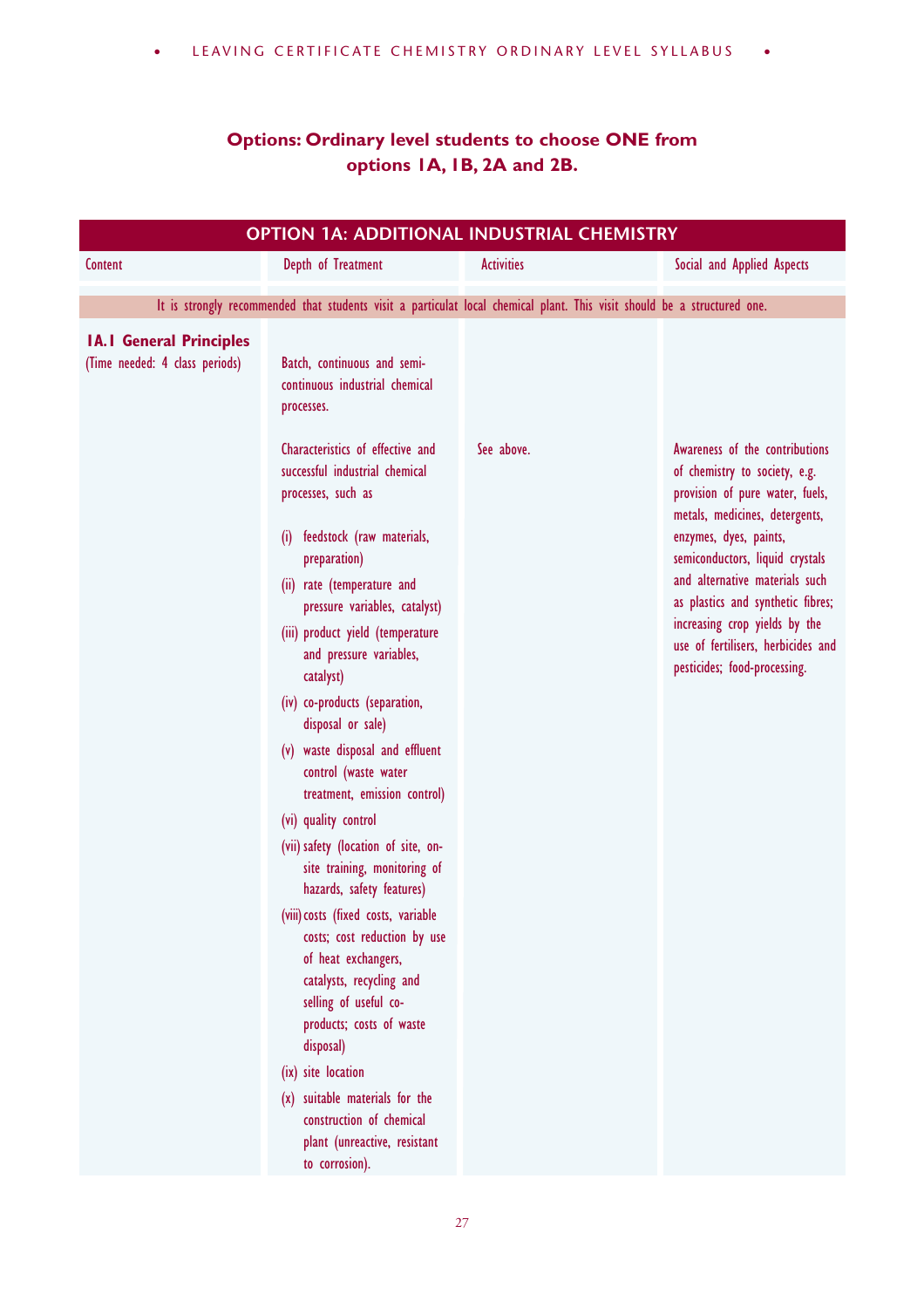## Options: Ordinary level students to choose ONE from options 1A, 1B, 2A and 2B.

| OPTION 1A: ADDITIONAL INDUSTRIAL CHEMISTRY | | | |
|---|---|---|---|
| Content | Depth of Treatment | Activities | Social and Applied Aspects |
| It is strongly recommended that students visit a particulat local chemical plant. This visit should be a structured one. | | | |
| **1A.1 General Principles** (Time needed: 4 class periods) | Batch, continuous and semi-continuous industrial chemical processes. | | |
| | Characteristics of effective and successful industrial chemical processes, such as<br>(i) feedstock (raw materials, preparation)<br>(ii) rate (temperature and pressure variables, catalyst)<br>(iii) product yield (temperature and pressure variables, catalyst)<br>(iv) co-products (separation, disposal or sale)<br>(v) waste disposal and effluent control (waste water treatment, emission control)<br>(vi) quality control<br>(vii) safety (location of site, on-site training, monitoring of hazards, safety features)<br>(viii) costs (fixed costs, variable costs; cost reduction by use of heat exchangers, catalysts, recycling and selling of useful co-products; costs of waste disposal)<br>(ix) site location<br>(x) suitable materials for the construction of chemical plant (unreactive, resistant to corrosion). | See above. | Awareness of the contributions of chemistry to society, e.g. provision of pure water, fuels, metals, medicines, detergents, enzymes, dyes, paints, semiconductors, liquid crystals and alternative materials such as plastics and synthetic fibres; increasing crop yields by the use of fertilisers, herbicides and pesticides; food-processing. |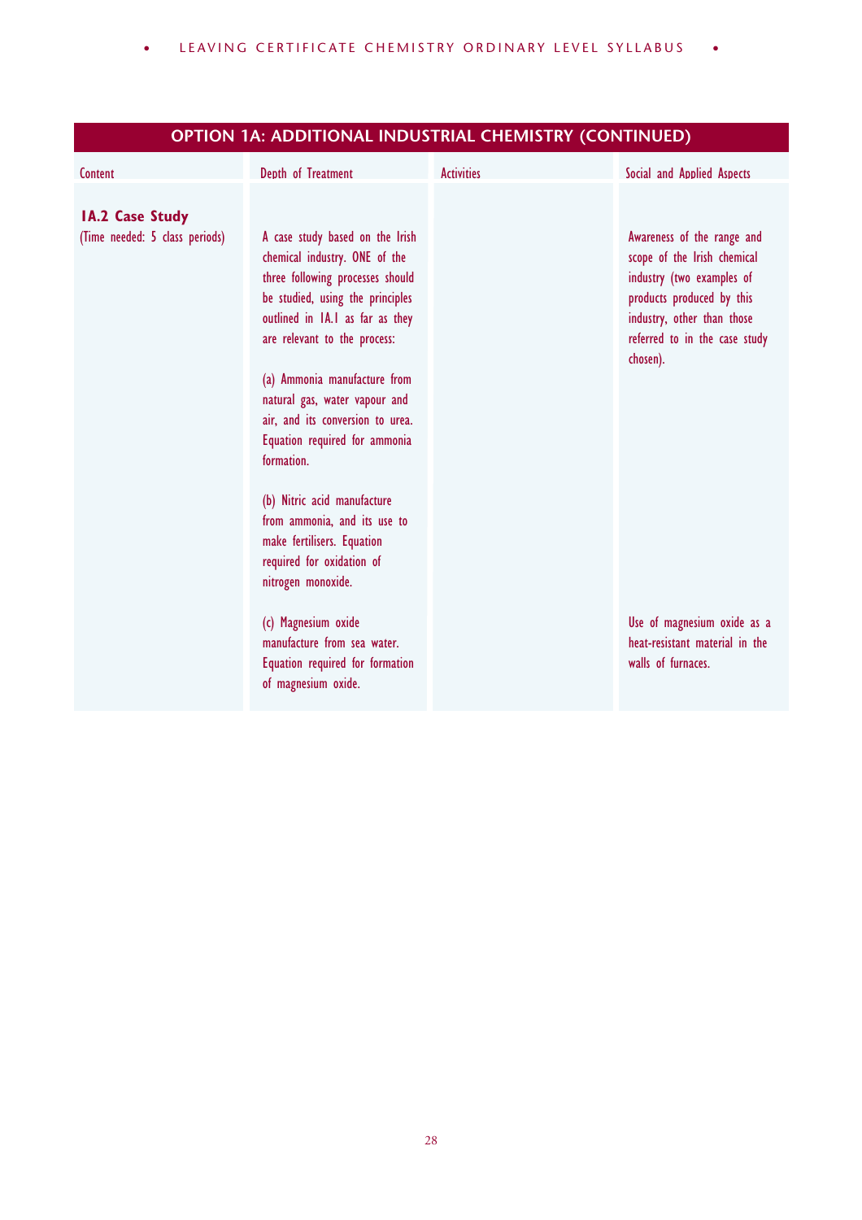## OPTION 1A: ADDITIONAL INDUSTRIAL CHEMISTRY (CONTINUED)

| Content | Depth of Treatment | Activities | Social and Applied Aspects |
|---|---|---|---|
| **1A.2 Case Study** (Time needed: 5 class periods) | A case study based on the Irish chemical industry. ONE of the three following processes should be studied, using the principles outlined in 1A.1 as far as they are relevant to the process: | | Awareness of the range and scope of the Irish chemical industry (two examples of products produced by this industry, other than those referred to in the case study chosen). |
| | (a) Ammonia manufacture from natural gas, water vapour and air, and its conversion to urea. Equation required for ammonia formation. | | |
| | (b) Nitric acid manufacture from ammonia, and its use to make fertilisers. Equation required for oxidation of nitrogen monoxide. | | |
| | (c) Magnesium oxide manufacture from sea water. Equation required for formation of magnesium oxide. | | Use of magnesium oxide as a heat-resistant material in the walls of furnaces. |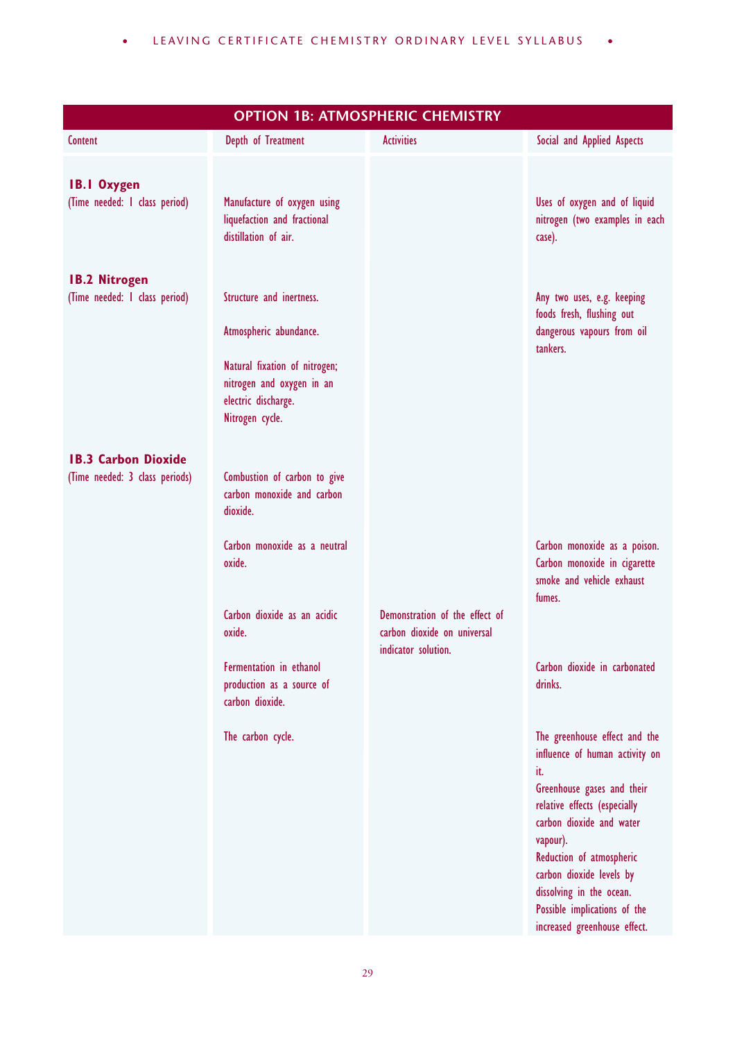## OPTION 1B: ATMOSPHERIC CHEMISTRY

| Content | Depth of Treatment | Activities | Social and Applied Aspects |
|---|---|---|---|
| **1B.1 Oxygen**<br>(Time needed: 1 class period) | Manufacture of oxygen using liquefaction and fractional distillation of air. | | Uses of oxygen and of liquid nitrogen (two examples in each case). |
| **1B.2 Nitrogen**<br>(Time needed: 1 class period) | Structure and inertness.<br><br>Atmospheric abundance.<br><br>Natural fixation of nitrogen; nitrogen and oxygen in an electric discharge.<br>Nitrogen cycle. | | Any two uses, e.g. keeping foods fresh, flushing out dangerous vapours from oil tankers. |
| **1B.3 Carbon Dioxide**<br>(Time needed: 3 class periods) | Combustion of carbon to give carbon monoxide and carbon dioxide. | | |
| | Carbon monoxide as a neutral oxide. | | Carbon monoxide as a poison. Carbon monoxide in cigarette smoke and vehicle exhaust fumes. |
| | Carbon dioxide as an acidic oxide. | Demonstration of the effect of carbon dioxide on universal indicator solution. | |
| | Fermentation in ethanol production as a source of carbon dioxide. | | Carbon dioxide in carbonated drinks. |
| | The carbon cycle. | | The greenhouse effect and the influence of human activity on it.<br>Greenhouse gases and their relative effects (especially carbon dioxide and water vapour).<br>Reduction of atmospheric carbon dioxide levels by dissolving in the ocean.<br>Possible implications of the increased greenhouse effect. |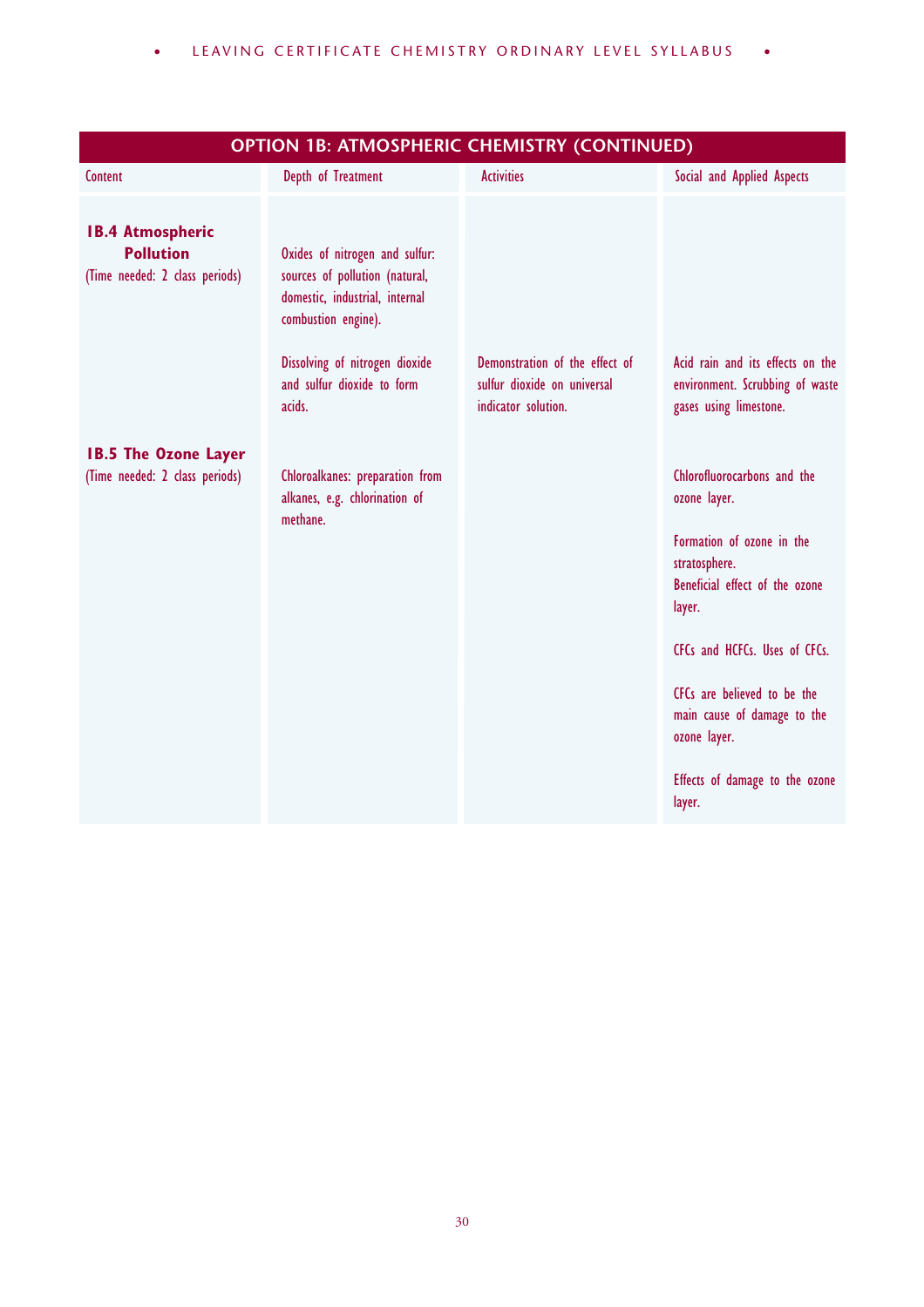## OPTION 1B: ATMOSPHERIC CHEMISTRY (CONTINUED)

| Content | Depth of Treatment | Activities | Social and Applied Aspects |
|---|---|---|---|
| **1B.4 Atmospheric Pollution** (Time needed: 2 class periods) | Oxides of nitrogen and sulfur: sources of pollution (natural, domestic, industrial, internal combustion engine). | | |
| | Dissolving of nitrogen dioxide and sulfur dioxide to form acids. | Demonstration of the effect of sulfur dioxide on universal indicator solution. | Acid rain and its effects on the environment. Scrubbing of waste gases using limestone. |
| **1B.5 The Ozone Layer** (Time needed: 2 class periods) | Chloroalkanes: preparation from alkanes, e.g. chlorination of methane. | | Chlorofluorocarbons and the ozone layer. |
| | | | Formation of ozone in the stratosphere. Beneficial effect of the ozone layer. |
| | | | CFCs and HCFCs. Uses of CFCs. |
| | | | CFCs are believed to be the main cause of damage to the ozone layer. |
| | | | Effects of damage to the ozone layer. |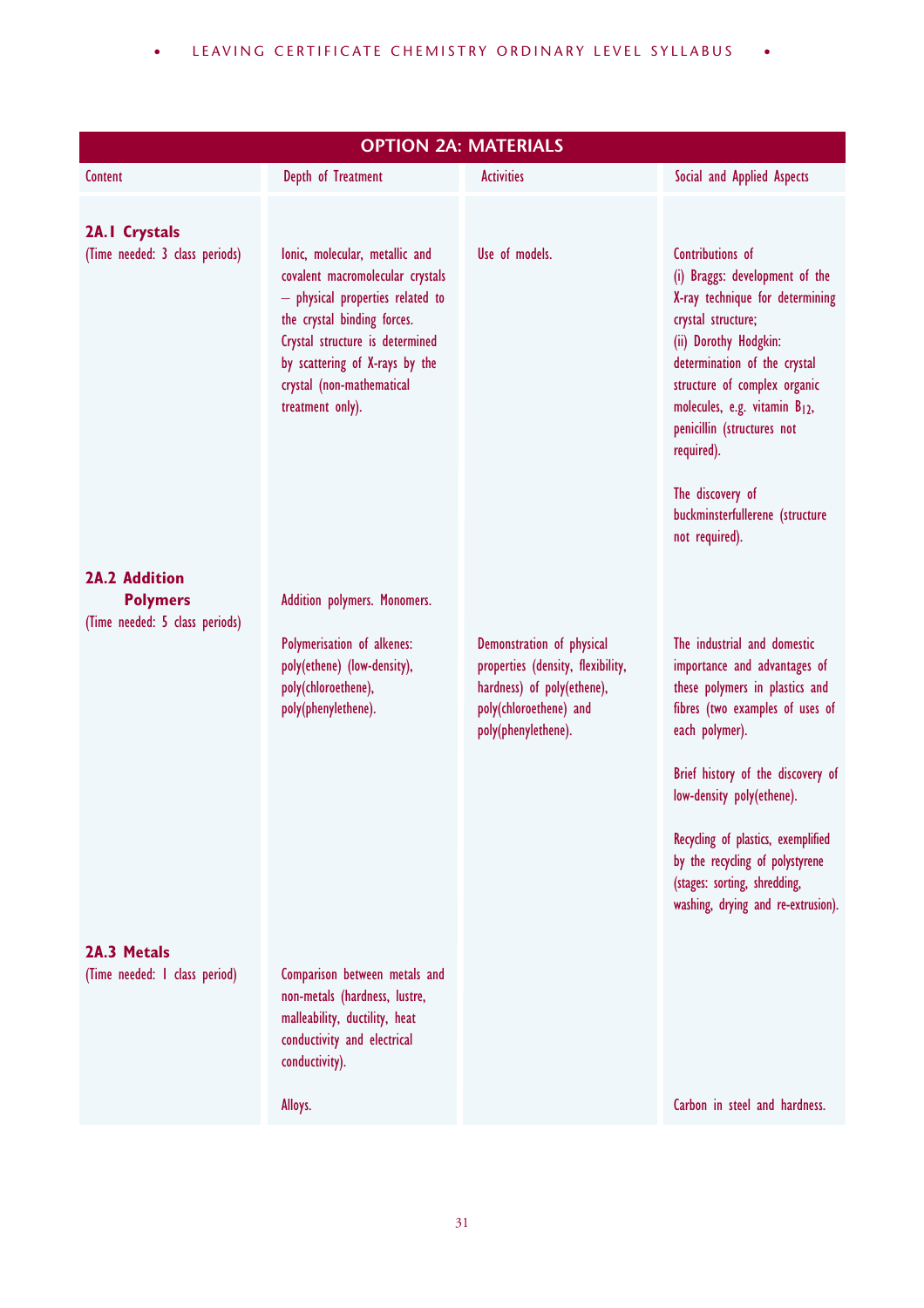## OPTION 2A: MATERIALS

| Content | Depth of Treatment | Activities | Social and Applied Aspects |
|---|---|---|---|
| **2A.1 Crystals** (Time needed: 3 class periods) | Ionic, molecular, metallic and covalent macromolecular crystals – physical properties related to the crystal binding forces. Crystal structure is determined by scattering of X-rays by the crystal (non-mathematical treatment only). | Use of models. | Contributions of (i) Braggs: development of the X-ray technique for determining crystal structure; (ii) Dorothy Hodgkin: determination of the crystal structure of complex organic molecules, e.g. vitamin $B_{12}$, penicillin (structures not required). The discovery of buckminsterfullerene (structure not required). |
| **2A.2 Addition Polymers** (Time needed: 5 class periods) | Addition polymers. Monomers. | | |
| | Polymerisation of alkenes: poly(ethene) (low-density), poly(chloroethene), poly(phenylethene). | Demonstration of physical properties (density, flexibility, hardness) of poly(ethene), poly(chloroethene) and poly(phenylethene). | The industrial and domestic importance and advantages of these polymers in plastics and fibres (two examples of uses of each polymer). Brief history of the discovery of low-density poly(ethene). Recycling of plastics, exemplified by the recycling of polystyrene (stages: sorting, shredding, washing, drying and re-extrusion). |
| **2A.3 Metals** (Time needed: 1 class period) | Comparison between metals and non-metals (hardness, lustre, malleability, ductility, heat conductivity and electrical conductivity). | | |
| | Alloys. | | Carbon in steel and hardness. |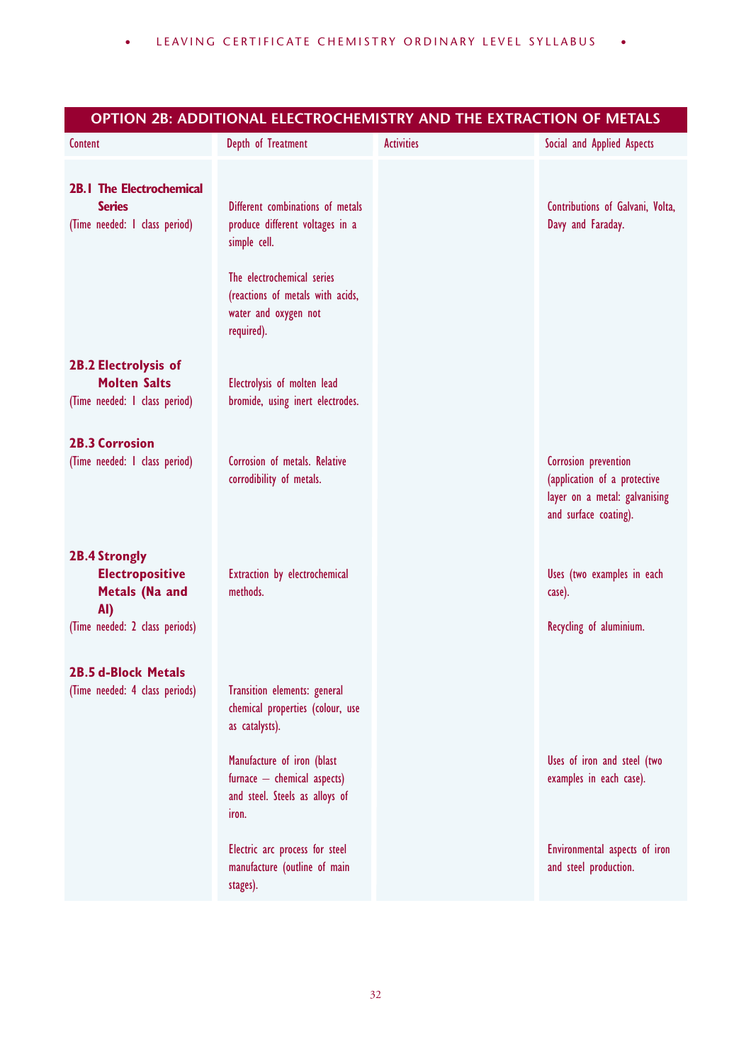## OPTION 2B: ADDITIONAL ELECTROCHEMISTRY AND THE EXTRACTION OF METALS

| Content | Depth of Treatment | Activities | Social and Applied Aspects |
|---|---|---|---|
| **2B.1 The Electrochemical Series** (Time needed: 1 class period) | Different combinations of metals produce different voltages in a simple cell. | | Contributions of Galvani, Volta, Davy and Faraday. |
| | The electrochemical series (reactions of metals with acids, water and oxygen not required). | | |
| **2B.2 Electrolysis of Molten Salts** (Time needed: 1 class period) | Electrolysis of molten lead bromide, using inert electrodes. | | |
| **2B.3 Corrosion** (Time needed: 1 class period) | Corrosion of metals. Relative corrodibility of metals. | | Corrosion prevention (application of a protective layer on a metal: galvanising and surface coating). |
| **2B.4 Strongly Electropositive Metals (Na and Al)** (Time needed: 2 class periods) | Extraction by electrochemical methods. | | Uses (two examples in each case). |
| | | | Recycling of aluminium. |
| **2B.5 d-Block Metals** (Time needed: 4 class periods) | Transition elements: general chemical properties (colour, use as catalysts). | | |
| | Manufacture of iron (blast furnace – chemical aspects) and steel. Steels as alloys of iron. | | Uses of iron and steel (two examples in each case). |
| | Electric arc process for steel manufacture (outline of main stages). | | Environmental aspects of iron and steel production. |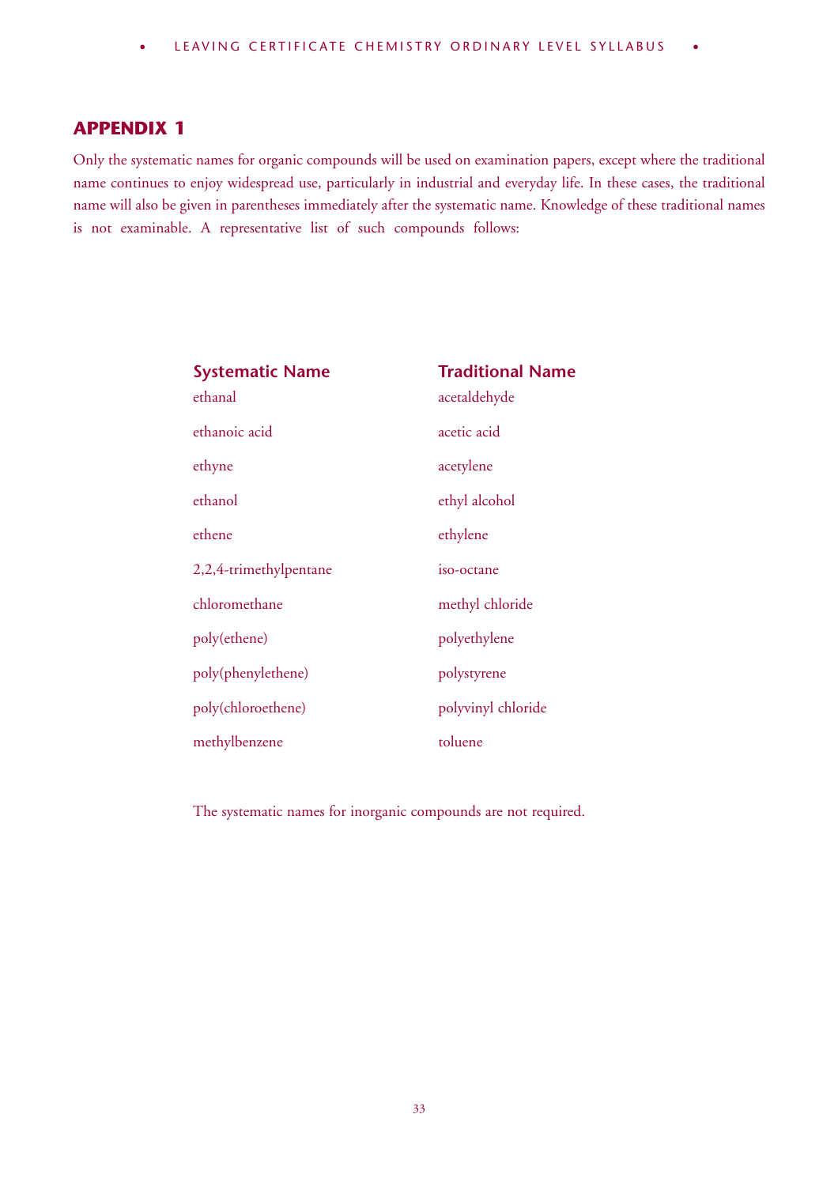## APPENDIX 1

Only the systematic names for organic compounds will be used on examination papers, except where the traditional name continues to enjoy widespread use, particularly in industrial and everyday life. In these cases, the traditional name will also be given in parentheses immediately after the systematic name. Knowledge of these traditional names is not examinable. A representative list of such compounds follows:

| Systematic Name | Traditional Name |
|---|---|
| ethanal | acetaldehyde |
| ethanoic acid | acetic acid |
| ethyne | acetylene |
| ethanol | ethyl alcohol |
| ethene | ethylene |
| 2,2,4-trimethylpentane | iso-octane |
| chloromethane | methyl chloride |
| poly(ethene) | polyethylene |
| poly(phenylethene) | polystyrene |
| poly(chloroethene) | polyvinyl chloride |
| methylbenzene | toluene |

The systematic names for inorganic compounds are not required.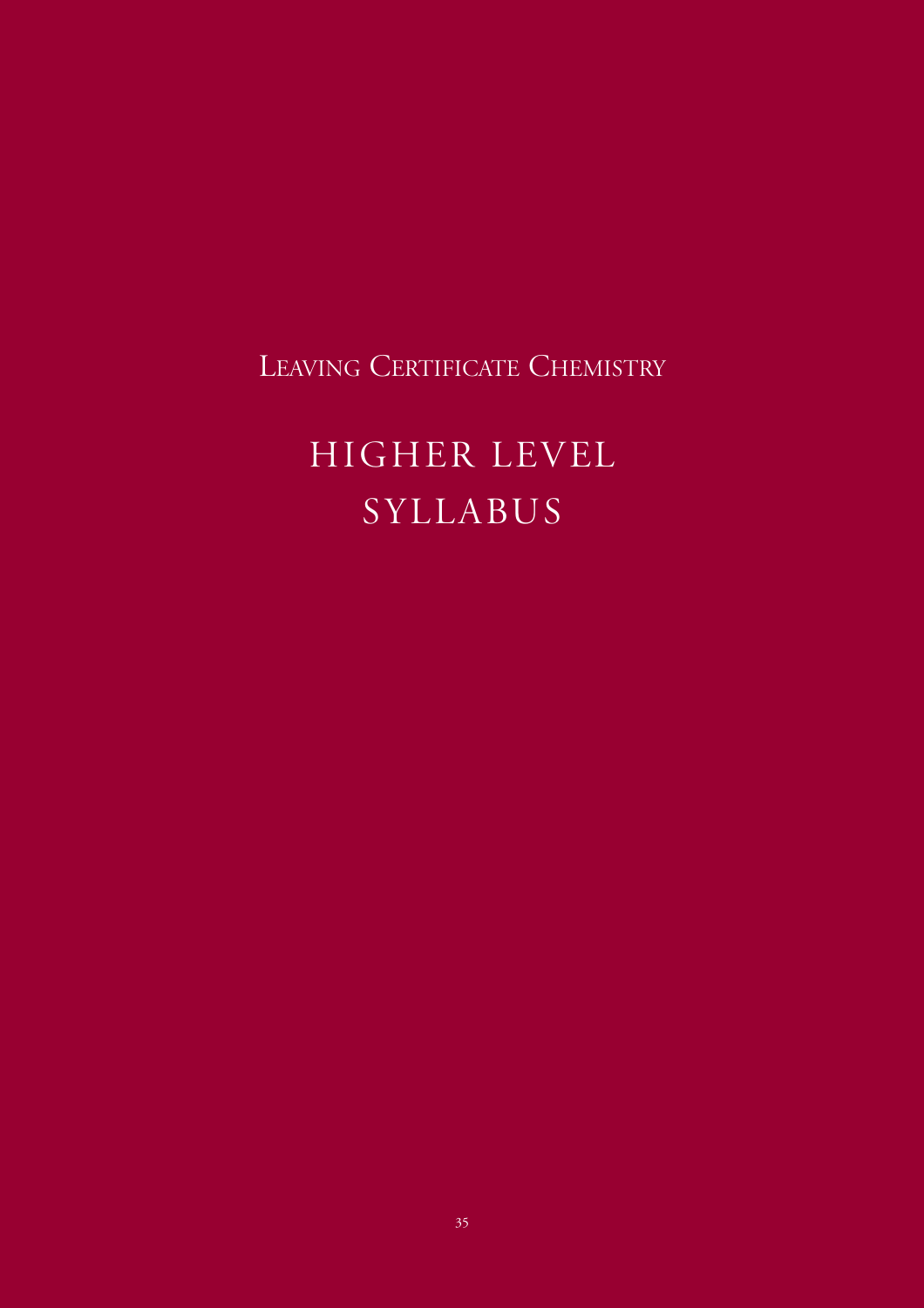Leaving Certificate Chemistry

# HIGHER LEVEL SYLLABUS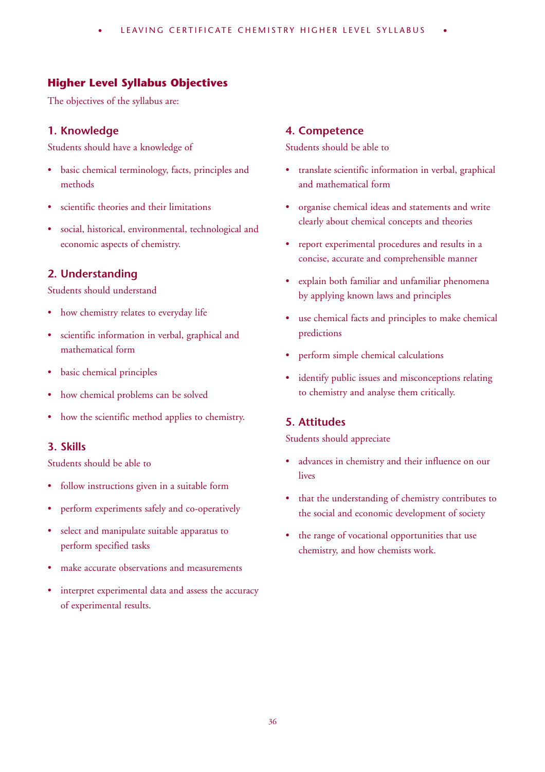## Higher Level Syllabus Objectives

The objectives of the syllabus are:

### 1. Knowledge

Students should have a knowledge of

- basic chemical terminology, facts, principles and methods
- scientific theories and their limitations
- social, historical, environmental, technological and economic aspects of chemistry.

### 2. Understanding

Students should understand

- how chemistry relates to everyday life
- scientific information in verbal, graphical and mathematical form
- basic chemical principles
- how chemical problems can be solved
- how the scientific method applies to chemistry.

### 3. Skills

Students should be able to

- follow instructions given in a suitable form
- perform experiments safely and co-operatively
- select and manipulate suitable apparatus to perform specified tasks
- make accurate observations and measurements
- interpret experimental data and assess the accuracy of experimental results.

### 4. Competence

Students should be able to

- translate scientific information in verbal, graphical and mathematical form
- organise chemical ideas and statements and write clearly about chemical concepts and theories
- report experimental procedures and results in a concise, accurate and comprehensible manner
- explain both familiar and unfamiliar phenomena by applying known laws and principles
- use chemical facts and principles to make chemical predictions
- perform simple chemical calculations
- identify public issues and misconceptions relating to chemistry and analyse them critically.

### 5. Attitudes

Students should appreciate

- advances in chemistry and their influence on our lives
- that the understanding of chemistry contributes to the social and economic development of society
- the range of vocational opportunities that use chemistry, and how chemists work.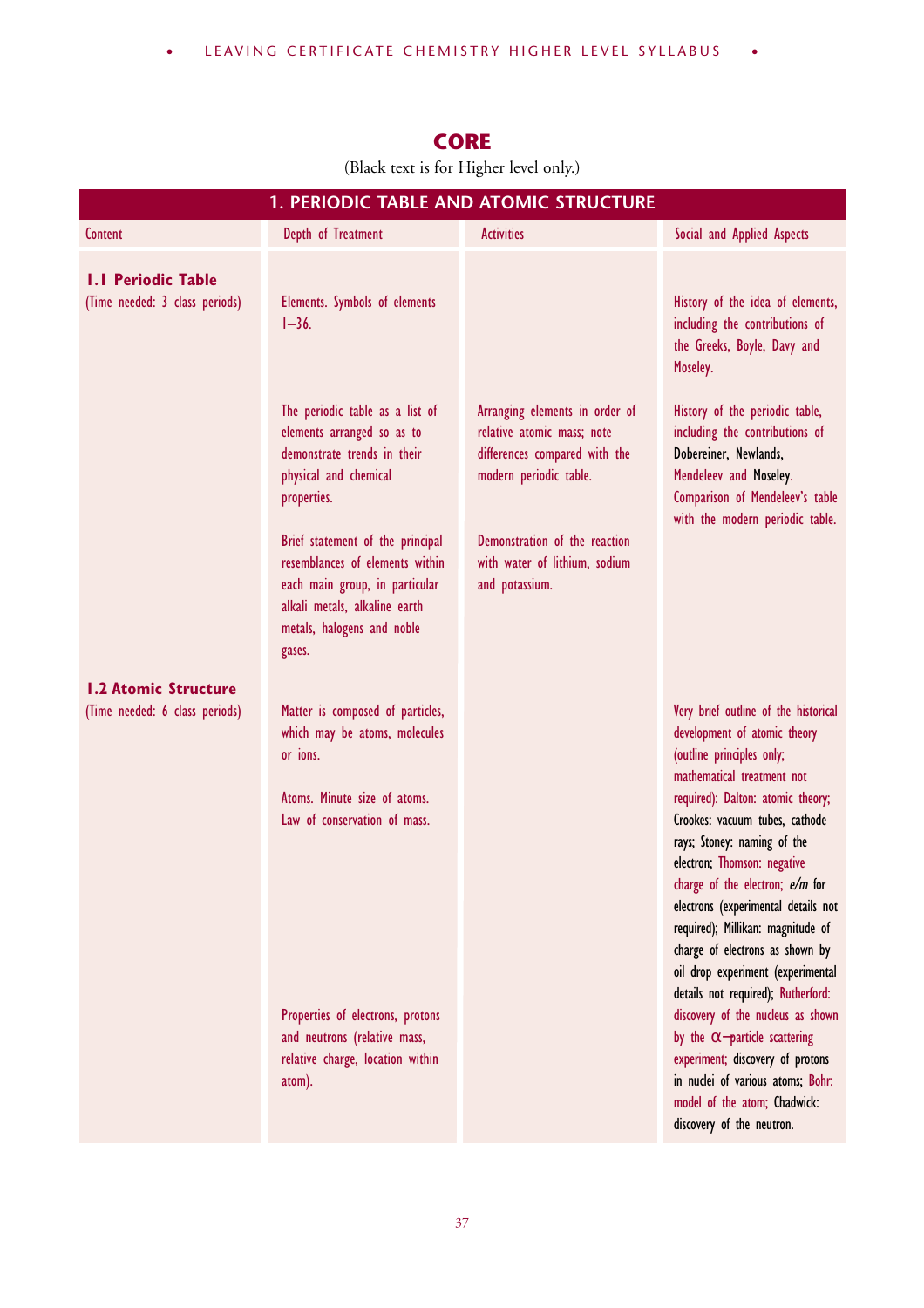# CORE

(Black text is for Higher level only.)

| 1. PERIODIC TABLE AND ATOMIC STRUCTURE | | | |
|---|---|---|---|
| Content | Depth of Treatment | Activities | Social and Applied Aspects |
| **1.1 Periodic Table** (Time needed: 3 class periods) | Elements. Symbols of elements 1–36. | | History of the idea of elements, including the contributions of the Greeks, Boyle, Davy and Moseley. |
| | The periodic table as a list of elements arranged so as to demonstrate trends in their physical and chemical properties. | Arranging elements in order of relative atomic mass; note differences compared with the modern periodic table. | History of the periodic table, including the contributions of Dobereiner, Newlands, Mendeleev and Moseley. Comparison of Mendeleev's table with the modern periodic table. |
| | Brief statement of the principal resemblances of elements within each main group, in particular alkali metals, alkaline earth metals, halogens and noble gases. | Demonstration of the reaction with water of lithium, sodium and potassium. | |
| **1.2 Atomic Structure** (Time needed: 6 class periods) | Matter is composed of particles, which may be atoms, molecules or ions. | | Very brief outline of the historical development of atomic theory (outline principles only; mathematical treatment not required): Dalton: atomic theory; Crookes: vacuum tubes, cathode rays; Stoney: naming of the electron; Thomson: negative charge of the electron; *e/m* for electrons (experimental details not required); Millikan: magnitude of charge of electrons as shown by oil drop experiment (experimental details not required); Rutherford: discovery of the nucleus as shown by the $\alpha$–particle scattering experiment; discovery of protons in nuclei of various atoms; Bohr: model of the atom; Chadwick: discovery of the neutron. |
| | Atoms. Minute size of atoms. Law of conservation of mass. | | |
| | Properties of electrons, protons and neutrons (relative mass, relative charge, location within atom). | | |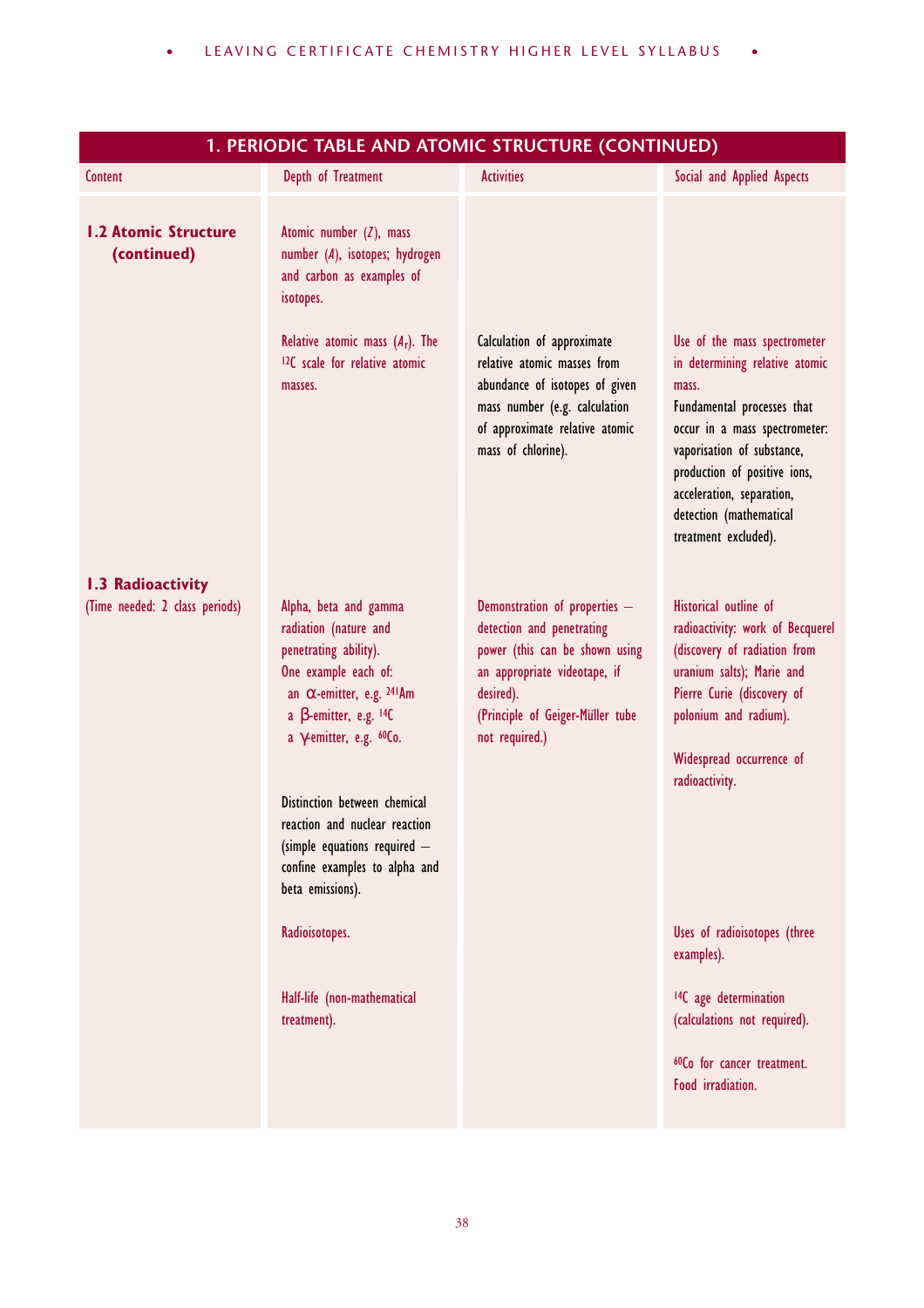## 1. PERIODIC TABLE AND ATOMIC STRUCTURE (CONTINUED)

| Content | Depth of Treatment | Activities | Social and Applied Aspects |
|---|---|---|---|
| **1.2 Atomic Structure (continued)** | Atomic number ($Z$), mass number ($A$), isotopes; hydrogen and carbon as examples of isotopes. | | |
| | Relative atomic mass ($A_r$). The $^{12}C$ scale for relative atomic masses. | Calculation of approximate relative atomic masses from abundance of isotopes of given mass number (e.g. calculation of approximate relative atomic mass of chlorine). | Use of the mass spectrometer in determining relative atomic mass. Fundamental processes that occur in a mass spectrometer: vaporisation of substance, production of positive ions, acceleration, separation, detection (mathematical treatment excluded). |
| **1.3 Radioactivity** (Time needed: 2 class periods) | Alpha, beta and gamma radiation (nature and penetrating ability). One example each of: an $\alpha$-emitter, e.g. $^{241}Am$; a $\beta$-emitter, e.g. $^{14}C$; a $\gamma$-emitter, e.g. $^{60}Co$. | Demonstration of properties – detection and penetrating power (this can be shown using an appropriate videotape, if desired). (Principle of Geiger-Müller tube not required.) | Historical outline of radioactivity: work of Becquerel (discovery of radiation from uranium salts); Marie and Pierre Curie (discovery of polonium and radium). Widespread occurrence of radioactivity. |
| | Distinction between chemical reaction and nuclear reaction (simple equations required – confine examples to alpha and beta emissions). | | |
| | Radioisotopes. | | Uses of radioisotopes (three examples). |
| | Half-life (non-mathematical treatment). | | $^{14}C$ age determination (calculations not required). $^{60}Co$ for cancer treatment. Food irradiation. |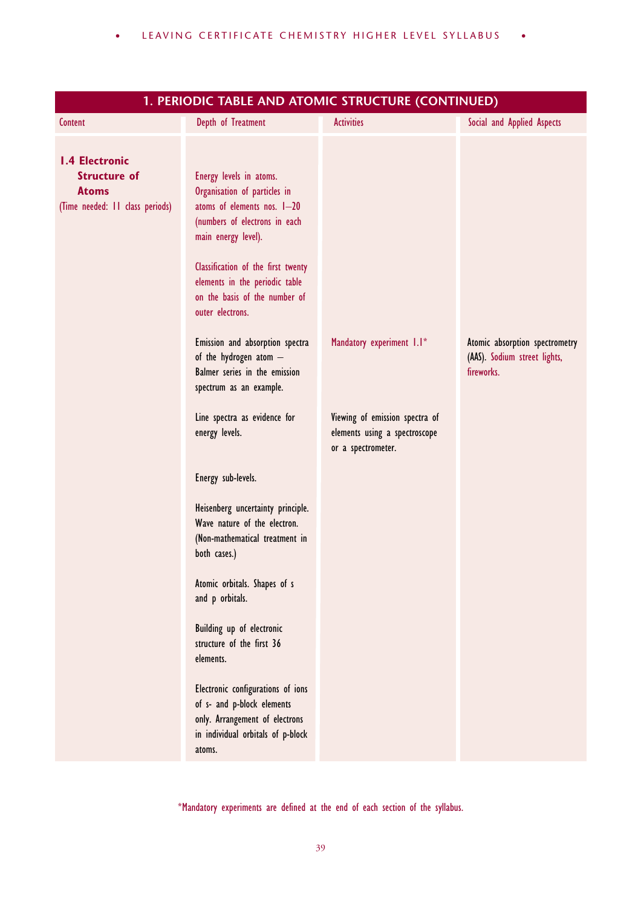## 1. PERIODIC TABLE AND ATOMIC STRUCTURE (CONTINUED)

| Content | Depth of Treatment | Activities | Social and Applied Aspects |
|---|---|---|---|
| **1.4 Electronic Structure of Atoms** (Time needed: 11 class periods) | Energy levels in atoms. Organisation of particles in atoms of elements nos. 1–20 (numbers of electrons in each main energy level). | | |
| | Classification of the first twenty elements in the periodic table on the basis of the number of outer electrons. | | |
| | Emission and absorption spectra of the hydrogen atom – Balmer series in the emission spectrum as an example. | Mandatory experiment 1.1* | Atomic absorption spectrometry (AAS). Sodium street lights, fireworks. |
| | Line spectra as evidence for energy levels. | Viewing of emission spectra of elements using a spectroscope or a spectrometer. | |
| | Energy sub-levels. | | |
| | Heisenberg uncertainty principle. Wave nature of the electron. (Non-mathematical treatment in both cases.) | | |
| | Atomic orbitals. Shapes of s and p orbitals. | | |
| | Building up of electronic structure of the first 36 elements. | | |
| | Electronic configurations of ions of s- and p-block elements only. Arrangement of electrons in individual orbitals of p-block atoms. | | |

*Mandatory experiments are defined at the end of each section of the syllabus.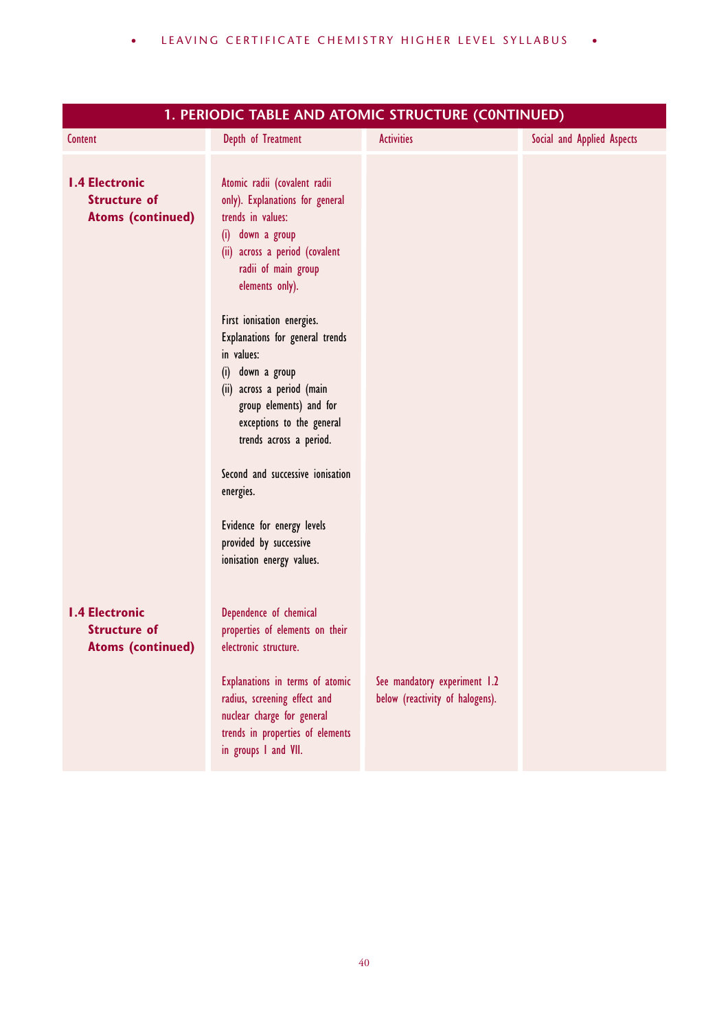## 1. PERIODIC TABLE AND ATOMIC STRUCTURE (CONTINUED)

| Content | Depth of Treatment | Activities | Social and Applied Aspects |
| --- | --- | --- | --- |
| **1.4 Electronic Structure of Atoms (continued)** | Atomic radii (covalent radii only). Explanations for general trends in values:<br>(i) down a group<br>(ii) across a period (covalent radii of main group elements only).<br><br>First ionisation energies. Explanations for general trends in values:<br>(i) down a group<br>(ii) across a period (main group elements) and for exceptions to the general trends across a period.<br><br>Second and successive ionisation energies.<br><br>Evidence for energy levels provided by successive ionisation energy values. | | |
| **1.4 Electronic Structure of Atoms (continued)** | Dependence of chemical properties of elements on their electronic structure.<br><br>Explanations in terms of atomic radius, screening effect and nuclear charge for general trends in properties of elements in groups I and VII. | See mandatory experiment 1.2 below (reactivity of halogens). | |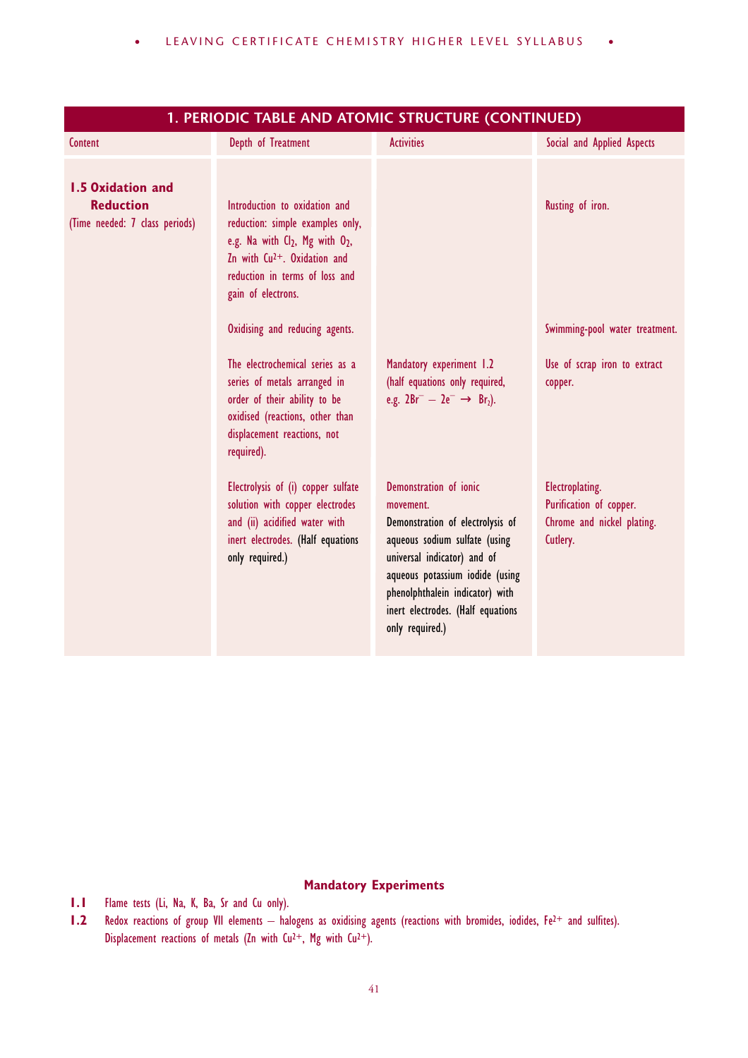## 1. PERIODIC TABLE AND ATOMIC STRUCTURE (CONTINUED)

| Content | Depth of Treatment | Activities | Social and Applied Aspects |
|---|---|---|---|
| **1.5 Oxidation and Reduction** (Time needed: 7 class periods) | Introduction to oxidation and reduction: simple examples only, e.g. Na with $Cl_2$, Mg with $O_2$, Zn with $Cu^{2+}$. Oxidation and reduction in terms of loss and gain of electrons. | | Rusting of iron. |
| | Oxidising and reducing agents. | | Swimming-pool water treatment. |
| | The electrochemical series as a series of metals arranged in order of their ability to be oxidised (reactions, other than displacement reactions, not required). | Mandatory experiment 1.2 (half equations only required, e.g. $2Br^- - 2e^- \rightarrow Br_2$). | Use of scrap iron to extract copper. |
| | Electrolysis of (i) copper sulfate solution with copper electrodes and (ii) acidified water with inert electrodes. (Half equations only required.) | Demonstration of ionic movement. Demonstration of electrolysis of aqueous sodium sulfate (using universal indicator) and of aqueous potassium iodide (using phenolphthalein indicator) with inert electrodes. (Half equations only required.) | Electroplating. Purification of copper. Chrome and nickel plating. Cutlery. |

### Mandatory Experiments

**1.1** Flame tests (Li, Na, K, Ba, Sr and Cu only).

**1.2** Redox reactions of group VII elements – halogens as oxidising agents (reactions with bromides, iodides, $Fe^{2+}$ and sulfites). Displacement reactions of metals (Zn with $Cu^{2+}$, Mg with $Cu^{2+}$).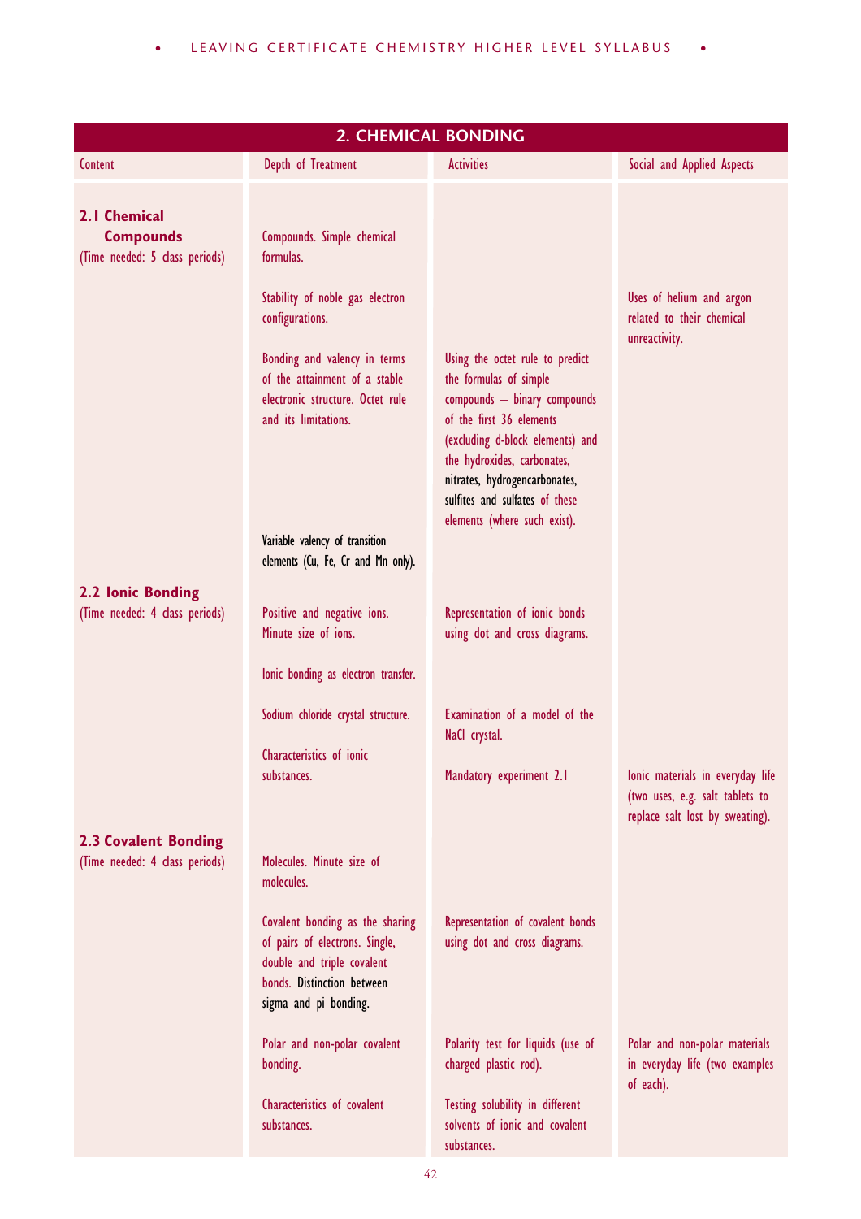## 2. CHEMICAL BONDING

| Content | Depth of Treatment | Activities | Social and Applied Aspects |
|---|---|---|---|
| **2.1 Chemical Compounds** (Time needed: 5 class periods) | Compounds. Simple chemical formulas. | | |
| | Stability of noble gas electron configurations. | | Uses of helium and argon related to their chemical unreactivity. |
| | Bonding and valency in terms of the attainment of a stable electronic structure. Octet rule and its limitations. | Using the octet rule to predict the formulas of simple compounds – binary compounds of the first 36 elements (excluding d-block elements) and the hydroxides, carbonates, nitrates, hydrogencarbonates, sulfites and sulfates of these elements (where such exist). | |
| | Variable valency of transition elements (Cu, Fe, Cr and Mn only). | | |
| **2.2 Ionic Bonding** (Time needed: 4 class periods) | Positive and negative ions. Minute size of ions. | Representation of ionic bonds using dot and cross diagrams. | |
| | Ionic bonding as electron transfer. | | |
| | Sodium chloride crystal structure. | Examination of a model of the NaCl crystal. | |
| | Characteristics of ionic substances. | Mandatory experiment 2.1 | Ionic materials in everyday life (two uses, e.g. salt tablets to replace salt lost by sweating). |
| **2.3 Covalent Bonding** (Time needed: 4 class periods) | Molecules. Minute size of molecules. | | |
| | Covalent bonding as the sharing of pairs of electrons. Single, double and triple covalent bonds. Distinction between sigma and pi bonding. | Representation of covalent bonds using dot and cross diagrams. | |
| | Polar and non-polar covalent bonding. | Polarity test for liquids (use of charged plastic rod). | Polar and non-polar materials in everyday life (two examples of each). |
| | Characteristics of covalent substances. | Testing solubility in different solvents of ionic and covalent substances. | |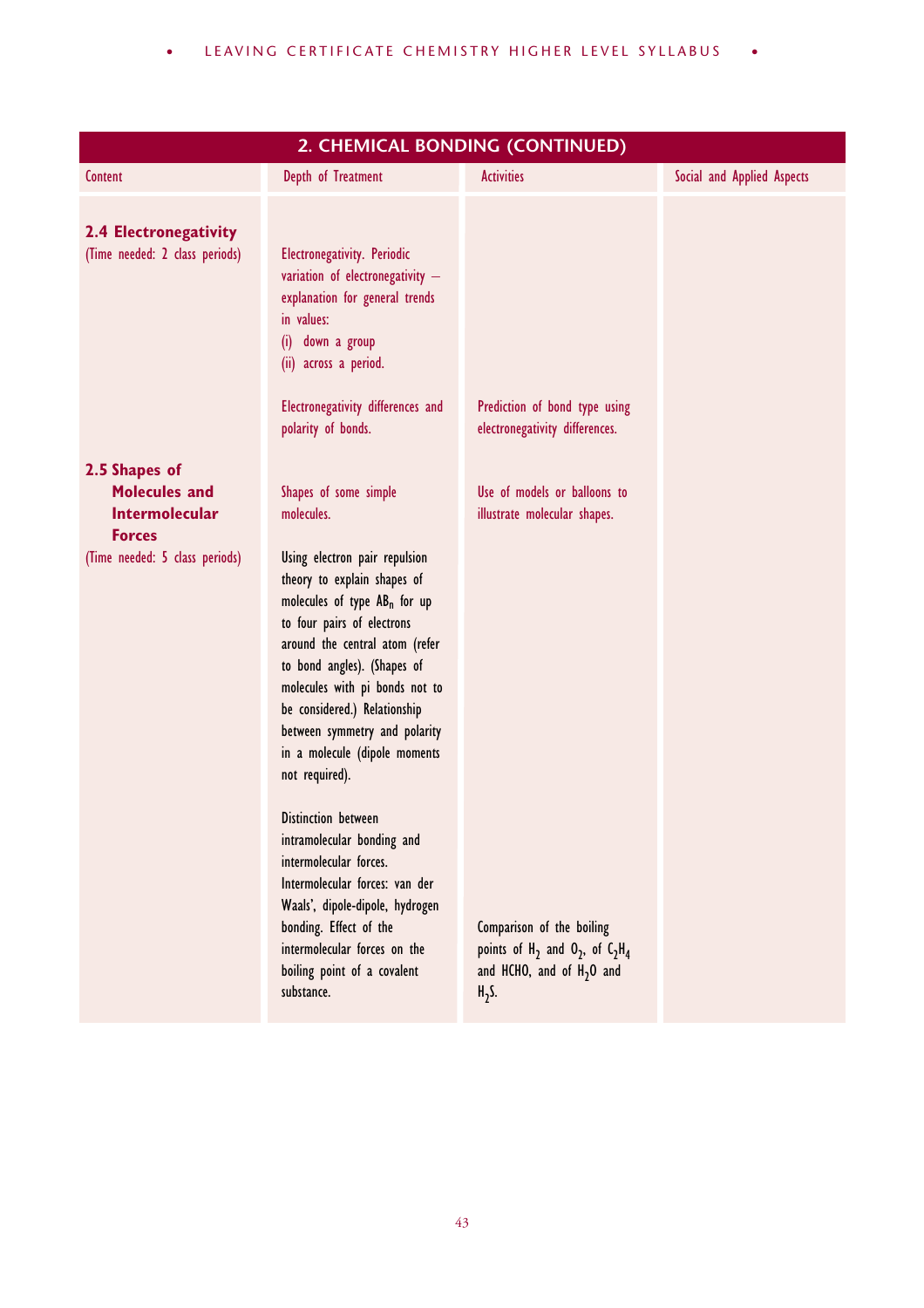## 2. CHEMICAL BONDING (CONTINUED)

| Content | Depth of Treatment | Activities | Social and Applied Aspects |
|---|---|---|---|
| **2.4 Electronegativity** (Time needed: 2 class periods) | Electronegativity. Periodic variation of electronegativity – explanation for general trends in values: (i) down a group (ii) across a period. | | |
| | Electronegativity differences and polarity of bonds. | Prediction of bond type using electronegativity differences. | |
| **2.5 Shapes of Molecules and Intermolecular Forces** (Time needed: 5 class periods) | Shapes of some simple molecules. | Use of models or balloons to illustrate molecular shapes. | |
| | Using electron pair repulsion theory to explain shapes of molecules of type $AB_n$ for up to four pairs of electrons around the central atom (refer to bond angles). (Shapes of molecules with pi bonds not to be considered.) Relationship between symmetry and polarity in a molecule (dipole moments not required). | | |
| | Distinction between intramolecular bonding and intermolecular forces. Intermolecular forces: van der Waals', dipole-dipole, hydrogen bonding. Effect of the intermolecular forces on the boiling point of a covalent substance. | Comparison of the boiling points of $H_2$ and $O_2$, of $C_2H_4$ and HCHO, and of $H_2O$ and $H_2S$. | |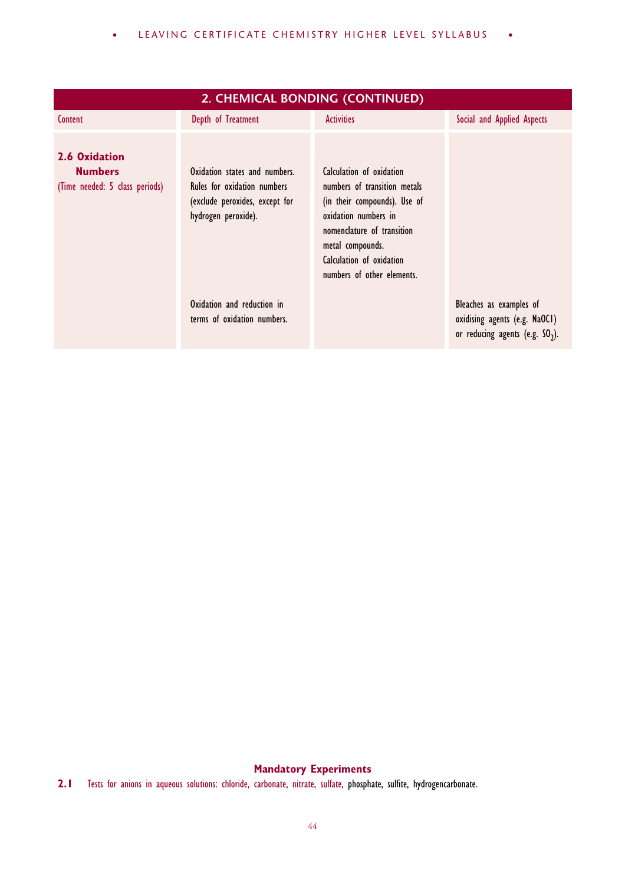| 2. CHEMICAL BONDING (CONTINUED) | | | |
|---|---|---|---|
| Content | Depth of Treatment | Activities | Social and Applied Aspects |
| **2.6 Oxidation Numbers** (Time needed: 5 class periods) | Oxidation states and numbers. Rules for oxidation numbers (exclude peroxides, except for hydrogen peroxide). | Calculation of oxidation numbers of transition metals (in their compounds). Use of oxidation numbers in nomenclature of transition metal compounds. Calculation of oxidation numbers of other elements. | |
| | Oxidation and reduction in terms of oxidation numbers. | | Bleaches as examples of oxidising agents (e.g. NaOCl) or reducing agents (e.g. $SO_2$). |

**Mandatory Experiments**

**2.1** Tests for anions in aqueous solutions: chloride, carbonate, nitrate, sulfate, phosphate, sulfite, hydrogencarbonate.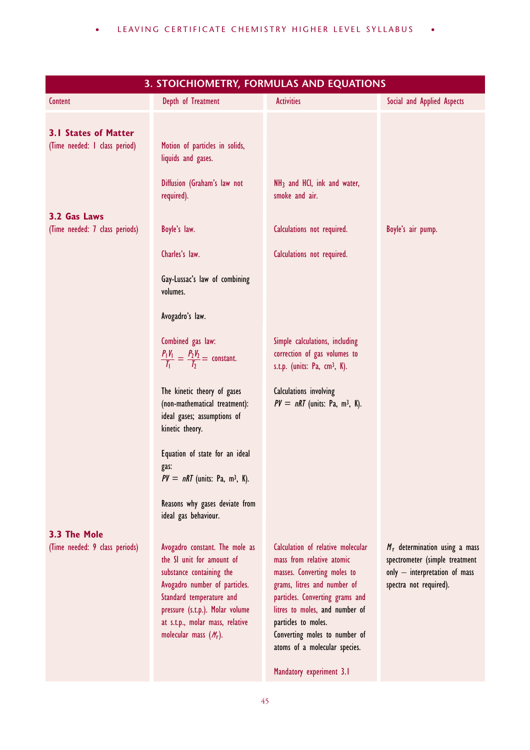## 3. STOICHIOMETRY, FORMULAS AND EQUATIONS

| Content | Depth of Treatment | Activities | Social and Applied Aspects |
|---|---|---|---|
| **3.1 States of Matter** (Time needed: 1 class period) | Motion of particles in solids, liquids and gases. | | |
| | Diffusion (Graham's law not required). | $NH_3$ and HCl, ink and water, smoke and air. | |
| **3.2 Gas Laws** (Time needed: 7 class periods) | Boyle's law. | Calculations not required. | Boyle's air pump. |
| | Charles's law. | Calculations not required. | |
| | Gay-Lussac's law of combining volumes. | | |
| | Avogadro's law. | | |
| | Combined gas law: $\frac{P_1V_1}{T_1} = \frac{P_2V_2}{T_2} =$ constant. | Simple calculations, including correction of gas volumes to s.t.p. (units: Pa, $cm^3$, K). | |
| | The kinetic theory of gases (non-mathematical treatment): ideal gases; assumptions of kinetic theory. | Calculations involving $PV = nRT$ (units: Pa, $m^3$, K). | |
| | Equation of state for an ideal gas: $PV = nRT$ (units: Pa, $m^3$, K). | | |
| | Reasons why gases deviate from ideal gas behaviour. | | |
| **3.3 The Mole** (Time needed: 9 class periods) | Avogadro constant. The mole as the SI unit for amount of substance containing the Avogadro number of particles. Standard temperature and pressure (s.t.p.). Molar volume at s.t.p., molar mass, relative molecular mass ($M_r$). | Calculation of relative molecular mass from relative atomic masses. Converting moles to grams, litres and number of particles. Converting grams and litres to moles, and number of particles to moles. Converting moles to number of atoms of a molecular species. Mandatory experiment 3.1 | $M_r$ determination using a mass spectrometer (simple treatment only – interpretation of mass spectra not required). |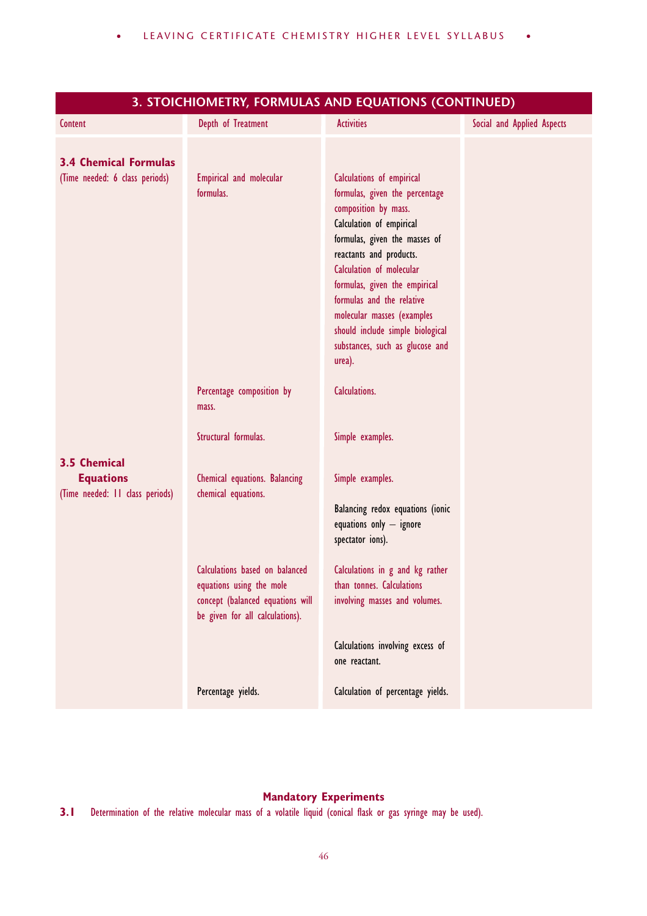## 3. STOICHIOMETRY, FORMULAS AND EQUATIONS (CONTINUED)

| Content | Depth of Treatment | Activities | Social and Applied Aspects |
|---|---|---|---|
| **3.4 Chemical Formulas** (Time needed: 6 class periods) | Empirical and molecular formulas. | Calculations of empirical formulas, given the percentage composition by mass. Calculation of empirical formulas, given the masses of reactants and products. Calculation of molecular formulas, given the empirical formulas and the relative molecular masses (examples should include simple biological substances, such as glucose and urea). | |
| | Percentage composition by mass. | Calculations. | |
| | Structural formulas. | Simple examples. | |
| **3.5 Chemical Equations** (Time needed: 11 class periods) | Chemical equations. Balancing chemical equations. | Simple examples. | |
| | | Balancing redox equations (ionic equations only – ignore spectator ions). | |
| | Calculations based on balanced equations using the mole concept (balanced equations will be given for all calculations). | Calculations in g and kg rather than tonnes. Calculations involving masses and volumes. | |
| | | Calculations involving excess of one reactant. | |
| | Percentage yields. | Calculation of percentage yields. | |

### Mandatory Experiments

**3.1** Determination of the relative molecular mass of a volatile liquid (conical flask or gas syringe may be used).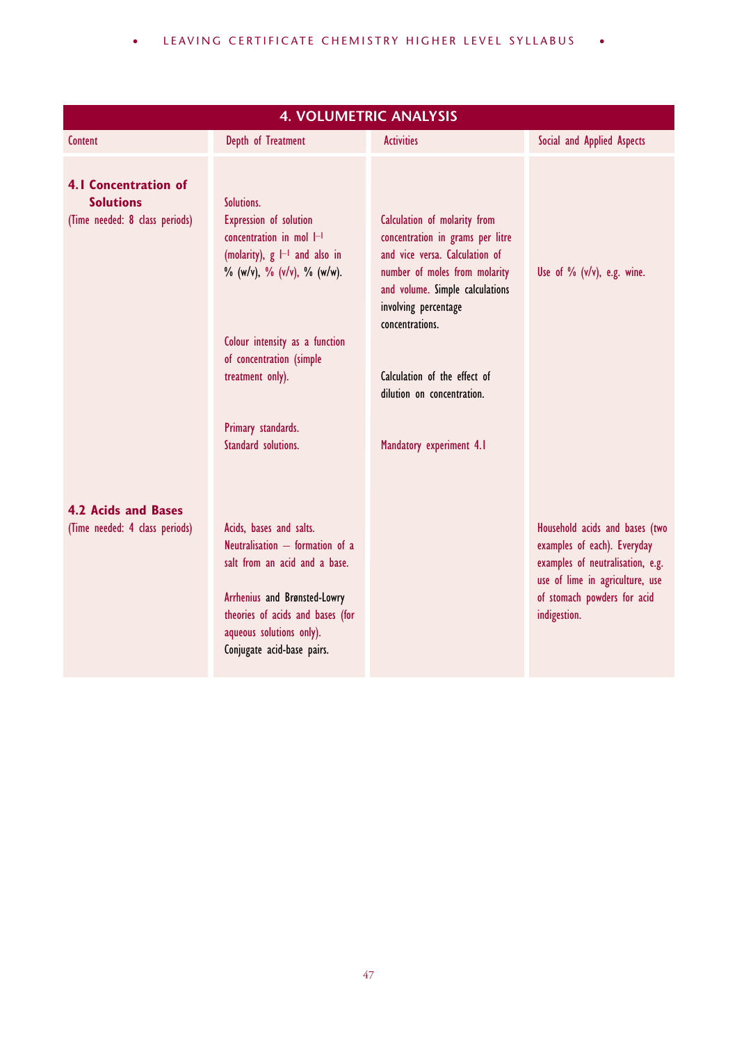## 4. VOLUMETRIC ANALYSIS

| Content | Depth of Treatment | Activities | Social and Applied Aspects |
|---|---|---|---|
| **4.1 Concentration of Solutions** (Time needed: 8 class periods) | Solutions. Expression of solution concentration in mol $l^{-1}$ (molarity), g $l^{-1}$ and also in % (w/v), % (v/v), % (w/w). | Calculation of molarity from concentration in grams per litre and vice versa. Calculation of number of moles from molarity and volume. Simple calculations involving percentage concentrations. | Use of % (v/v), e.g. wine. |
| | Colour intensity as a function of concentration (simple treatment only). | Calculation of the effect of dilution on concentration. | |
| | Primary standards. Standard solutions. | Mandatory experiment 4.1 | |
| **4.2 Acids and Bases** (Time needed: 4 class periods) | Acids, bases and salts. Neutralisation – formation of a salt from an acid and a base. | | Household acids and bases (two examples of each). Everyday examples of neutralisation, e.g. use of lime in agriculture, use of stomach powders for acid indigestion. |
| | Arrhenius and Brønsted-Lowry theories of acids and bases (for aqueous solutions only). Conjugate acid-base pairs. | | |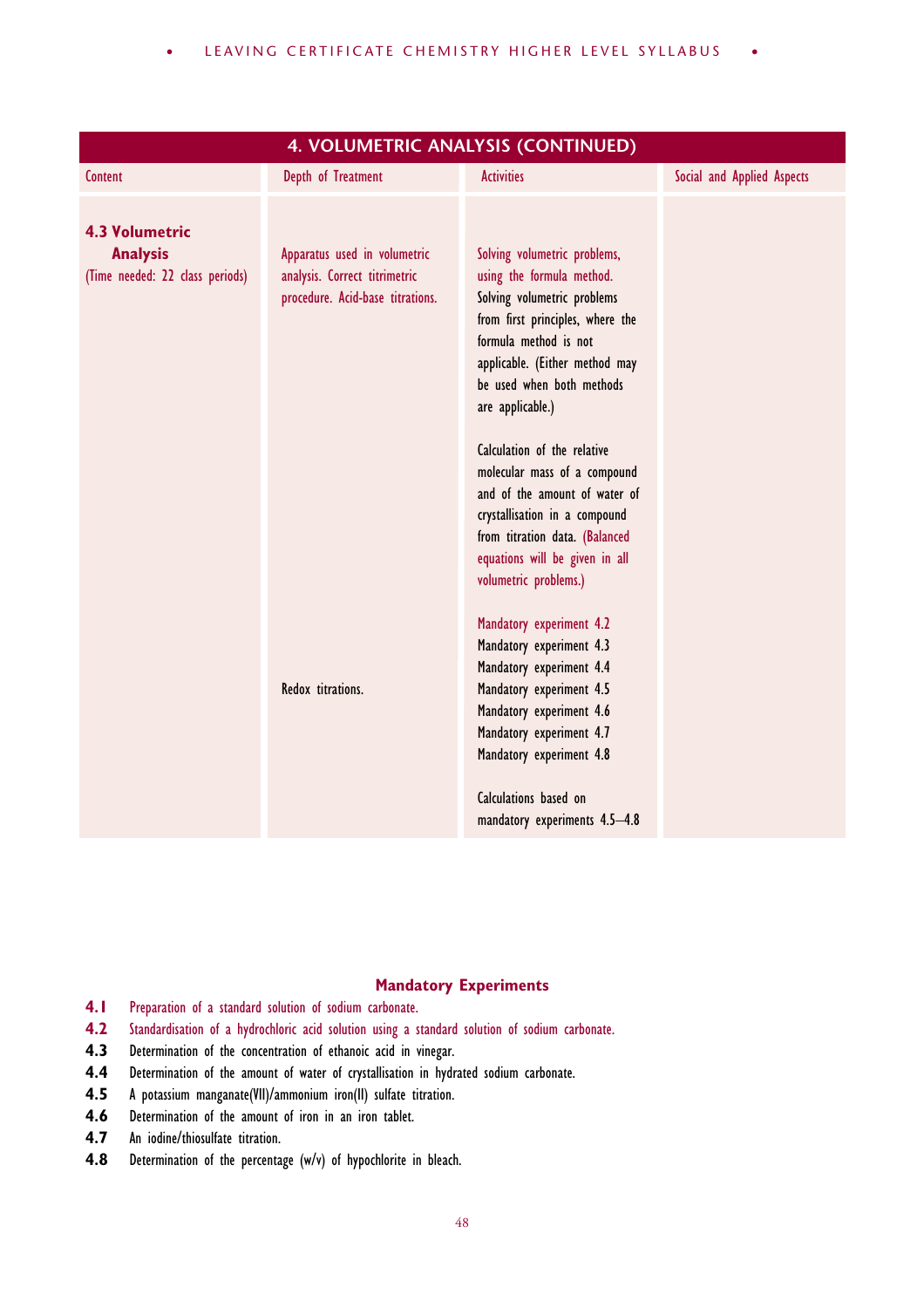## 4. VOLUMETRIC ANALYSIS (CONTINUED)

| Content | Depth of Treatment | Activities | Social and Applied Aspects |
|---|---|---|---|
| **4.3 Volumetric Analysis** (Time needed: 22 class periods) | Apparatus used in volumetric analysis. Correct titrimetric procedure. Acid-base titrations. | Solving volumetric problems, using the formula method. Solving volumetric problems from first principles, where the formula method is not applicable. (Either method may be used when both methods are applicable.) | |
| | | Calculation of the relative molecular mass of a compound and of the amount of water of crystallisation in a compound from titration data. (Balanced equations will be given in all volumetric problems.) | |
| | | Mandatory experiment 4.2<br>Mandatory experiment 4.3<br>Mandatory experiment 4.4 | |
| | Redox titrations. | Mandatory experiment 4.5<br>Mandatory experiment 4.6<br>Mandatory experiment 4.7<br>Mandatory experiment 4.8 | |
| | | Calculations based on mandatory experiments 4.5–4.8 | |

### Mandatory Experiments

**4.1** Preparation of a standard solution of sodium carbonate.
**4.2** Standardisation of a hydrochloric acid solution using a standard solution of sodium carbonate.
**4.3** Determination of the concentration of ethanoic acid in vinegar.
**4.4** Determination of the amount of water of crystallisation in hydrated sodium carbonate.
**4.5** A potassium manganate(VII)/ammonium iron(II) sulfate titration.
**4.6** Determination of the amount of iron in an iron tablet.
**4.7** An iodine/thiosulfate titration.
**4.8** Determination of the percentage (w/v) of hypochlorite in bleach.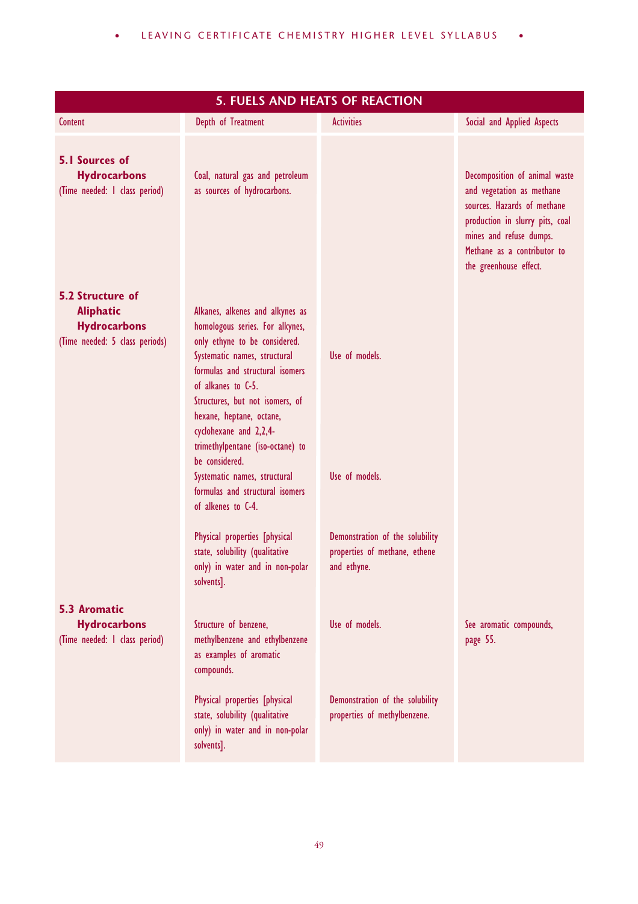## 5. FUELS AND HEATS OF REACTION

| Content | Depth of Treatment | Activities | Social and Applied Aspects |
|---|---|---|---|
| **5.1 Sources of Hydrocarbons** (Time needed: 1 class period) | Coal, natural gas and petroleum as sources of hydrocarbons. | | Decomposition of animal waste and vegetation as methane sources. Hazards of methane production in slurry pits, coal mines and refuse dumps. Methane as a contributor to the greenhouse effect. |
| **5.2 Structure of Aliphatic Hydrocarbons** (Time needed: 5 class periods) | Alkanes, alkenes and alkynes as homologous series. For alkynes, only ethyne to be considered. Systematic names, structural formulas and structural isomers of alkanes to C-5. Structures, but not isomers, of hexane, heptane, octane, cyclohexane and 2,2,4-trimethylpentane (iso-octane) to be considered. | Use of models. | |
| | Systematic names, structural formulas and structural isomers of alkenes to C-4. | Use of models. | |
| | Physical properties [physical state, solubility (qualitative only) in water and in non-polar solvents]. | Demonstration of the solubility properties of methane, ethene and ethyne. | |
| **5.3 Aromatic Hydrocarbons** (Time needed: 1 class period) | Structure of benzene, methylbenzene and ethylbenzene as examples of aromatic compounds. | Use of models. | See aromatic compounds, page 55. |
| | Physical properties [physical state, solubility (qualitative only) in water and in non-polar solvents]. | Demonstration of the solubility properties of methylbenzene. | |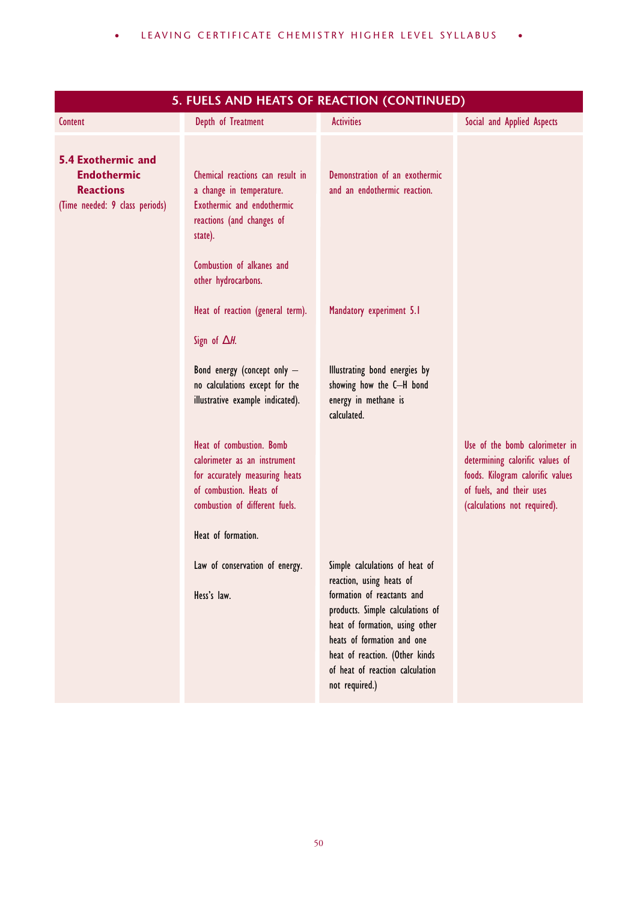## 5. FUELS AND HEATS OF REACTION (CONTINUED)

| Content | Depth of Treatment | Activities | Social and Applied Aspects |
|---|---|---|---|
| **5.4 Exothermic and Endothermic Reactions** (Time needed: 9 class periods) | Chemical reactions can result in a change in temperature. Exothermic and endothermic reactions (and changes of state). | Demonstration of an exothermic and an endothermic reaction. | |
| | Combustion of alkanes and other hydrocarbons. | | |
| | Heat of reaction (general term). | Mandatory experiment 5.1 | |
| | Sign of $\Delta H$. | | |
| | Bond energy (concept only – no calculations except for the illustrative example indicated). | Illustrating bond energies by showing how the C–H bond energy in methane is calculated. | |
| | Heat of combustion. Bomb calorimeter as an instrument for accurately measuring heats of combustion. Heats of combustion of different fuels. | | Use of the bomb calorimeter in determining calorific values of foods. Kilogram calorific values of fuels, and their uses (calculations not required). |
| | Heat of formation. | | |
| | Law of conservation of energy. Hess's law. | Simple calculations of heat of reaction, using heats of formation of reactants and products. Simple calculations of heat of formation, using other heats of formation and one heat of reaction. (Other kinds of heat of reaction calculation not required.) | |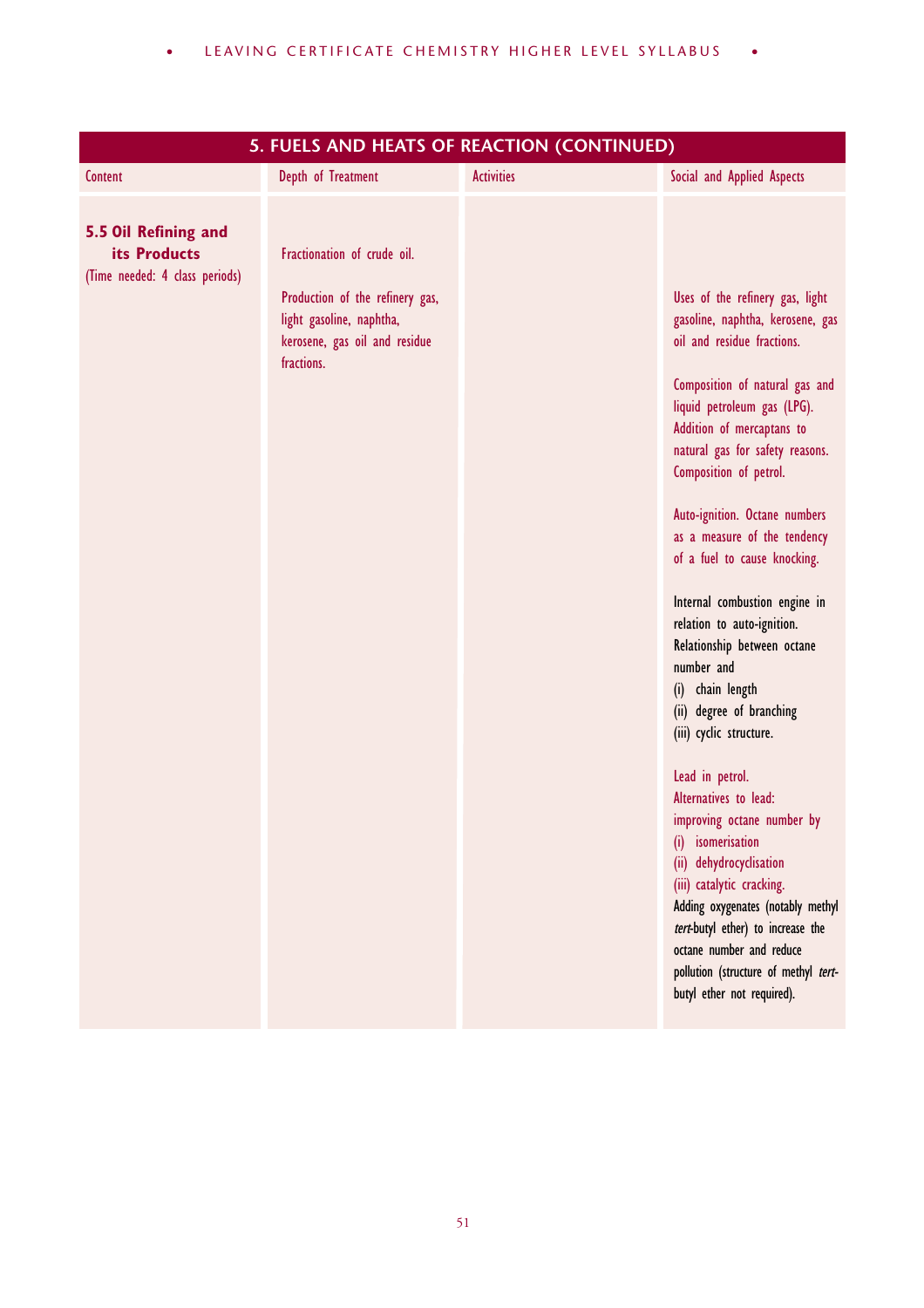| 5. FUELS AND HEATS OF REACTION (CONTINUED) | | | |
|---|---|---|---|
| Content | Depth of Treatment | Activities | Social and Applied Aspects |
| **5.5 Oil Refining and its Products** (Time needed: 4 class periods) | Fractionation of crude oil. | | |
| | Production of the refinery gas, light gasoline, naphtha, kerosene, gas oil and residue fractions. | | Uses of the refinery gas, light gasoline, naphtha, kerosene, gas oil and residue fractions. |
| | | | Composition of natural gas and liquid petroleum gas (LPG). Addition of mercaptans to natural gas for safety reasons. Composition of petrol. |
| | | | Auto-ignition. Octane numbers as a measure of the tendency of a fuel to cause knocking. |
| | | | Internal combustion engine in relation to auto-ignition. Relationship between octane number and (i) chain length (ii) degree of branching (iii) cyclic structure. |
| | | | Lead in petrol. Alternatives to lead: improving octane number by (i) isomerisation (ii) dehydrocyclisation (iii) catalytic cracking. Adding oxygenates (notably methyl *tert*-butyl ether) to increase the octane number and reduce pollution (structure of methyl *tert*-butyl ether not required). |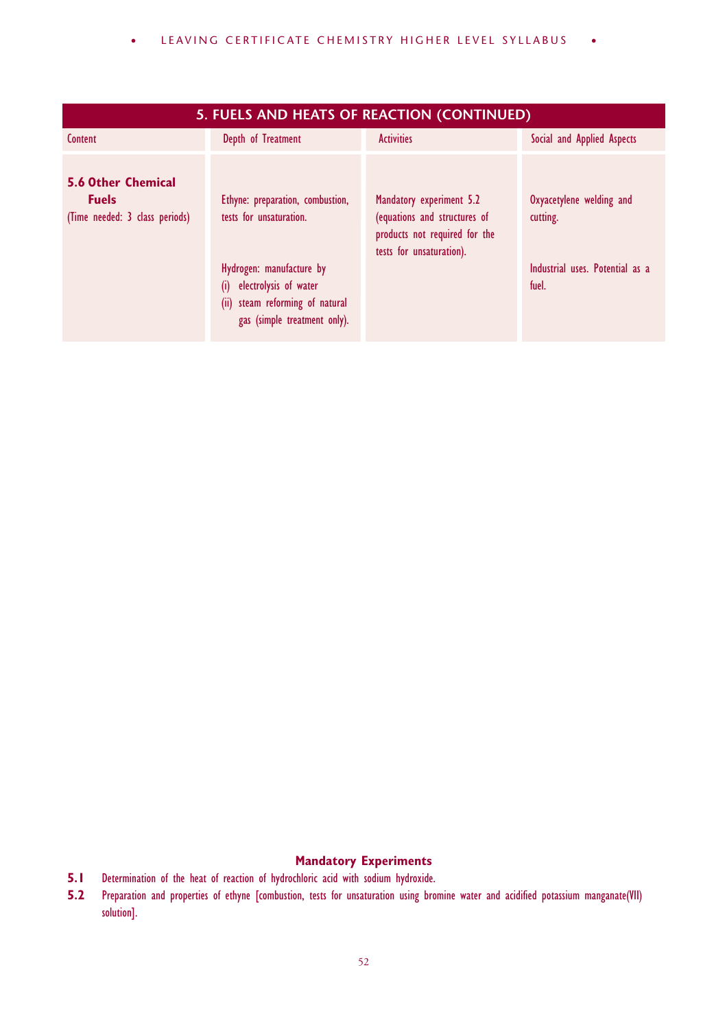## 5. FUELS AND HEATS OF REACTION (CONTINUED)

| Content | Depth of Treatment | Activities | Social and Applied Aspects |
|---|---|---|---|
| **5.6 Other Chemical Fuels** (Time needed: 3 class periods) | Ethyne: preparation, combustion, tests for unsaturation.<br><br>Hydrogen: manufacture by<br>(i) electrolysis of water<br>(ii) steam reforming of natural gas (simple treatment only). | Mandatory experiment 5.2 (equations and structures of products not required for the tests for unsaturation). | Oxyacetylene welding and cutting.<br><br>Industrial uses. Potential as a fuel. |

### Mandatory Experiments

**5.1** Determination of the heat of reaction of hydrochloric acid with sodium hydroxide.

**5.2** Preparation and properties of ethyne [combustion, tests for unsaturation using bromine water and acidified potassium manganate(VII) solution].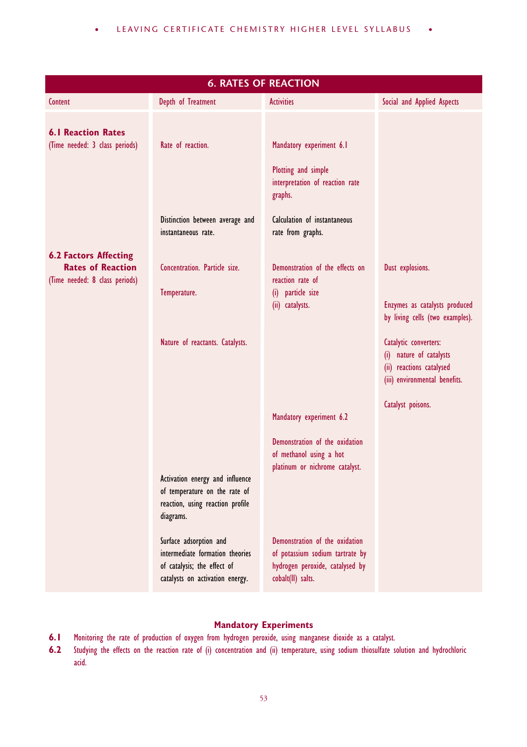| 6. RATES OF REACTION | | | |
|---|---|---|---|
| Content | Depth of Treatment | Activities | Social and Applied Aspects |
| **6.1 Reaction Rates** (Time needed: 3 class periods) | Rate of reaction. | Mandatory experiment 6.1 | |
| | | Plotting and simple interpretation of reaction rate graphs. | |
| | Distinction between average and instantaneous rate. | Calculation of instantaneous rate from graphs. | |
| **6.2 Factors Affecting Rates of Reaction** (Time needed: 8 class periods) | Concentration. Particle size. | Demonstration of the effects on reaction rate of (i) particle size (ii) catalysts. | Dust explosions. |
| | Temperature. | | Enzymes as catalysts produced by living cells (two examples). |
| | Nature of reactants. Catalysts. | | Catalytic converters: (i) nature of catalysts (ii) reactions catalysed (iii) environmental benefits. |
| | | | Catalyst poisons. |
| | | Mandatory experiment 6.2 | |
| | | Demonstration of the oxidation of methanol using a hot platinum or nichrome catalyst. | |
| | Activation energy and influence of temperature on the rate of reaction, using reaction profile diagrams. | | |
| | Surface adsorption and intermediate formation theories of catalysis; the effect of catalysts on activation energy. | Demonstration of the oxidation of potassium sodium tartrate by hydrogen peroxide, catalysed by cobalt(II) salts. | |

**Mandatory Experiments**

**6.1** Monitoring the rate of production of oxygen from hydrogen peroxide, using manganese dioxide as a catalyst.

**6.2** Studying the effects on the reaction rate of (i) concentration and (ii) temperature, using sodium thiosulfate solution and hydrochloric acid.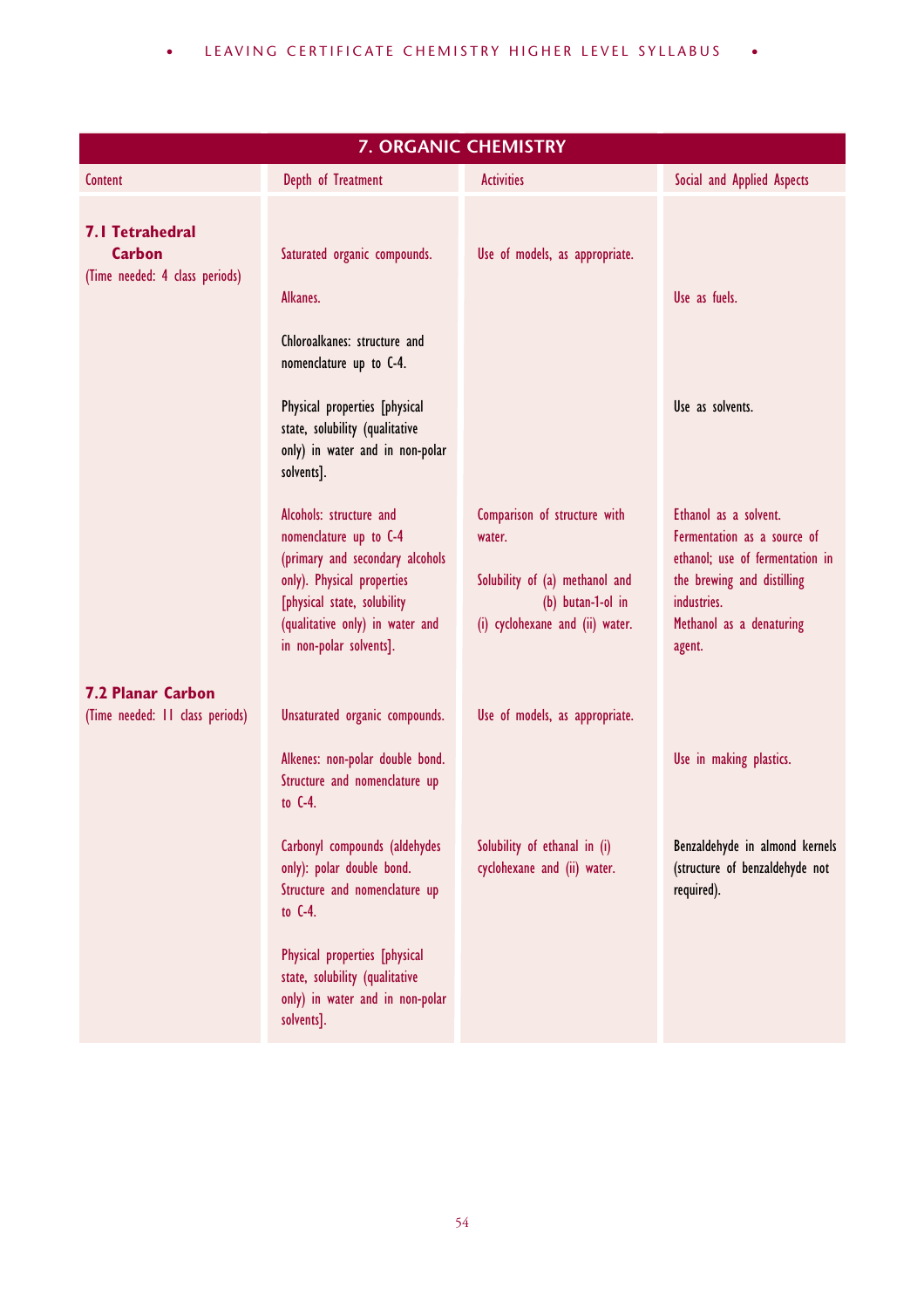| 7. ORGANIC CHEMISTRY | | | |
|---|---|---|---|
| Content | Depth of Treatment | Activities | Social and Applied Aspects |
| **7.1 Tetrahedral Carbon** (Time needed: 4 class periods) | Saturated organic compounds. | Use of models, as appropriate. | |
| | Alkanes. | | Use as fuels. |
| | Chloroalkanes: structure and nomenclature up to C-4. | | |
| | Physical properties [physical state, solubility (qualitative only) in water and in non-polar solvents]. | | Use as solvents. |
| | Alcohols: structure and nomenclature up to C-4 (primary and secondary alcohols only). Physical properties [physical state, solubility (qualitative only) in water and in non-polar solvents]. | Comparison of structure with water. Solubility of (a) methanol and (b) butan-1-ol in (i) cyclohexane and (ii) water. | Ethanol as a solvent. Fermentation as a source of ethanol; use of fermentation in the brewing and distilling industries. Methanol as a denaturing agent. |
| **7.2 Planar Carbon** (Time needed: 11 class periods) | Unsaturated organic compounds. | Use of models, as appropriate. | |
| | Alkenes: non-polar double bond. Structure and nomenclature up to C-4. | | Use in making plastics. |
| | Carbonyl compounds (aldehydes only): polar double bond. Structure and nomenclature up to C-4. | Solubility of ethanal in (i) cyclohexane and (ii) water. | Benzaldehyde in almond kernels (structure of benzaldehyde not required). |
| | Physical properties [physical state, solubility (qualitative only) in water and in non-polar solvents]. | | |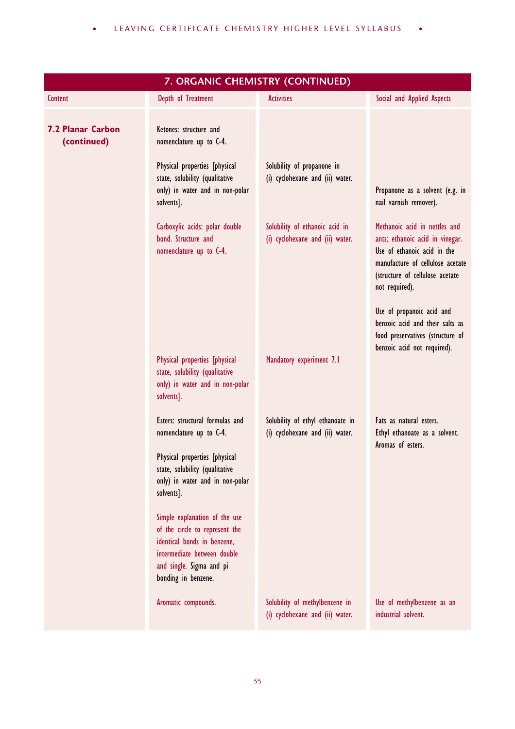| 7. ORGANIC CHEMISTRY (CONTINUED) | | | |
|---|---|---|---|
| **Content** | **Depth of Treatment** | **Activities** | **Social and Applied Aspects** |
| **7.2 Planar Carbon (continued)** | Ketones: structure and nomenclature up to C-4. | | |
| | Physical properties [physical state, solubility (qualitative only) in water and in non-polar solvents]. | Solubility of propanone in (i) cyclohexane and (ii) water. | Propanone as a solvent (e.g. in nail varnish remover). |
| | Carboxylic acids: polar double bond. Structure and nomenclature up to C-4. | Solubility of ethanoic acid in (i) cyclohexane and (ii) water. | Methanoic acid in nettles and ants; ethanoic acid in vinegar. Use of ethanoic acid in the manufacture of cellulose acetate (structure of cellulose acetate not required). Use of propanoic acid and benzoic acid and their salts as food preservatives (structure of benzoic acid not required). |
| | Physical properties [physical state, solubility (qualitative only) in water and in non-polar solvents]. | Mandatory experiment 7.1 | |
| | Esters: structural formulas and nomenclature up to C-4. | Solubility of ethyl ethanoate in (i) cyclohexane and (ii) water. | Fats as natural esters. Ethyl ethanoate as a solvent. Aromas of esters. |
| | Physical properties [physical state, solubility (qualitative only) in water and in non-polar solvents]. | | |
| | Simple explanation of the use of the circle to represent the identical bonds in benzene, intermediate between double and single. Sigma and pi bonding in benzene. | | |
| | Aromatic compounds. | Solubility of methylbenzene in (i) cyclohexane and (ii) water. | Use of methylbenzene as an industrial solvent. |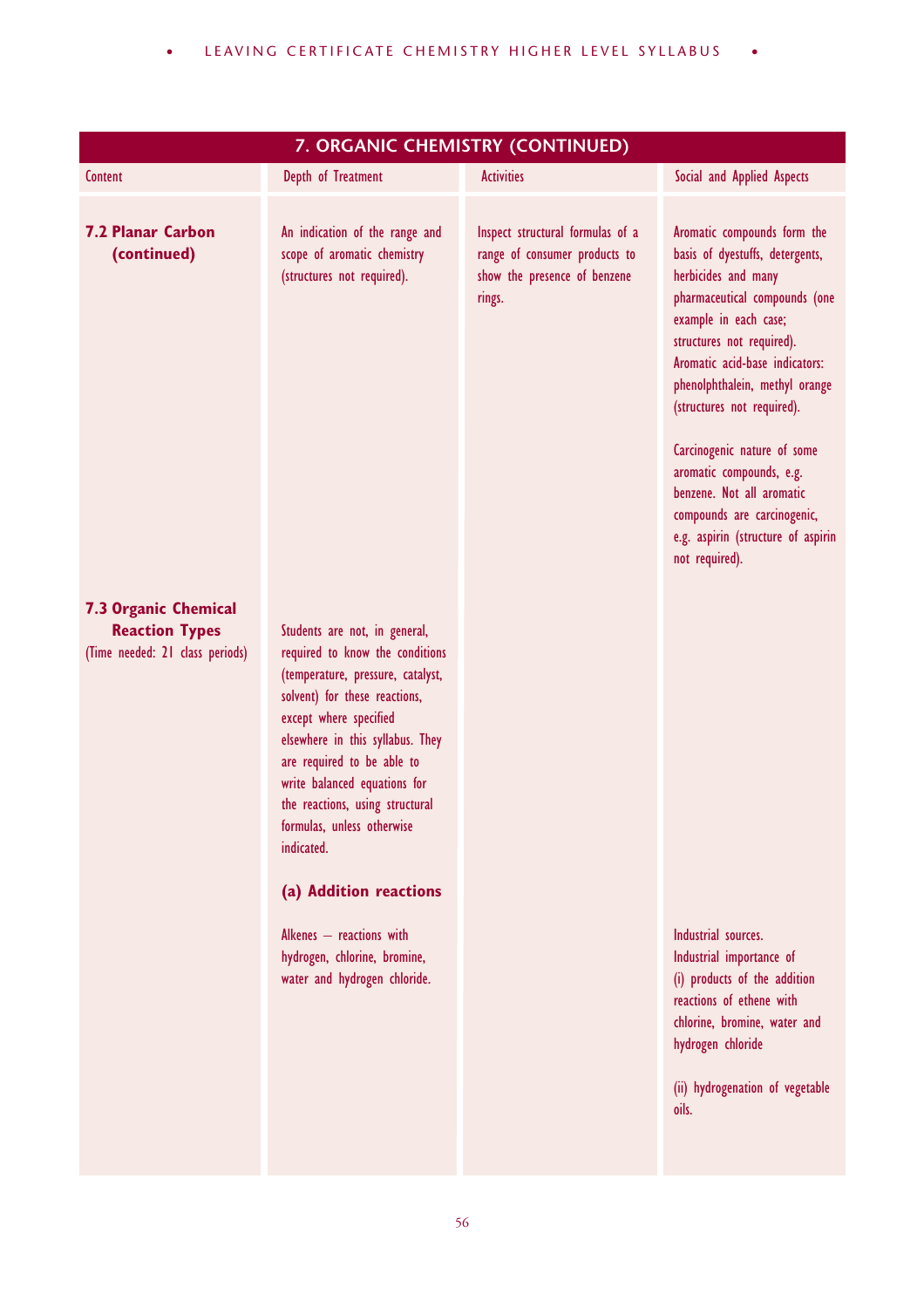## 7. ORGANIC CHEMISTRY (CONTINUED)

| Content | Depth of Treatment | Activities | Social and Applied Aspects |
| --- | --- | --- | --- |
| **7.2 Planar Carbon (continued)** | An indication of the range and scope of aromatic chemistry (structures not required). | Inspect structural formulas of a range of consumer products to show the presence of benzene rings. | Aromatic compounds form the basis of dyestuffs, detergents, herbicides and many pharmaceutical compounds (one example in each case; structures not required).<br>Aromatic acid-base indicators: phenolphthalein, methyl orange (structures not required).<br><br>Carcinogenic nature of some aromatic compounds, e.g. benzene. Not all aromatic compounds are carcinogenic, e.g. aspirin (structure of aspirin not required). |
| **7.3 Organic Chemical Reaction Types**<br>(Time needed: 21 class periods) | Students are not, in general, required to know the conditions (temperature, pressure, catalyst, solvent) for these reactions, except where specified elsewhere in this syllabus. They are required to be able to write balanced equations for the reactions, using structural formulas, unless otherwise indicated. | | |
| | **(a) Addition reactions** | | |
| | Alkenes – reactions with hydrogen, chlorine, bromine, water and hydrogen chloride. | | Industrial sources.<br>Industrial importance of<br>(i) products of the addition reactions of ethene with chlorine, bromine, water and hydrogen chloride<br><br>(ii) hydrogenation of vegetable oils. |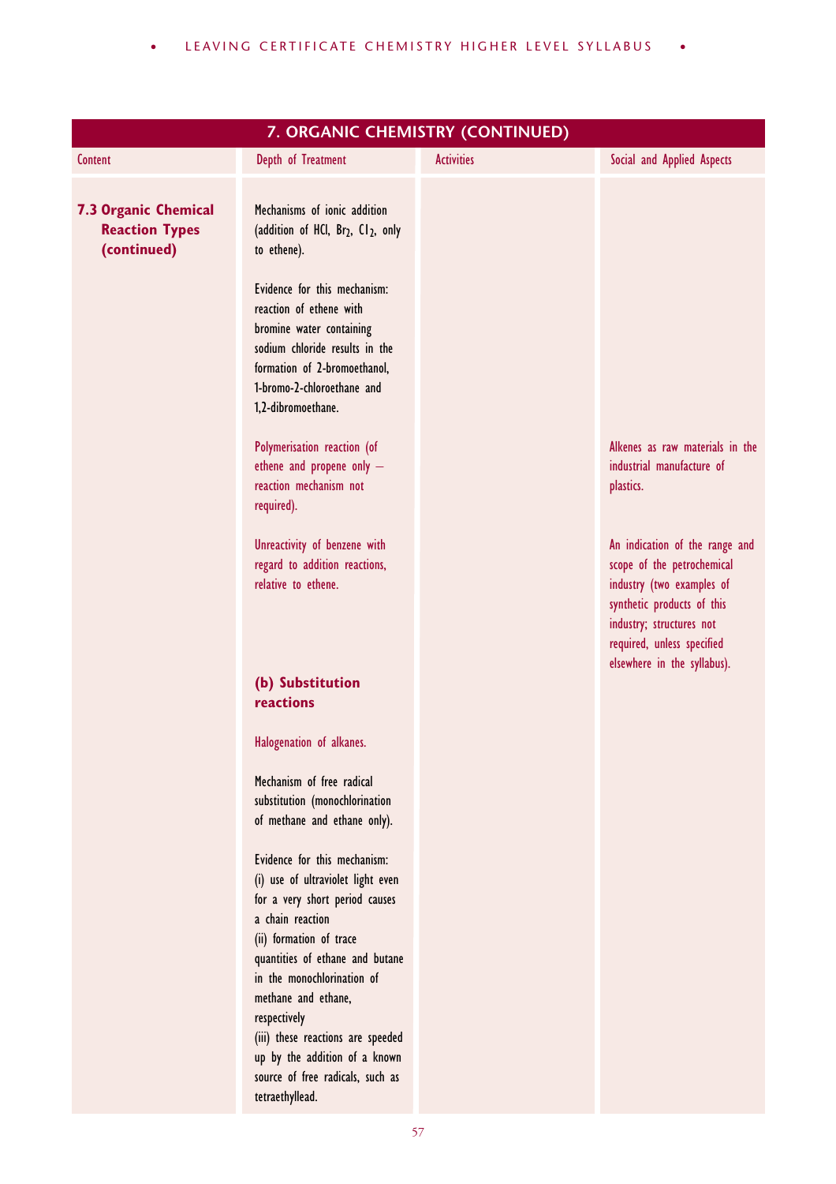| 7. ORGANIC CHEMISTRY (CONTINUED) | | | |
|---|---|---|---|
| Content | Depth of Treatment | Activities | Social and Applied Aspects |
| **7.3 Organic Chemical Reaction Types (continued)** | Mechanisms of ionic addition (addition of HCl, $Br_2$, $Cl_2$, only to ethene). | | |
| | Evidence for this mechanism: reaction of ethene with bromine water containing sodium chloride results in the formation of 2-bromoethanol, 1-bromo-2-chloroethane and 1,2-dibromoethane. | | |
| | Polymerisation reaction (of ethene and propene only – reaction mechanism not required). | | Alkenes as raw materials in the industrial manufacture of plastics. |
| | Unreactivity of benzene with regard to addition reactions, relative to ethene. | | An indication of the range and scope of the petrochemical industry (two examples of synthetic products of this industry; structures not required, unless specified elsewhere in the syllabus). |
| | **(b) Substitution reactions** | | |
| | Halogenation of alkanes. | | |
| | Mechanism of free radical substitution (monochlorination of methane and ethane only). | | |
| | Evidence for this mechanism: (i) use of ultraviolet light even for a very short period causes a chain reaction (ii) formation of trace quantities of ethane and butane in the monochlorination of methane and ethane, respectively (iii) these reactions are speeded up by the addition of a known source of free radicals, such as tetraethyllead. | | |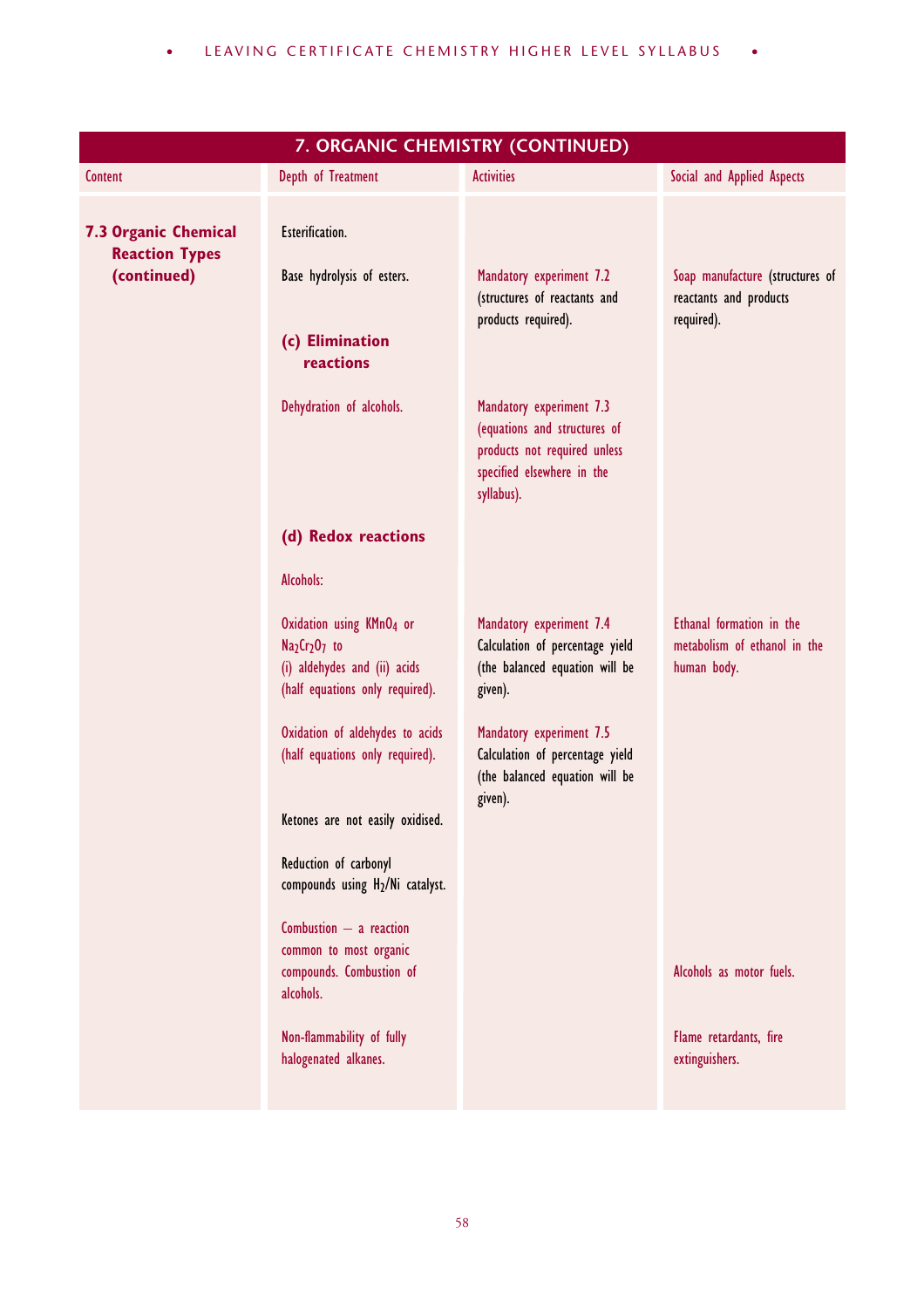## 7. ORGANIC CHEMISTRY (CONTINUED)

| Content | Depth of Treatment | Activities | Social and Applied Aspects |
|---|---|---|---|
| **7.3 Organic Chemical Reaction Types (continued)** | Esterification. | | |
| | Base hydrolysis of esters. | Mandatory experiment 7.2 (structures of reactants and products required). | Soap manufacture (structures of reactants and products required). |
| | **(c) Elimination reactions** | | |
| | Dehydration of alcohols. | Mandatory experiment 7.3 (equations and structures of products not required unless specified elsewhere in the syllabus). | |
| | **(d) Redox reactions** | | |
| | Alcohols: | | |
| | Oxidation using $KMnO_4$ or $Na_2Cr_2O_7$ to (i) aldehydes and (ii) acids (half equations only required). | Mandatory experiment 7.4 Calculation of percentage yield (the balanced equation will be given). | Ethanal formation in the metabolism of ethanol in the human body. |
| | Oxidation of aldehydes to acids (half equations only required). | Mandatory experiment 7.5 Calculation of percentage yield (the balanced equation will be given). | |
| | Ketones are not easily oxidised. | | |
| | Reduction of carbonyl compounds using $H_2$/Ni catalyst. | | |
| | Combustion – a reaction common to most organic compounds. Combustion of alcohols. | | Alcohols as motor fuels. |
| | Non-flammability of fully halogenated alkanes. | | Flame retardants, fire extinguishers. |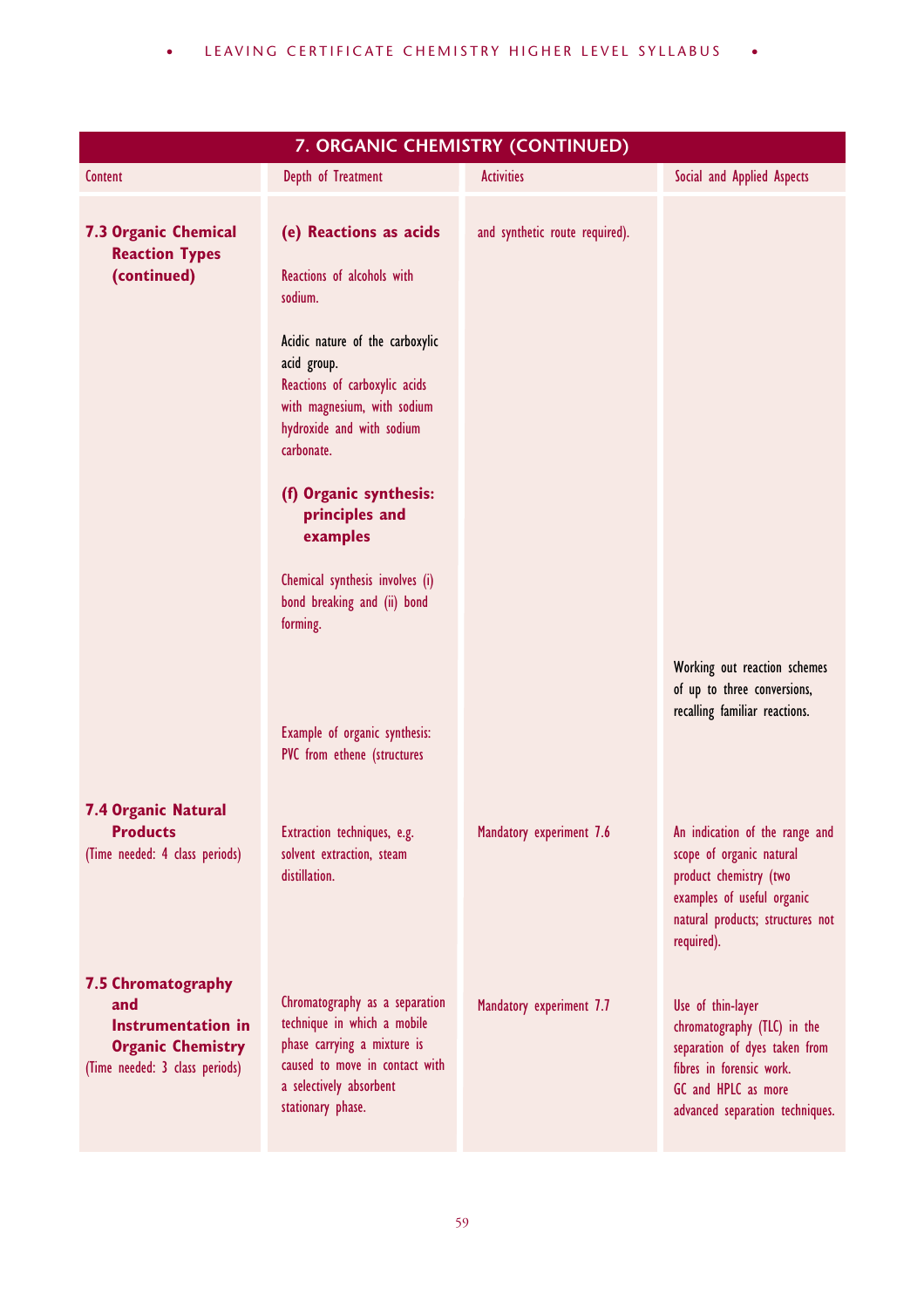## 7. ORGANIC CHEMISTRY (CONTINUED)

| Content | Depth of Treatment | Activities | Social and Applied Aspects |
|---|---|---|---|
| **7.3 Organic Chemical Reaction Types (continued)** | **(e) Reactions as acids**<br><br>Reactions of alcohols with sodium.<br><br>Acidic nature of the carboxylic acid group.<br>Reactions of carboxylic acids with magnesium, with sodium hydroxide and with sodium carbonate.<br><br>**(f) Organic synthesis: principles and examples**<br><br>Chemical synthesis involves (i) bond breaking and (ii) bond forming.<br><br>Example of organic synthesis: PVC from ethene (structures | and synthetic route required). | Working out reaction schemes of up to three conversions, recalling familiar reactions. |
| **7.4 Organic Natural Products**<br>(Time needed: 4 class periods) | Extraction techniques, e.g. solvent extraction, steam distillation. | Mandatory experiment 7.6 | An indication of the range and scope of organic natural product chemistry (two examples of useful organic natural products; structures not required). |
| **7.5 Chromatography and Instrumentation in Organic Chemistry**<br>(Time needed: 3 class periods) | Chromatography as a separation technique in which a mobile phase carrying a mixture is caused to move in contact with a selectively absorbent stationary phase. | Mandatory experiment 7.7 | Use of thin-layer chromatography (TLC) in the separation of dyes taken from fibres in forensic work.<br>GC and HPLC as more advanced separation techniques. |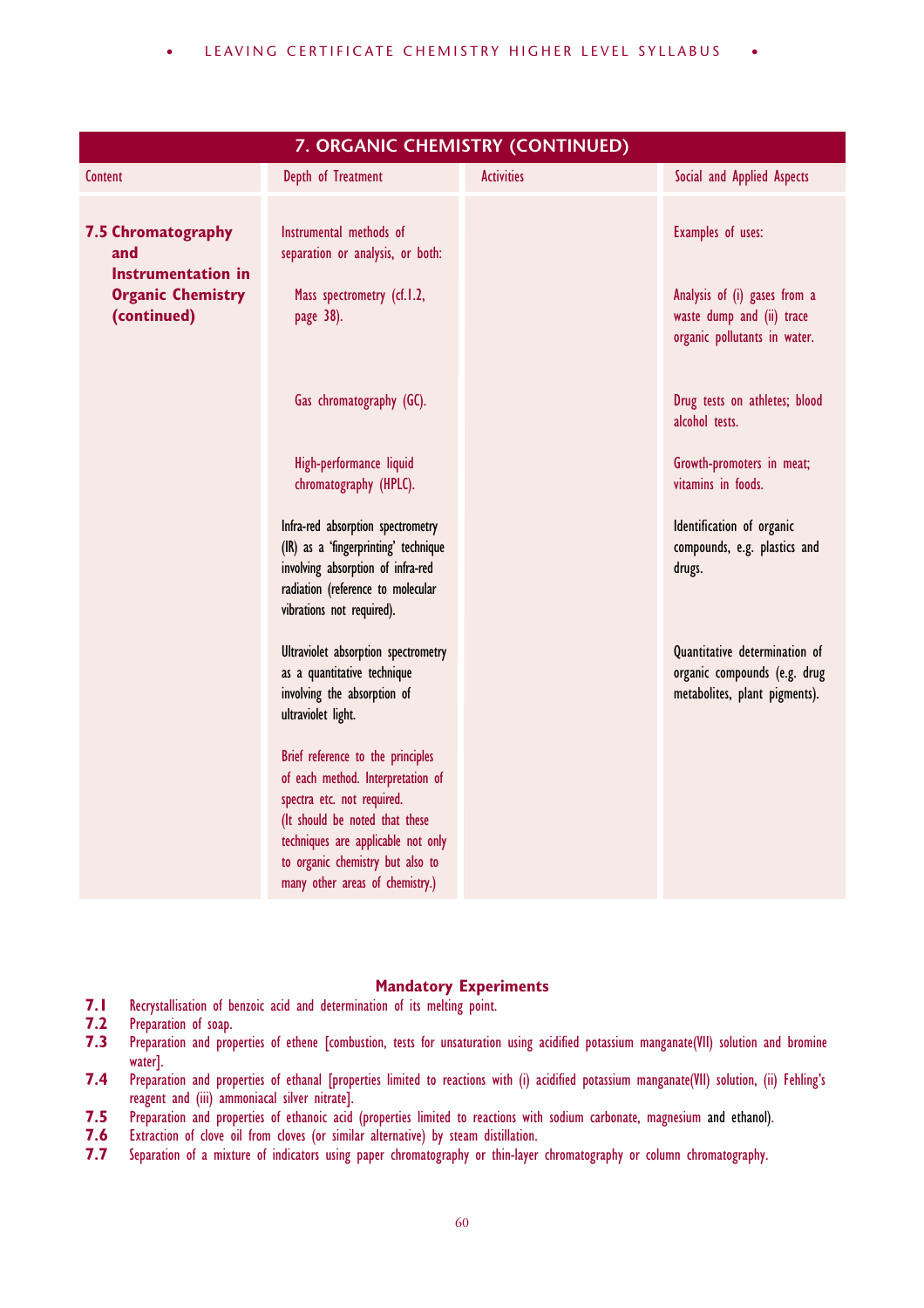## 7. ORGANIC CHEMISTRY (CONTINUED)

| Content | Depth of Treatment | Activities | Social and Applied Aspects |
|---|---|---|---|
| **7.5 Chromatography and Instrumentation in Organic Chemistry (continued)** | Instrumental methods of separation or analysis, or both: | | Examples of uses: |
| | Mass spectrometry (cf.1.2, page 38). | | Analysis of (i) gases from a waste dump and (ii) trace organic pollutants in water. |
| | Gas chromatography (GC). | | Drug tests on athletes; blood alcohol tests. |
| | High-performance liquid chromatography (HPLC). | | Growth-promoters in meat; vitamins in foods. |
| | Infra-red absorption spectrometry (IR) as a 'fingerprinting' technique involving absorption of infra-red radiation (reference to molecular vibrations not required). | | Identification of organic compounds, e.g. plastics and drugs. |
| | Ultraviolet absorption spectrometry as a quantitative technique involving the absorption of ultraviolet light. | | Quantitative determination of organic compounds (e.g. drug metabolites, plant pigments). |
| | Brief reference to the principles of each method. Interpretation of spectra etc. not required. (It should be noted that these techniques are applicable not only to organic chemistry but also to many other areas of chemistry.) | | |

### Mandatory Experiments

**7.1** Recrystallisation of benzoic acid and determination of its melting point.
**7.2** Preparation of soap.
**7.3** Preparation and properties of ethene [combustion, tests for unsaturation using acidified potassium manganate(VII) solution and bromine water].
**7.4** Preparation and properties of ethanal [properties limited to reactions with (i) acidified potassium manganate(VII) solution, (ii) Fehling's reagent and (iii) ammoniacal silver nitrate].
**7.5** Preparation and properties of ethanoic acid (properties limited to reactions with sodium carbonate, magnesium and ethanol).
**7.6** Extraction of clove oil from cloves (or similar alternative) by steam distillation.
**7.7** Separation of a mixture of indicators using paper chromatography or thin-layer chromatography or column chromatography.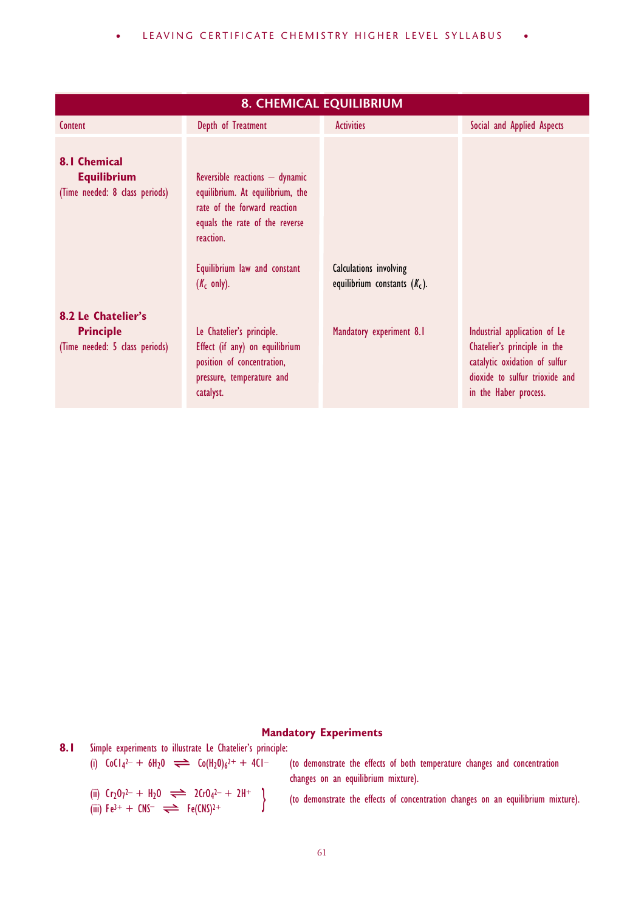## 8. CHEMICAL EQUILIBRIUM

| Content | Depth of Treatment | Activities | Social and Applied Aspects |
|---|---|---|---|
| **8.1 Chemical Equilibrium** (Time needed: 8 class periods) | Reversible reactions – dynamic equilibrium. At equilibrium, the rate of the forward reaction equals the rate of the reverse reaction. | | |
| | Equilibrium law and constant ($K_c$ only). | Calculations involving equilibrium constants ($K_c$). | |
| **8.2 Le Chatelier's Principle** (Time needed: 5 class periods) | Le Chatelier's principle. Effect (if any) on equilibrium position of concentration, pressure, temperature and catalyst. | Mandatory experiment 8.1 | Industrial application of Le Chatelier's principle in the catalytic oxidation of sulfur dioxide to sulfur trioxide and in the Haber process. |

### Mandatory Experiments

**8.1** Simple experiments to illustrate Le Chatelier's principle:

(i) $CoCl_4^{2-} + 6H_2O \rightleftharpoons Co(H_2O)_6^{2+} + 4Cl^-$ (to demonstrate the effects of both temperature changes and concentration changes on an equilibrium mixture).

(ii) $Cr_2O_7^{2-} + H_2O \rightleftharpoons 2CrO_4^{2-} + 2H^+$

(iii) $Fe^{3+} + CNS^- \rightleftharpoons Fe(CNS)^{2+}$

(ii) and (iii): (to demonstrate the effects of concentration changes on an equilibrium mixture).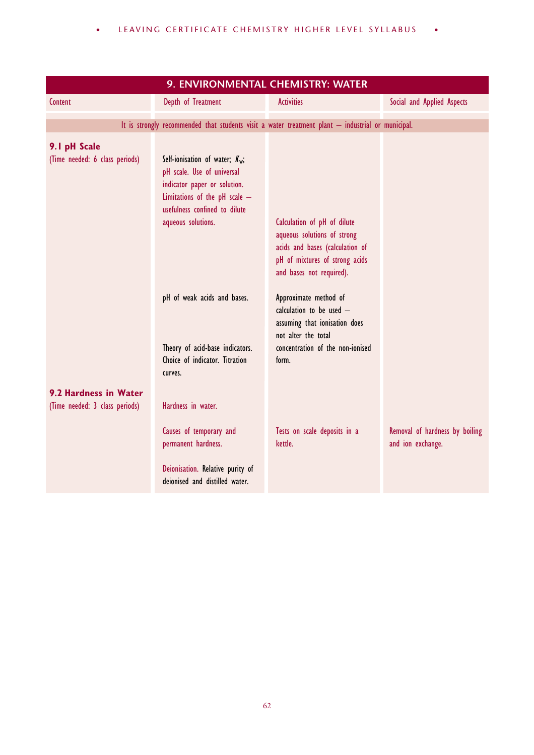| 9. ENVIRONMENTAL CHEMISTRY: WATER | | | |
|---|---|---|---|
| Content | Depth of Treatment | Activities | Social and Applied Aspects |
| It is strongly recommended that students visit a water treatment plant – industrial or municipal. | | | |
| **9.1 pH Scale** (Time needed: 6 class periods) | Self-ionisation of water; $K_w$; pH scale. Use of universal indicator paper or solution. Limitations of the pH scale – usefulness confined to dilute aqueous solutions. | Calculation of pH of dilute aqueous solutions of strong acids and bases (calculation of pH of mixtures of strong acids and bases not required). | |
| | pH of weak acids and bases. | Approximate method of calculation to be used – assuming that ionisation does not alter the total concentration of the non-ionised form. | |
| | Theory of acid-base indicators. Choice of indicator. Titration curves. | | |
| **9.2 Hardness in Water** (Time needed: 3 class periods) | Hardness in water. | | |
| | Causes of temporary and permanent hardness. | Tests on scale deposits in a kettle. | Removal of hardness by boiling and ion exchange. |
| | Deionisation. Relative purity of deionised and distilled water. | | |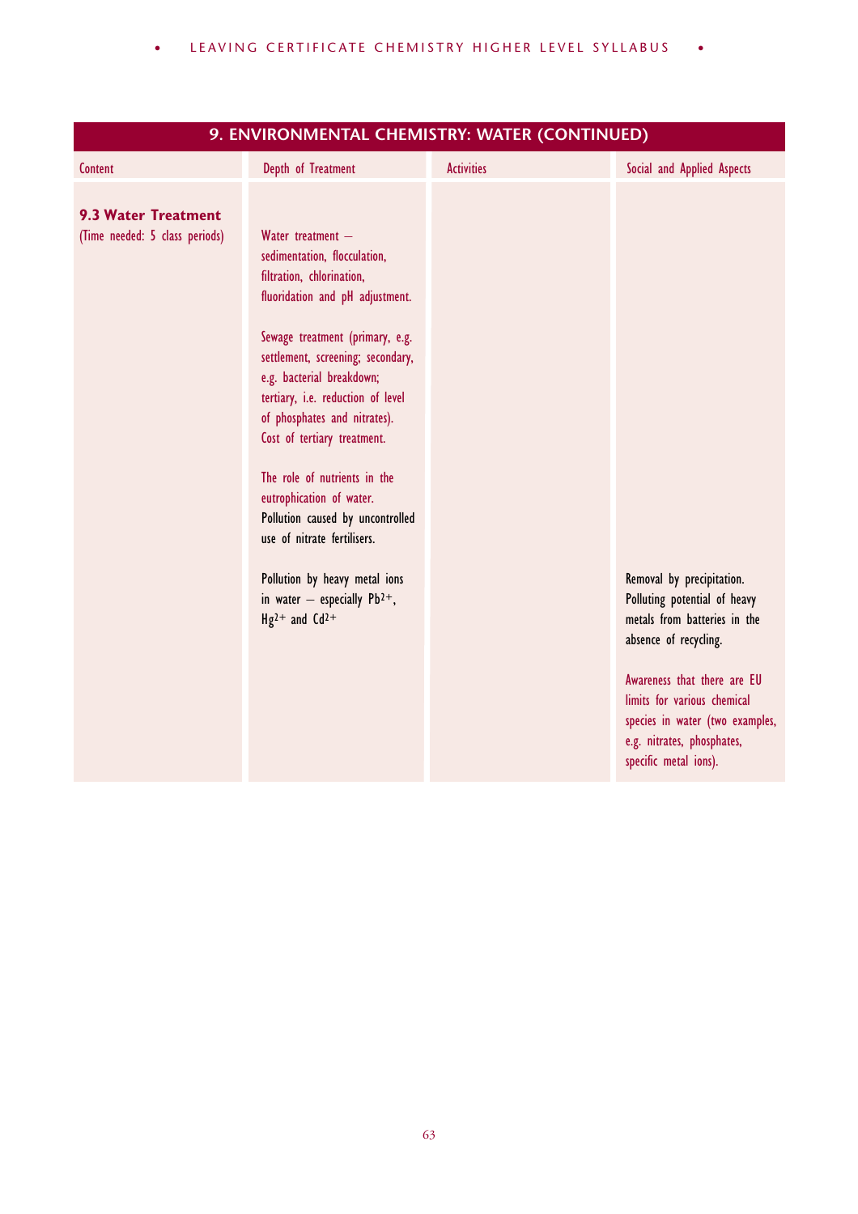## 9. ENVIRONMENTAL CHEMISTRY: WATER (CONTINUED)

| Content | Depth of Treatment | Activities | Social and Applied Aspects |
|---|---|---|---|
| **9.3 Water Treatment** (Time needed: 5 class periods) | Water treatment – sedimentation, flocculation, filtration, chlorination, fluoridation and pH adjustment. | | |
| | Sewage treatment (primary, e.g. settlement, screening; secondary, e.g. bacterial breakdown; tertiary, i.e. reduction of level of phosphates and nitrates). Cost of tertiary treatment. | | |
| | The role of nutrients in the eutrophication of water. Pollution caused by uncontrolled use of nitrate fertilisers. | | |
| | Pollution by heavy metal ions in water – especially $Pb^{2+}$, $Hg^{2+}$ and $Cd^{2+}$ | | Removal by precipitation. Polluting potential of heavy metals from batteries in the absence of recycling. |
| | | | Awareness that there are EU limits for various chemical species in water (two examples, e.g. nitrates, phosphates, specific metal ions). |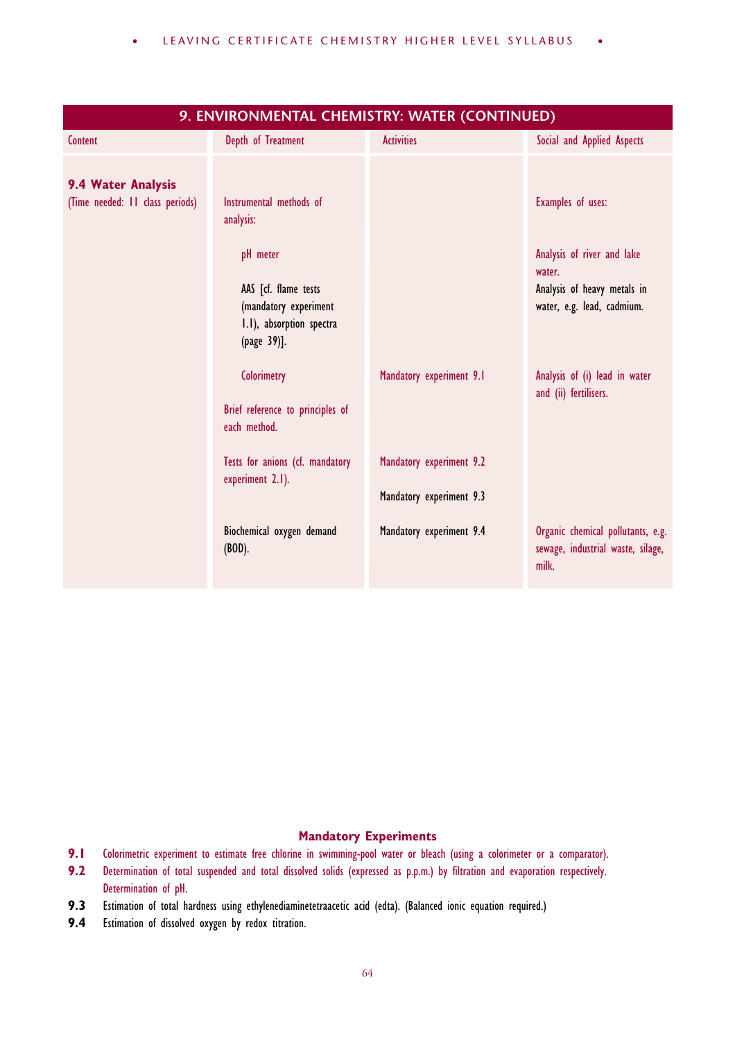## 9. ENVIRONMENTAL CHEMISTRY: WATER (CONTINUED)

| Content | Depth of Treatment | Activities | Social and Applied Aspects |
|---|---|---|---|
| **9.4 Water Analysis** (Time needed: 11 class periods) | Instrumental methods of analysis: | | Examples of uses: |
| | pH meter | | Analysis of river and lake water. |
| | AAS [cf. flame tests (mandatory experiment 1.1), absorption spectra (page 39)]. | | Analysis of heavy metals in water, e.g. lead, cadmium. |
| | Colorimetry | Mandatory experiment 9.1 | Analysis of (i) lead in water and (ii) fertilisers. |
| | Brief reference to principles of each method. | | |
| | Tests for anions (cf. mandatory experiment 2.1). | Mandatory experiment 9.2<br>Mandatory experiment 9.3 | |
| | Biochemical oxygen demand (BOD). | Mandatory experiment 9.4 | Organic chemical pollutants, e.g. sewage, industrial waste, silage, milk. |

### Mandatory Experiments

**9.1** Colorimetric experiment to estimate free chlorine in swimming-pool water or bleach (using a colorimeter or a comparator).

**9.2** Determination of total suspended and total dissolved solids (expressed as p.p.m.) by filtration and evaporation respectively. Determination of pH.

**9.3** Estimation of total hardness using ethylenediaminetetraacetic acid (edta). (Balanced ionic equation required.)

**9.4** Estimation of dissolved oxygen by redox titration.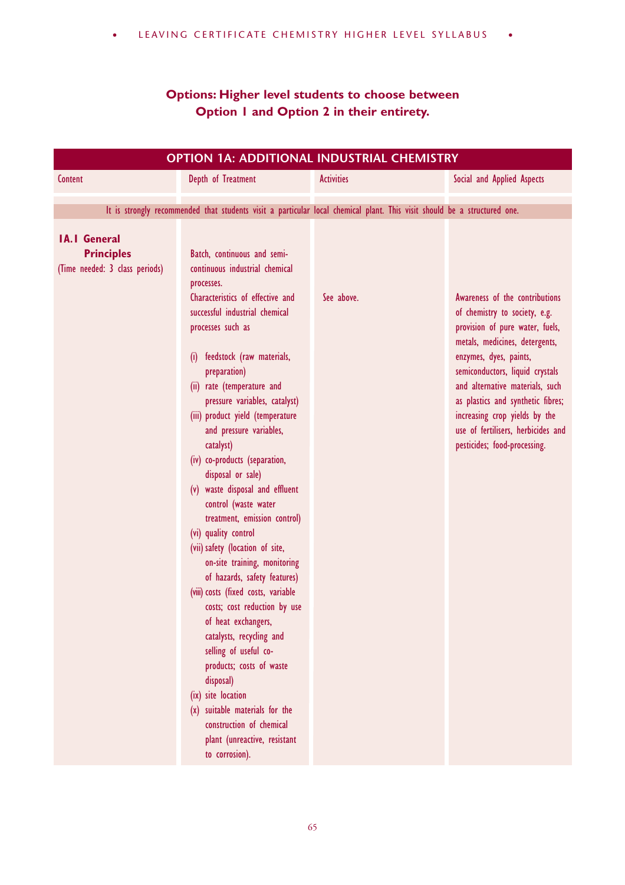## Options: Higher level students to choose between Option 1 and Option 2 in their entirety.

| OPTION 1A: ADDITIONAL INDUSTRIAL CHEMISTRY | | | |
|---|---|---|---|
| Content | Depth of Treatment | Activities | Social and Applied Aspects |
| It is strongly recommended that students visit a particular local chemical plant. This visit should be a structured one. | | | |
| **1A.1 General Principles** (Time needed: 3 class periods) | Batch, continuous and semi-continuous industrial chemical processes. Characteristics of effective and successful industrial chemical processes such as (i) feedstock (raw materials, preparation) (ii) rate (temperature and pressure variables, catalyst) (iii) product yield (temperature and pressure variables, catalyst) (iv) co-products (separation, disposal or sale) (v) waste disposal and effluent control (waste water treatment, emission control) (vi) quality control (vii) safety (location of site, on-site training, monitoring of hazards, safety features) (viii) costs (fixed costs, variable costs; cost reduction by use of heat exchangers, catalysts, recycling and selling of useful co-products; costs of waste disposal) (ix) site location (x) suitable materials for the construction of chemical plant (unreactive, resistant to corrosion). | See above. | Awareness of the contributions of chemistry to society, e.g. provision of pure water, fuels, metals, medicines, detergents, enzymes, dyes, paints, semiconductors, liquid crystals and alternative materials, such as plastics and synthetic fibres; increasing crop yields by the use of fertilisers, herbicides and pesticides; food-processing. |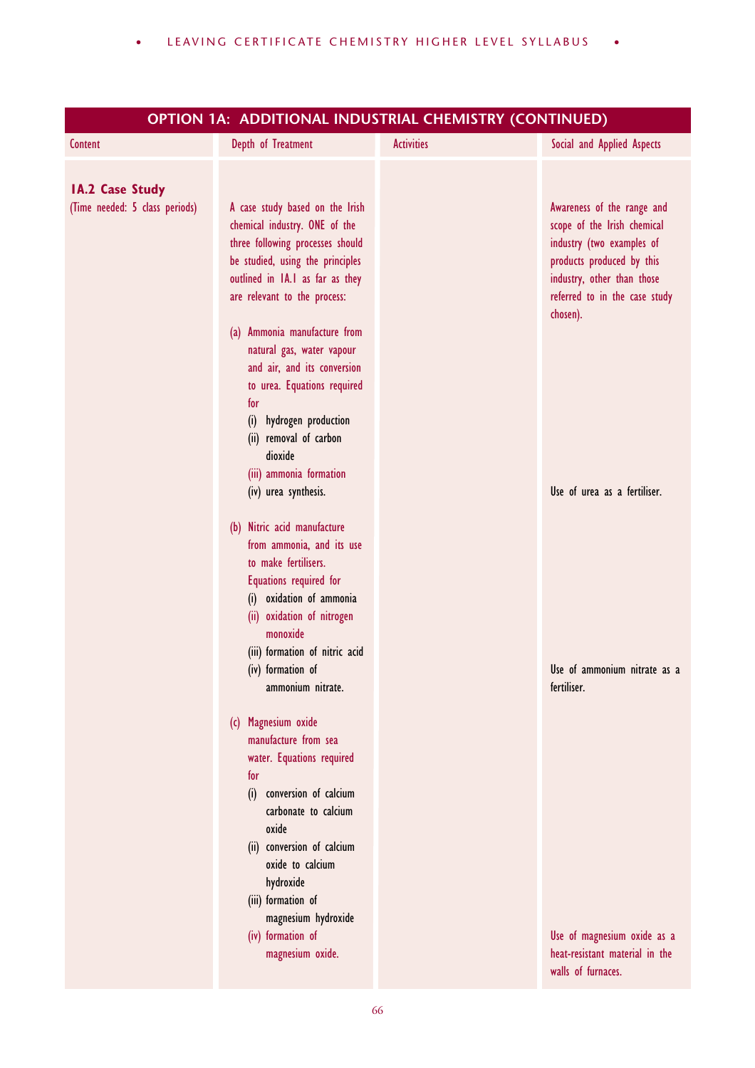## OPTION 1A: ADDITIONAL INDUSTRIAL CHEMISTRY (CONTINUED)

| Content | Depth of Treatment | Activities | Social and Applied Aspects |
|---|---|---|---|
| **1A.2 Case Study**<br>(Time needed: 5 class periods) | A case study based on the Irish chemical industry. ONE of the three following processes should be studied, using the principles outlined in 1A.1 as far as they are relevant to the process: | | Awareness of the range and scope of the Irish chemical industry (two examples of products produced by this industry, other than those referred to in the case study chosen). |
| | (a) Ammonia manufacture from natural gas, water vapour and air, and its conversion to urea. Equations required for<br>(i) hydrogen production<br>(ii) removal of carbon dioxide<br>(iii) ammonia formation<br>(iv) urea synthesis. | | Use of urea as a fertiliser. |
| | (b) Nitric acid manufacture from ammonia, and its use to make fertilisers. Equations required for<br>(i) oxidation of ammonia<br>(ii) oxidation of nitrogen monoxide<br>(iii) formation of nitric acid<br>(iv) formation of ammonium nitrate. | | Use of ammonium nitrate as a fertiliser. |
| | (c) Magnesium oxide manufacture from sea water. Equations required for<br>(i) conversion of calcium carbonate to calcium oxide<br>(ii) conversion of calcium oxide to calcium hydroxide<br>(iii) formation of magnesium hydroxide<br>(iv) formation of magnesium oxide. | | Use of magnesium oxide as a heat-resistant material in the walls of furnaces. |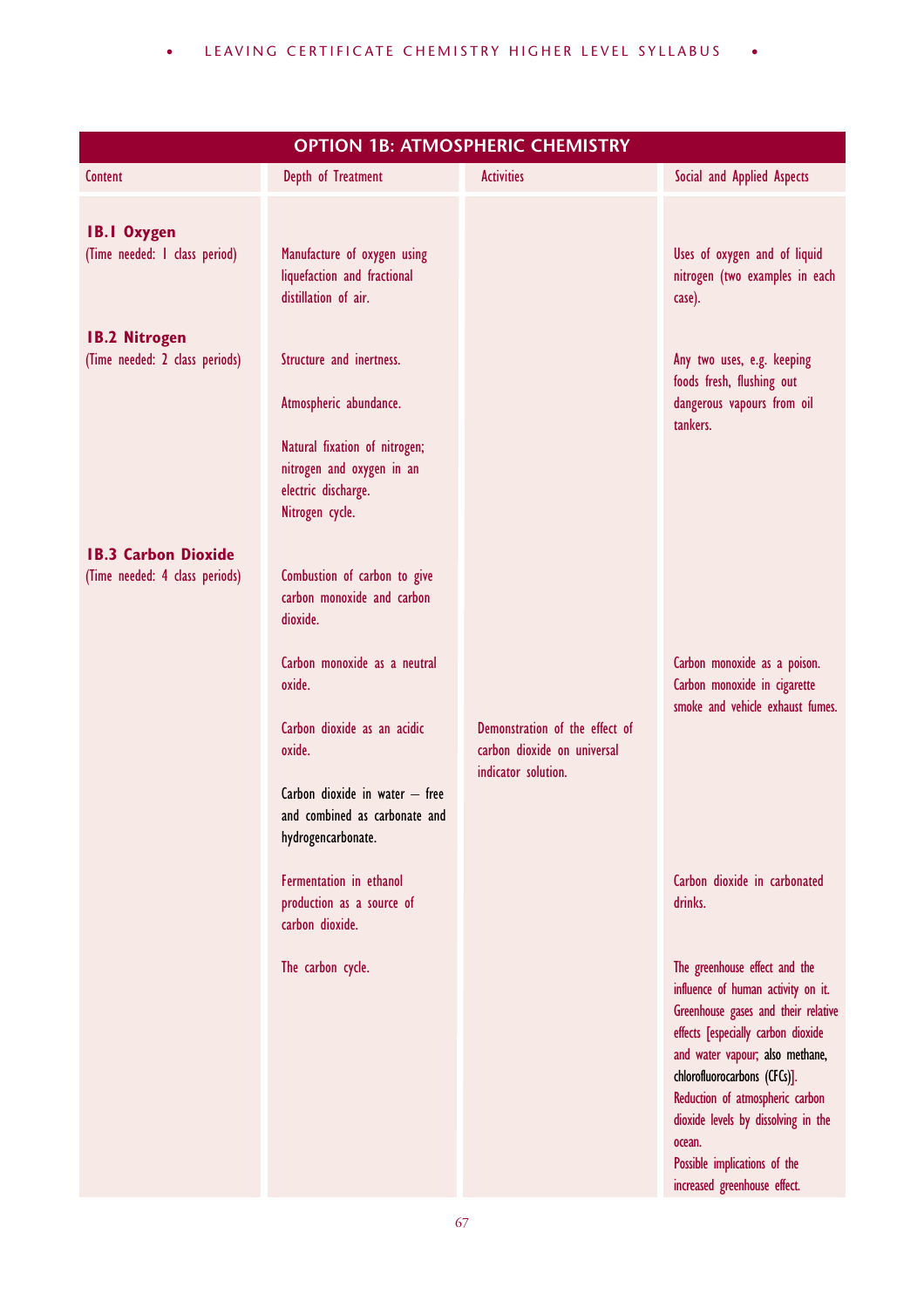## OPTION 1B: ATMOSPHERIC CHEMISTRY

| Content | Depth of Treatment | Activities | Social and Applied Aspects |
|---|---|---|---|
| **1B.1 Oxygen**<br>(Time needed: 1 class period) | Manufacture of oxygen using liquefaction and fractional distillation of air. | | Uses of oxygen and of liquid nitrogen (two examples in each case). |
| **1B.2 Nitrogen**<br>(Time needed: 2 class periods) | Structure and inertness. | | Any two uses, e.g. keeping foods fresh, flushing out dangerous vapours from oil tankers. |
| | Atmospheric abundance. | | |
| | Natural fixation of nitrogen; nitrogen and oxygen in an electric discharge.<br>Nitrogen cycle. | | |
| **1B.3 Carbon Dioxide**<br>(Time needed: 4 class periods) | Combustion of carbon to give carbon monoxide and carbon dioxide. | | |
| | Carbon monoxide as a neutral oxide. | | Carbon monoxide as a poison.<br>Carbon monoxide in cigarette smoke and vehicle exhaust fumes. |
| | Carbon dioxide as an acidic oxide. | Demonstration of the effect of carbon dioxide on universal indicator solution. | |
| | Carbon dioxide in water – free and combined as carbonate and hydrogencarbonate. | | |
| | Fermentation in ethanol production as a source of carbon dioxide. | | Carbon dioxide in carbonated drinks. |
| | The carbon cycle. | | The greenhouse effect and the influence of human activity on it.<br>Greenhouse gases and their relative effects [especially carbon dioxide and water vapour; also methane, chlorofluorocarbons (CFCs)].<br>Reduction of atmospheric carbon dioxide levels by dissolving in the ocean.<br>Possible implications of the increased greenhouse effect. |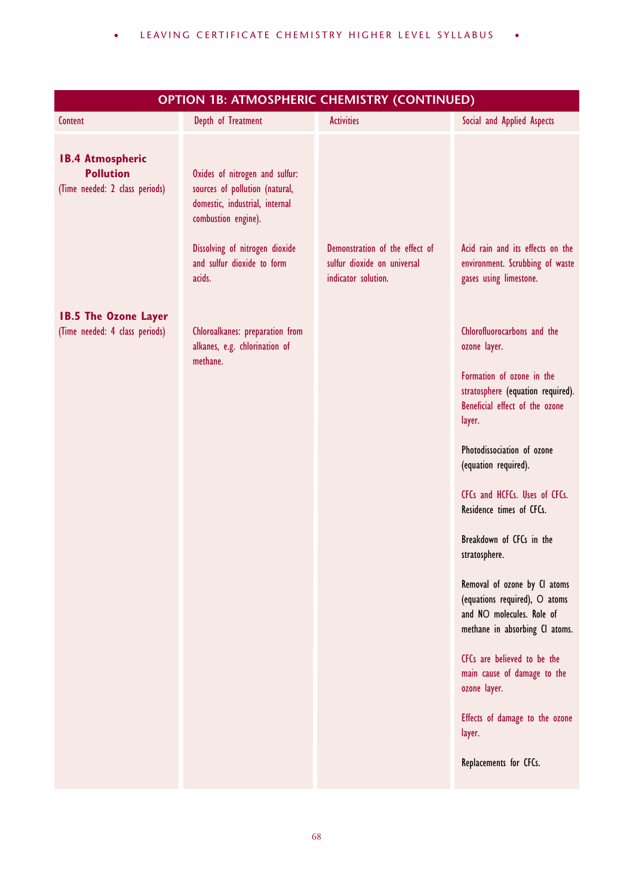| OPTION 1B: ATMOSPHERIC CHEMISTRY (CONTINUED) | | | |
|---|---|---|---|
| Content | Depth of Treatment | Activities | Social and Applied Aspects |
| **1B.4 Atmospheric Pollution** (Time needed: 2 class periods) | Oxides of nitrogen and sulfur: sources of pollution (natural, domestic, industrial, internal combustion engine). | | |
| | Dissolving of nitrogen dioxide and sulfur dioxide to form acids. | Demonstration of the effect of sulfur dioxide on universal indicator solution. | Acid rain and its effects on the environment. Scrubbing of waste gases using limestone. |
| **1B.5 The Ozone Layer** (Time needed: 4 class periods) | Chloroalkanes: preparation from alkanes, e.g. chlorination of methane. | | Chlorofluorocarbons and the ozone layer. |
| | | | Formation of ozone in the stratosphere (equation required). Beneficial effect of the ozone layer. |
| | | | Photodissociation of ozone (equation required). |
| | | | CFCs and HCFCs. Uses of CFCs. Residence times of CFCs. |
| | | | Breakdown of CFCs in the stratosphere. |
| | | | Removal of ozone by Cl atoms (equations required), O atoms and NO molecules. Role of methane in absorbing Cl atoms. |
| | | | CFCs are believed to be the main cause of damage to the ozone layer. |
| | | | Effects of damage to the ozone layer. |
| | | | Replacements for CFCs. |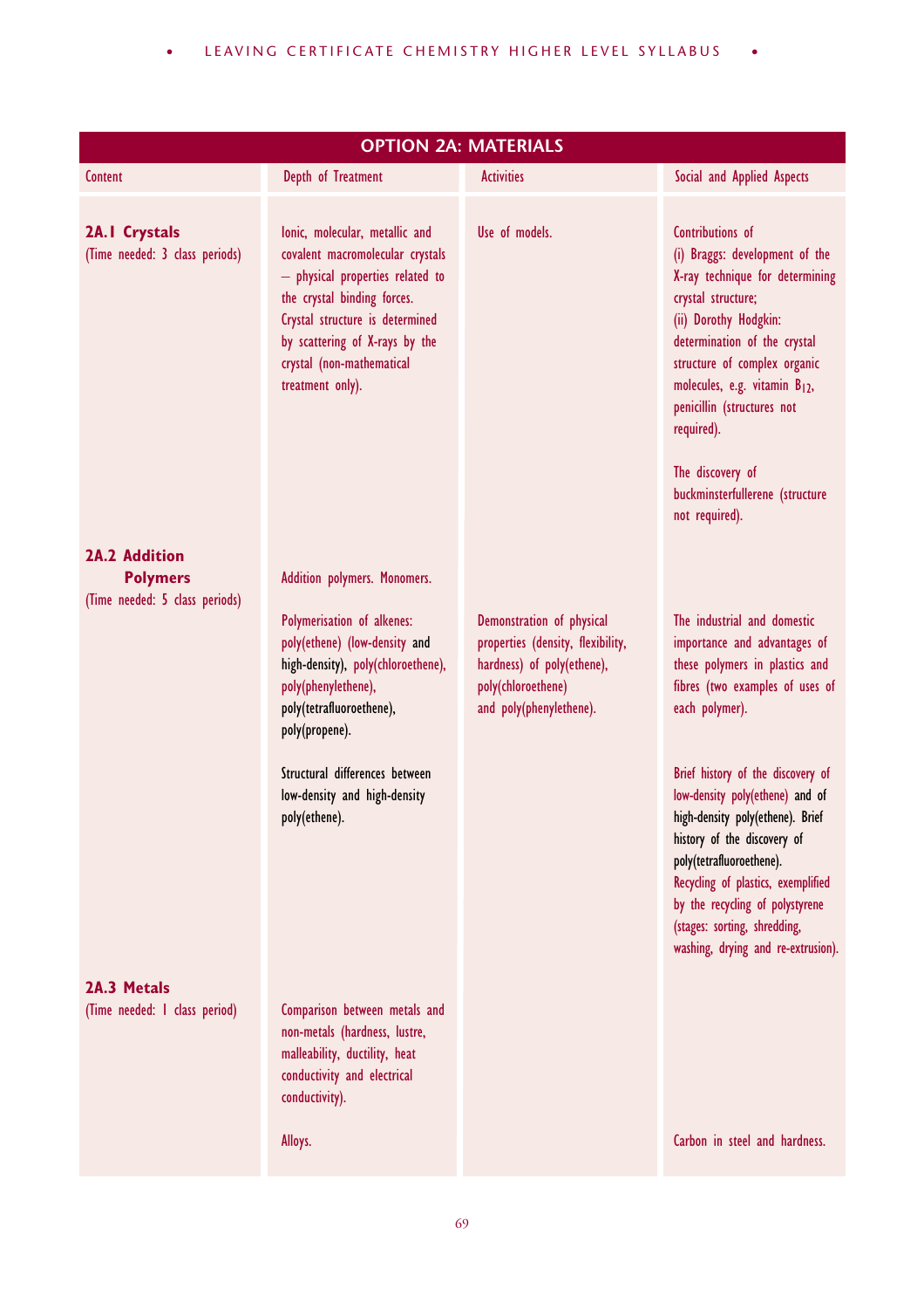| OPTION 2A: MATERIALS | | | |
|---|---|---|---|
| Content | Depth of Treatment | Activities | Social and Applied Aspects |
| **2A.1 Crystals** (Time needed: 3 class periods) | Ionic, molecular, metallic and covalent macromolecular crystals – physical properties related to the crystal binding forces. Crystal structure is determined by scattering of X-rays by the crystal (non-mathematical treatment only). | Use of models. | Contributions of (i) Braggs: development of the X-ray technique for determining crystal structure; (ii) Dorothy Hodgkin: determination of the crystal structure of complex organic molecules, e.g. vitamin $B_{12}$, penicillin (structures not required). The discovery of buckminsterfullerene (structure not required). |
| **2A.2 Addition Polymers** (Time needed: 5 class periods) | Addition polymers. Monomers. | | |
| | Polymerisation of alkenes: poly(ethene) (low-density and high-density), poly(chloroethene), poly(phenylethene), poly(tetrafluoroethene), poly(propene). | Demonstration of physical properties (density, flexibility, hardness) of poly(ethene), poly(chloroethene) and poly(phenylethene). | The industrial and domestic importance and advantages of these polymers in plastics and fibres (two examples of uses of each polymer). |
| | Structural differences between low-density and high-density poly(ethene). | | Brief history of the discovery of low-density poly(ethene) and of high-density poly(ethene). Brief history of the discovery of poly(tetrafluoroethene). Recycling of plastics, exemplified by the recycling of polystyrene (stages: sorting, shredding, washing, drying and re-extrusion). |
| **2A.3 Metals** (Time needed: 1 class period) | Comparison between metals and non-metals (hardness, lustre, malleability, ductility, heat conductivity and electrical conductivity). | | |
| | Alloys. | | Carbon in steel and hardness. |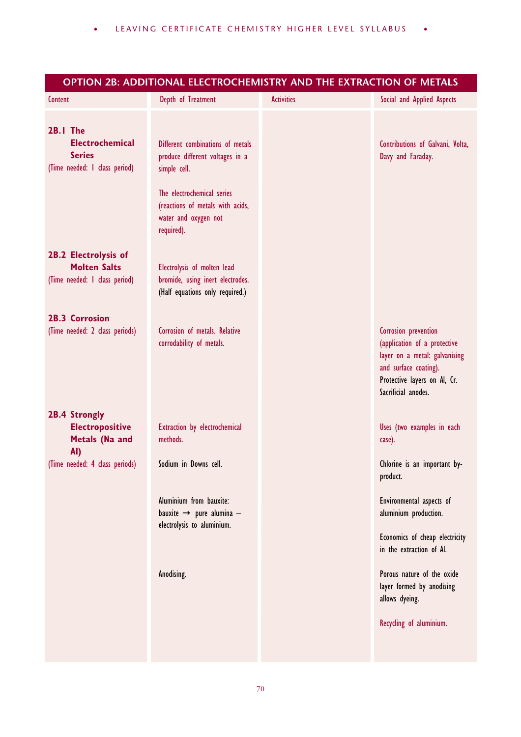## OPTION 2B: ADDITIONAL ELECTROCHEMISTRY AND THE EXTRACTION OF METALS

| Content | Depth of Treatment | Activities | Social and Applied Aspects |
|---|---|---|---|
| **2B.1 The Electrochemical Series** (Time needed: 1 class period) | Different combinations of metals produce different voltages in a simple cell.<br><br>The electrochemical series (reactions of metals with acids, water and oxygen not required). | | Contributions of Galvani, Volta, Davy and Faraday. |
| **2B.2 Electrolysis of Molten Salts** (Time needed: 1 class period) | Electrolysis of molten lead bromide, using inert electrodes. (Half equations only required.) | | |
| **2B.3 Corrosion** (Time needed: 2 class periods) | Corrosion of metals. Relative corrodability of metals. | | Corrosion prevention (application of a protective layer on a metal: galvanising and surface coating).<br>Protective layers on Al, Cr.<br>Sacrificial anodes. |
| **2B.4 Strongly Electropositive Metals (Na and Al)** (Time needed: 4 class periods) | Extraction by electrochemical methods. | | Uses (two examples in each case). |
| | Sodium in Downs cell. | | Chlorine is an important by-product. |
| | Aluminium from bauxite: bauxite → pure alumina – electrolysis to aluminium. | | Environmental aspects of aluminium production.<br><br>Economics of cheap electricity in the extraction of Al. |
| | Anodising. | | Porous nature of the oxide layer formed by anodising allows dyeing.<br><br>Recycling of aluminium. |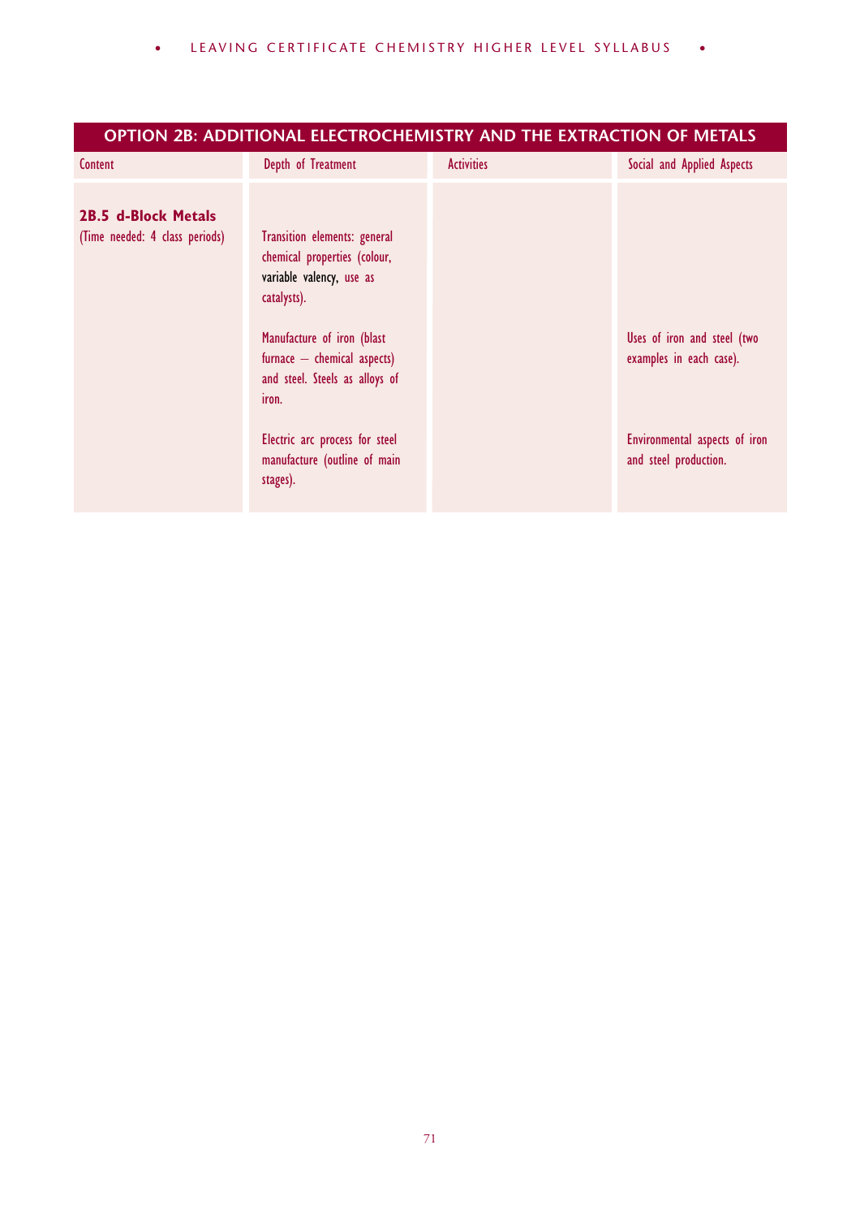## OPTION 2B: ADDITIONAL ELECTROCHEMISTRY AND THE EXTRACTION OF METALS

| Content | Depth of Treatment | Activities | Social and Applied Aspects |
|---|---|---|---|
| **2B.5 d-Block Metals** (Time needed: 4 class periods) | Transition elements: general chemical properties (colour, variable valency, use as catalysts). | | |
| | Manufacture of iron (blast furnace – chemical aspects) and steel. Steels as alloys of iron. | | Uses of iron and steel (two examples in each case). |
| | Electric arc process for steel manufacture (outline of main stages). | | Environmental aspects of iron and steel production. |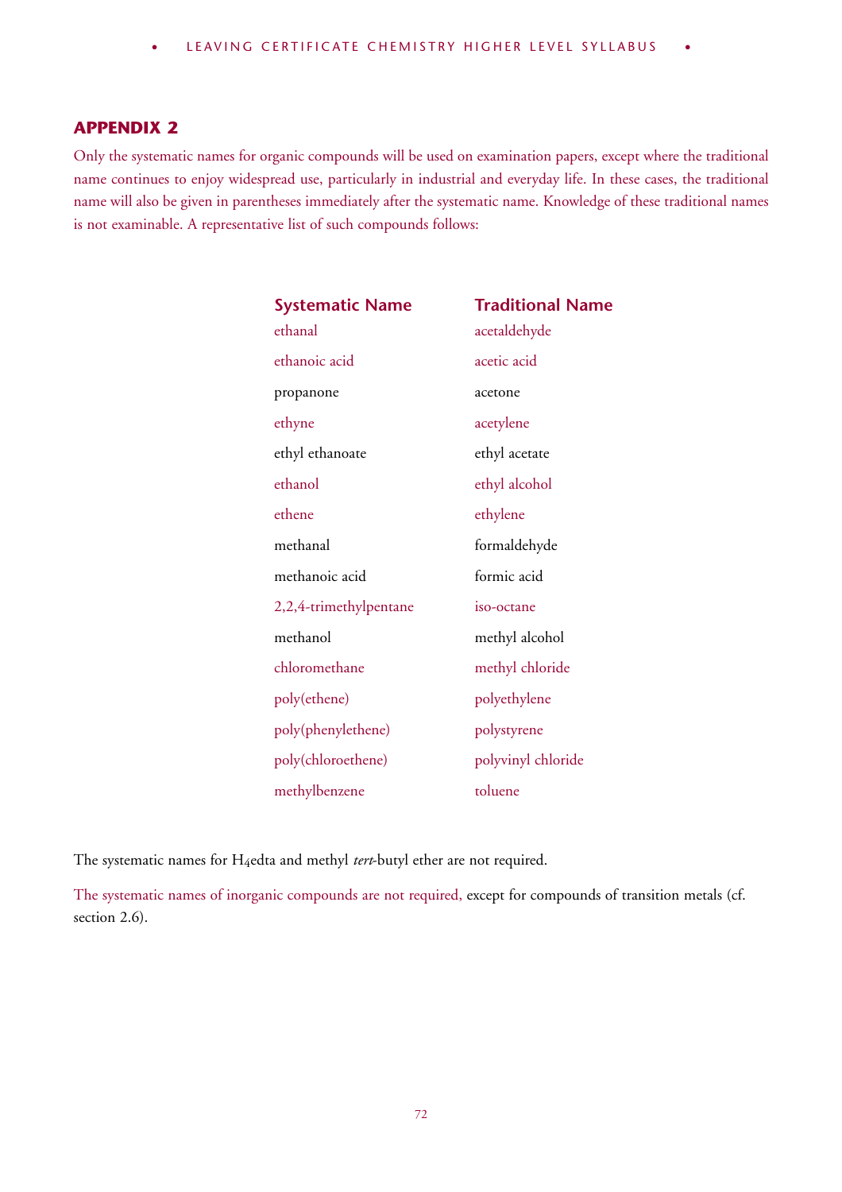## APPENDIX 2

Only the systematic names for organic compounds will be used on examination papers, except where the traditional name continues to enjoy widespread use, particularly in industrial and everyday life. In these cases, the traditional name will also be given in parentheses immediately after the systematic name. Knowledge of these traditional names is not examinable. A representative list of such compounds follows:

| Systematic Name | Traditional Name |
|---|---|
| ethanal | acetaldehyde |
| ethanoic acid | acetic acid |
| propanone | acetone |
| ethyne | acetylene |
| ethyl ethanoate | ethyl acetate |
| ethanol | ethyl alcohol |
| ethene | ethylene |
| methanal | formaldehyde |
| methanoic acid | formic acid |
| 2,2,4-trimethylpentane | iso-octane |
| methanol | methyl alcohol |
| chloromethane | methyl chloride |
| poly(ethene) | polyethylene |
| poly(phenylethene) | polystyrene |
| poly(chloroethene) | polyvinyl chloride |
| methylbenzene | toluene |

The systematic names for $H_4$edta and methyl *tert*-butyl ether are not required.

The systematic names of inorganic compounds are not required, except for compounds of transition metals (cf. section 2.6).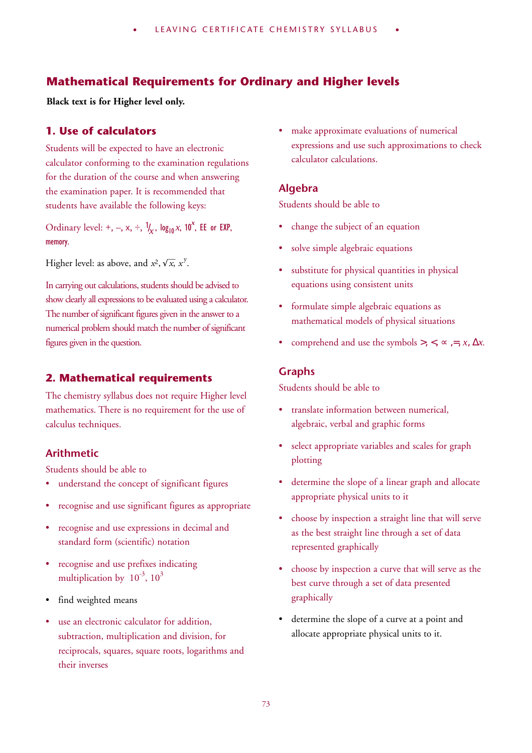## Mathematical Requirements for Ordinary and Higher levels

**Black text is for Higher level only.**

### 1. Use of calculators

Students will be expected to have an electronic calculator conforming to the examination regulations for the duration of the course and when answering the examination paper. It is recommended that students have available the following keys:

Ordinary level: +, –, x, ÷, $1/x$, $\log_{10} x$, $10^x$, EE or EXP, memory.

Higher level: as above, and $x^2$, $\sqrt{x}$, $x^y$.

In carrying out calculations, students should be advised to show clearly all expressions to be evaluated using a calculator. The number of significant figures given in the answer to a numerical problem should match the number of significant figures given in the question.

### 2. Mathematical requirements

The chemistry syllabus does not require Higher level mathematics. There is no requirement for the use of calculus techniques.

#### Arithmetic

Students should be able to

- understand the concept of significant figures
- recognise and use significant figures as appropriate
- recognise and use expressions in decimal and standard form (scientific) notation
- recognise and use prefixes indicating multiplication by $10^{-3}$, $10^{3}$
- find weighted means
- use an electronic calculator for addition, subtraction, multiplication and division, for reciprocals, squares, square roots, logarithms and their inverses
- make approximate evaluations of numerical expressions and use such approximations to check calculator calculations.

#### Algebra

Students should be able to

- change the subject of an equation
- solve simple algebraic equations
- substitute for physical quantities in physical equations using consistent units
- formulate simple algebraic equations as mathematical models of physical situations
- comprehend and use the symbols $>$, $<$, $\propto$, $=$, $x$, $\Delta x$.

#### Graphs

Students should be able to

- translate information between numerical, algebraic, verbal and graphic forms
- select appropriate variables and scales for graph plotting
- determine the slope of a linear graph and allocate appropriate physical units to it
- choose by inspection a straight line that will serve as the best straight line through a set of data represented graphically
- choose by inspection a curve that will serve as the best curve through a set of data presented graphically
- determine the slope of a curve at a point and allocate appropriate physical units to it.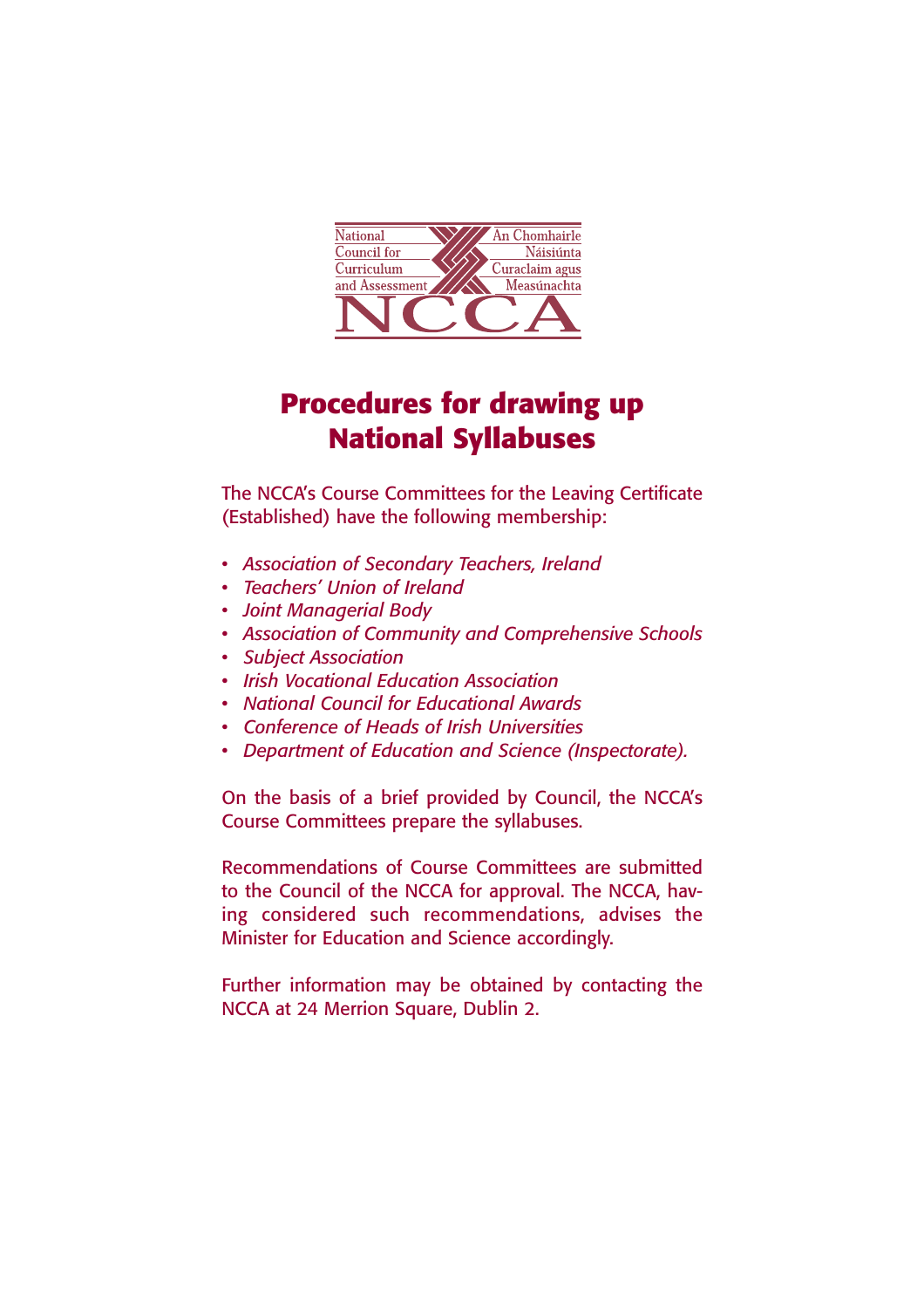National Council for Curriculum and Assessment | An Chomhairle Náisiúnta Curaclaim agus Measúnachta

NCCA

# Procedures for drawing up National Syllabuses

The NCCA's Course Committees for the Leaving Certificate (Established) have the following membership:

- *Association of Secondary Teachers, Ireland*
- *Teachers' Union of Ireland*
- *Joint Managerial Body*
- *Association of Community and Comprehensive Schools*
- *Subject Association*
- *Irish Vocational Education Association*
- *National Council for Educational Awards*
- *Conference of Heads of Irish Universities*
- *Department of Education and Science (Inspectorate).*

On the basis of a brief provided by Council, the NCCA's Course Committees prepare the syllabuses.

Recommendations of Course Committees are submitted to the Council of the NCCA for approval. The NCCA, having considered such recommendations, advises the Minister for Education and Science accordingly.

Further information may be obtained by contacting the NCCA at 24 Merrion Square, Dublin 2.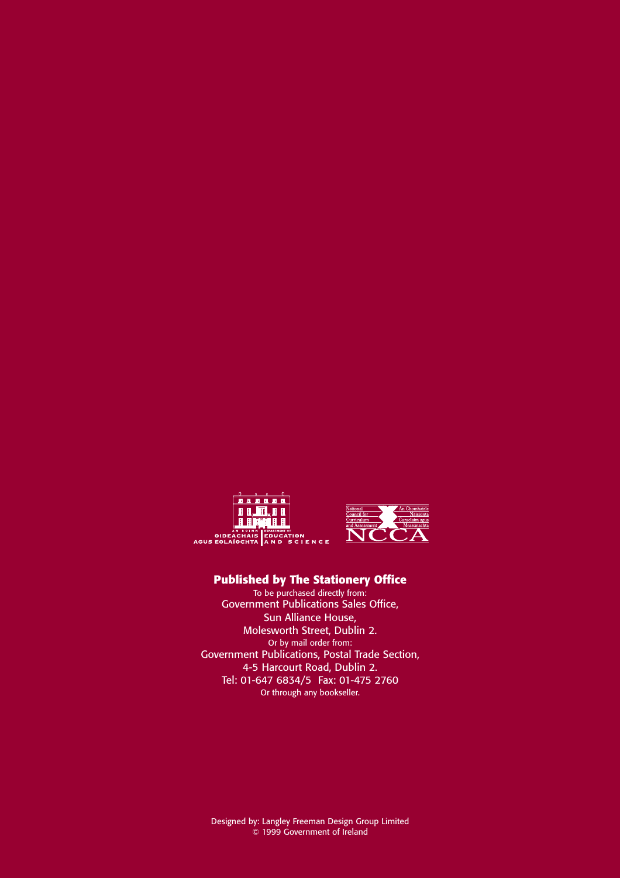AN ROINN OIDEACHAIS AGUS EOLAÍOCHTA | DEPARTMENT OF EDUCATION AND SCIENCE

National Council for Curriculum and Assessment | An Chomhairle Náisiúnta Curaclaim agus Measúnachta

NCCA

**Published by The Stationery Office**

To be purchased directly from:
Government Publications Sales Office,
Sun Alliance House,
Molesworth Street, Dublin 2.
Or by mail order from:
Government Publications, Postal Trade Section,
4-5 Harcourt Road, Dublin 2.
Tel: 01-647 6834/5 Fax: 01-475 2760
Or through any bookseller.

Designed by: Langley Freeman Design Group Limited
© 1999 Government of Ireland